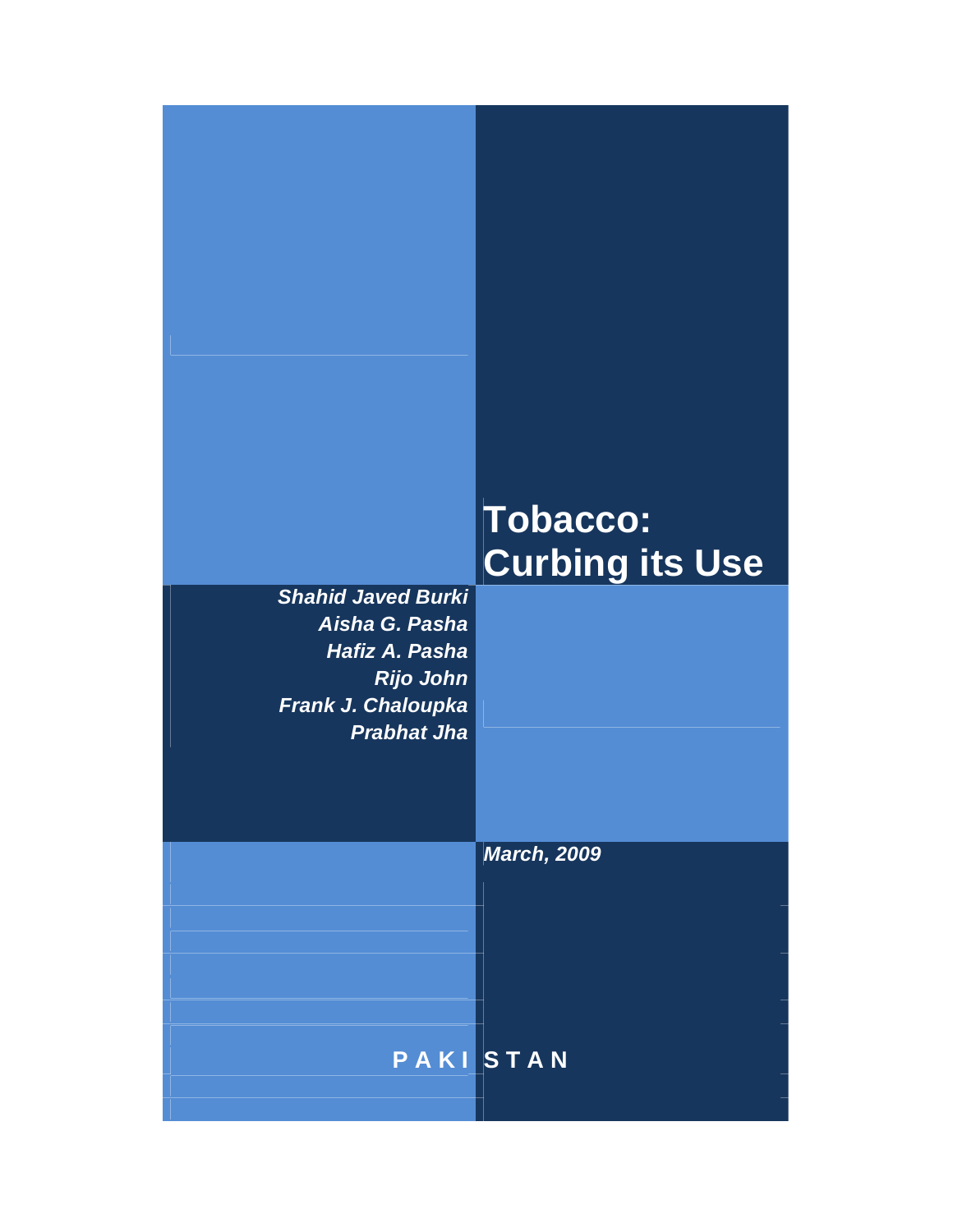# Tobacco: Curbing its Use

***Shahid Javed Burki***
***Aisha G. Pasha***
***Hafiz A. Pasha***
***Rijo John***
***Frank J. Chaloupka***
***Prabhat Jha***

***March, 2009***

**PAKISTAN**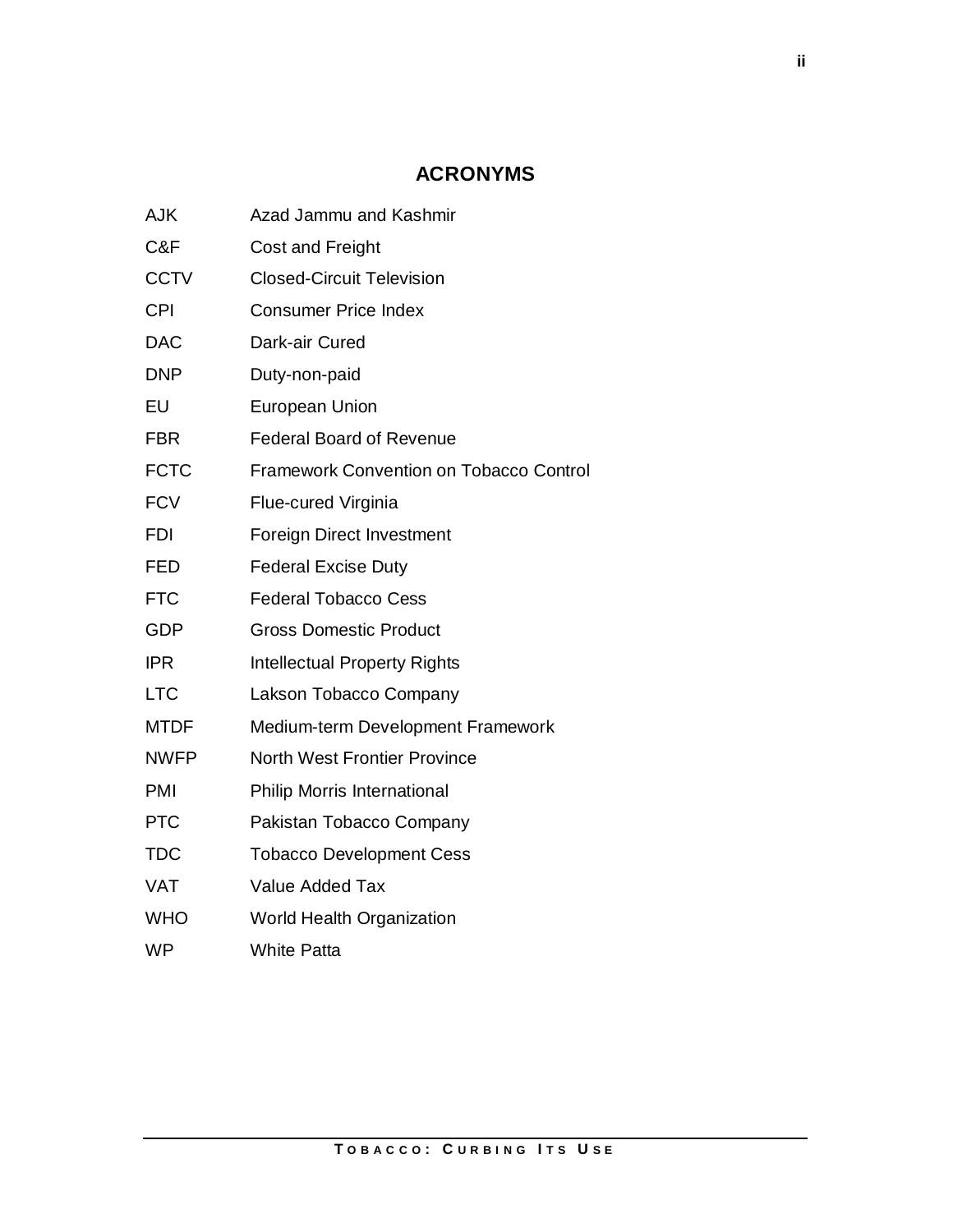# ACRONYMS

| | |
|---|---|
| AJK | Azad Jammu and Kashmir |
| C&F | Cost and Freight |
| CCTV | Closed-Circuit Television |
| CPI | Consumer Price Index |
| DAC | Dark-air Cured |
| DNP | Duty-non-paid |
| EU | European Union |
| FBR | Federal Board of Revenue |
| FCTC | Framework Convention on Tobacco Control |
| FCV | Flue-cured Virginia |
| FDI | Foreign Direct Investment |
| FED | Federal Excise Duty |
| FTC | Federal Tobacco Cess |
| GDP | Gross Domestic Product |
| IPR | Intellectual Property Rights |
| LTC | Lakson Tobacco Company |
| MTDF | Medium-term Development Framework |
| NWFP | North West Frontier Province |
| PMI | Philip Morris International |
| PTC | Pakistan Tobacco Company |
| TDC | Tobacco Development Cess |
| VAT | Value Added Tax |
| WHO | World Health Organization |
| WP | White Patta |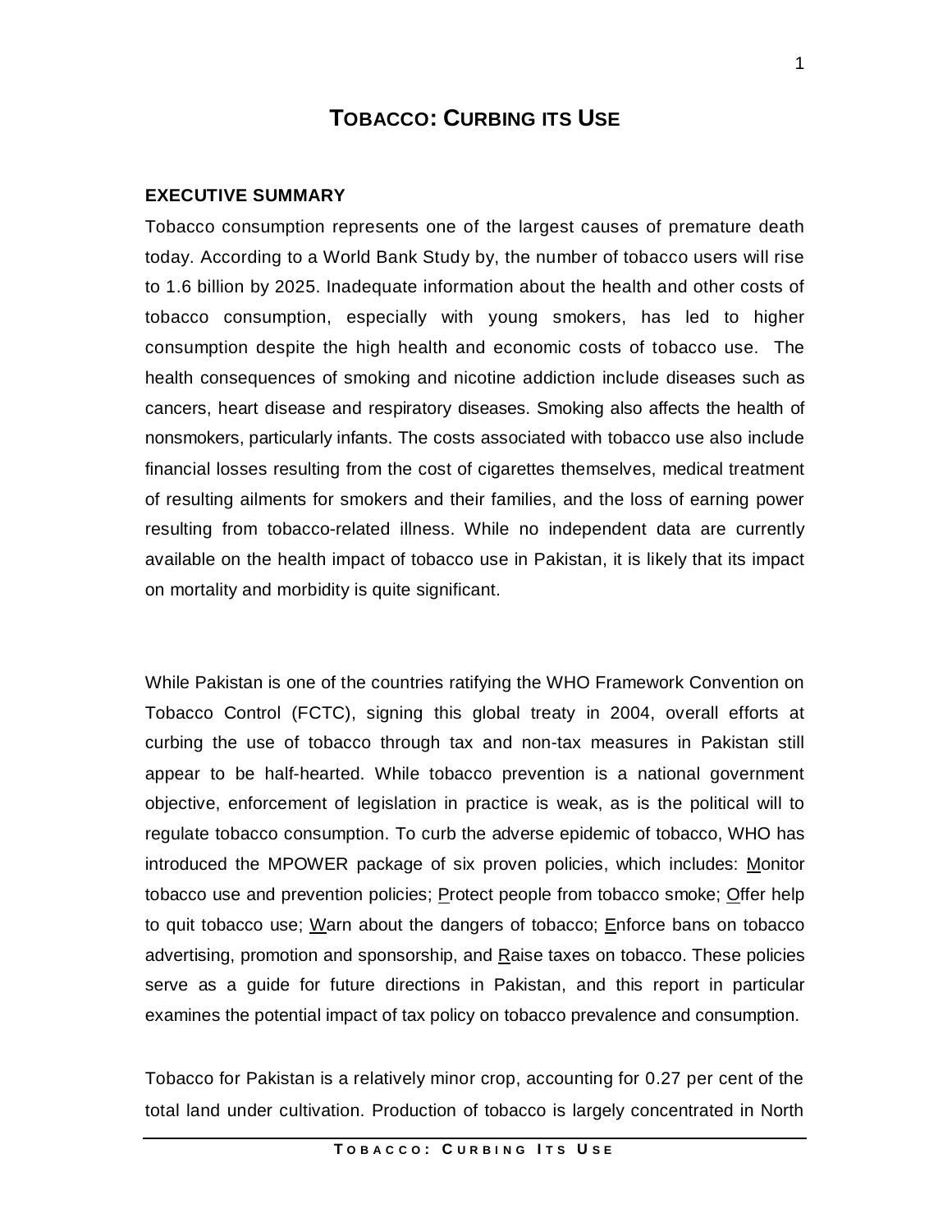# TOBACCO: CURBING ITS USE

## EXECUTIVE SUMMARY

Tobacco consumption represents one of the largest causes of premature death today. According to a World Bank Study by, the number of tobacco users will rise to 1.6 billion by 2025. Inadequate information about the health and other costs of tobacco consumption, especially with young smokers, has led to higher consumption despite the high health and economic costs of tobacco use. The health consequences of smoking and nicotine addiction include diseases such as cancers, heart disease and respiratory diseases. Smoking also affects the health of nonsmokers, particularly infants. The costs associated with tobacco use also include financial losses resulting from the cost of cigarettes themselves, medical treatment of resulting ailments for smokers and their families, and the loss of earning power resulting from tobacco-related illness. While no independent data are currently available on the health impact of tobacco use in Pakistan, it is likely that its impact on mortality and morbidity is quite significant.

While Pakistan is one of the countries ratifying the WHO Framework Convention on Tobacco Control (FCTC), signing this global treaty in 2004, overall efforts at curbing the use of tobacco through tax and non-tax measures in Pakistan still appear to be half-hearted. While tobacco prevention is a national government objective, enforcement of legislation in practice is weak, as is the political will to regulate tobacco consumption. To curb the adverse epidemic of tobacco, WHO has introduced the MPOWER package of six proven policies, which includes: Monitor tobacco use and prevention policies; Protect people from tobacco smoke; Offer help to quit tobacco use; Warn about the dangers of tobacco; Enforce bans on tobacco advertising, promotion and sponsorship, and Raise taxes on tobacco. These policies serve as a guide for future directions in Pakistan, and this report in particular examines the potential impact of tax policy on tobacco prevalence and consumption.

Tobacco for Pakistan is a relatively minor crop, accounting for 0.27 per cent of the total land under cultivation. Production of tobacco is largely concentrated in North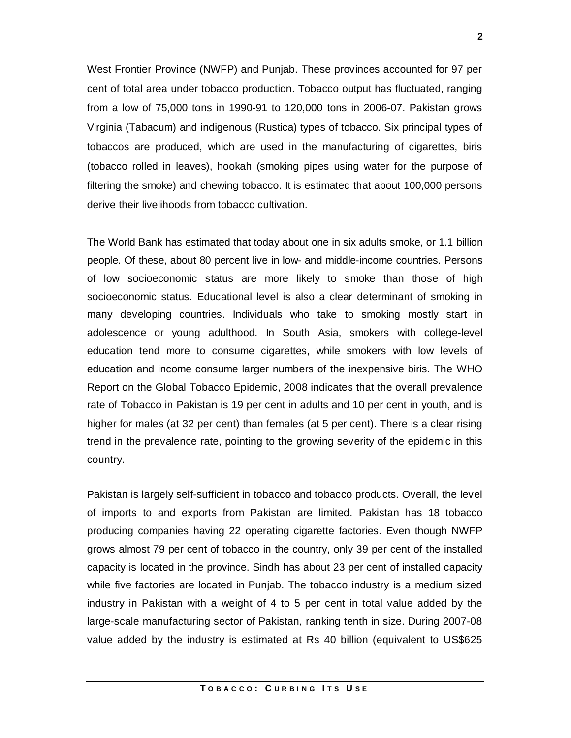West Frontier Province (NWFP) and Punjab. These provinces accounted for 97 per cent of total area under tobacco production. Tobacco output has fluctuated, ranging from a low of 75,000 tons in 1990-91 to 120,000 tons in 2006-07. Pakistan grows Virginia (Tabacum) and indigenous (Rustica) types of tobacco. Six principal types of tobaccos are produced, which are used in the manufacturing of cigarettes, biris (tobacco rolled in leaves), hookah (smoking pipes using water for the purpose of filtering the smoke) and chewing tobacco. It is estimated that about 100,000 persons derive their livelihoods from tobacco cultivation.

The World Bank has estimated that today about one in six adults smoke, or 1.1 billion people. Of these, about 80 percent live in low- and middle-income countries. Persons of low socioeconomic status are more likely to smoke than those of high socioeconomic status. Educational level is also a clear determinant of smoking in many developing countries. Individuals who take to smoking mostly start in adolescence or young adulthood. In South Asia, smokers with college-level education tend more to consume cigarettes, while smokers with low levels of education and income consume larger numbers of the inexpensive biris. The WHO Report on the Global Tobacco Epidemic, 2008 indicates that the overall prevalence rate of Tobacco in Pakistan is 19 per cent in adults and 10 per cent in youth, and is higher for males (at 32 per cent) than females (at 5 per cent). There is a clear rising trend in the prevalence rate, pointing to the growing severity of the epidemic in this country.

Pakistan is largely self-sufficient in tobacco and tobacco products. Overall, the level of imports to and exports from Pakistan are limited. Pakistan has 18 tobacco producing companies having 22 operating cigarette factories. Even though NWFP grows almost 79 per cent of tobacco in the country, only 39 per cent of the installed capacity is located in the province. Sindh has about 23 per cent of installed capacity while five factories are located in Punjab. The tobacco industry is a medium sized industry in Pakistan with a weight of 4 to 5 per cent in total value added by the large-scale manufacturing sector of Pakistan, ranking tenth in size. During 2007-08 value added by the industry is estimated at Rs 40 billion (equivalent to US$625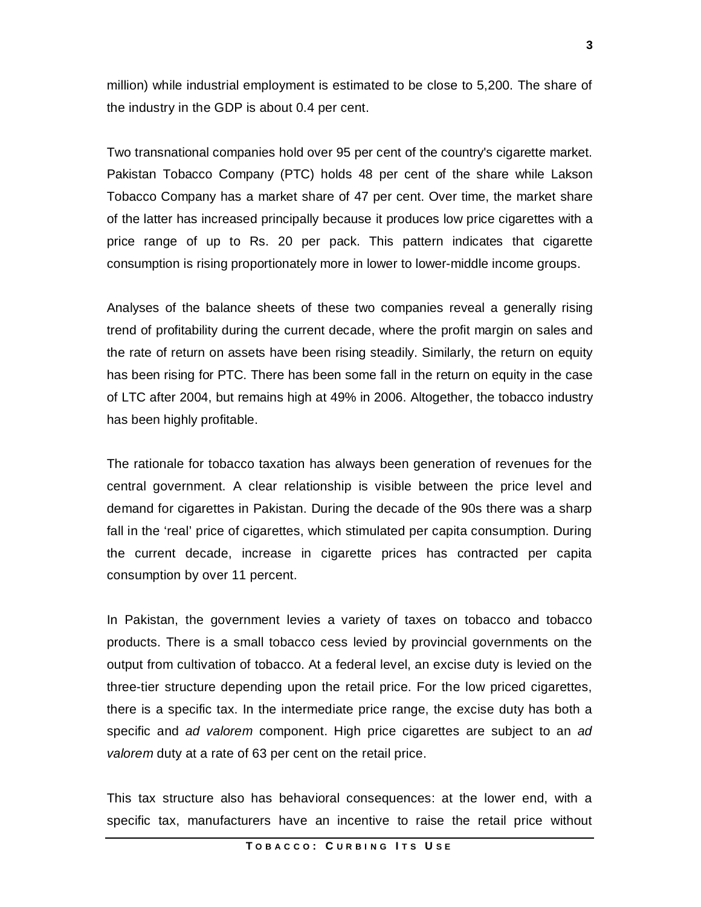million) while industrial employment is estimated to be close to 5,200. The share of the industry in the GDP is about 0.4 per cent.

Two transnational companies hold over 95 per cent of the country's cigarette market. Pakistan Tobacco Company (PTC) holds 48 per cent of the share while Lakson Tobacco Company has a market share of 47 per cent. Over time, the market share of the latter has increased principally because it produces low price cigarettes with a price range of up to Rs. 20 per pack. This pattern indicates that cigarette consumption is rising proportionately more in lower to lower-middle income groups.

Analyses of the balance sheets of these two companies reveal a generally rising trend of profitability during the current decade, where the profit margin on sales and the rate of return on assets have been rising steadily. Similarly, the return on equity has been rising for PTC. There has been some fall in the return on equity in the case of LTC after 2004, but remains high at 49% in 2006. Altogether, the tobacco industry has been highly profitable.

The rationale for tobacco taxation has always been generation of revenues for the central government. A clear relationship is visible between the price level and demand for cigarettes in Pakistan. During the decade of the 90s there was a sharp fall in the 'real' price of cigarettes, which stimulated per capita consumption. During the current decade, increase in cigarette prices has contracted per capita consumption by over 11 percent.

In Pakistan, the government levies a variety of taxes on tobacco and tobacco products. There is a small tobacco cess levied by provincial governments on the output from cultivation of tobacco. At a federal level, an excise duty is levied on the three-tier structure depending upon the retail price. For the low priced cigarettes, there is a specific tax. In the intermediate price range, the excise duty has both a specific and *ad valorem* component. High price cigarettes are subject to an *ad valorem* duty at a rate of 63 per cent on the retail price.

This tax structure also has behavioral consequences: at the lower end, with a specific tax, manufacturers have an incentive to raise the retail price without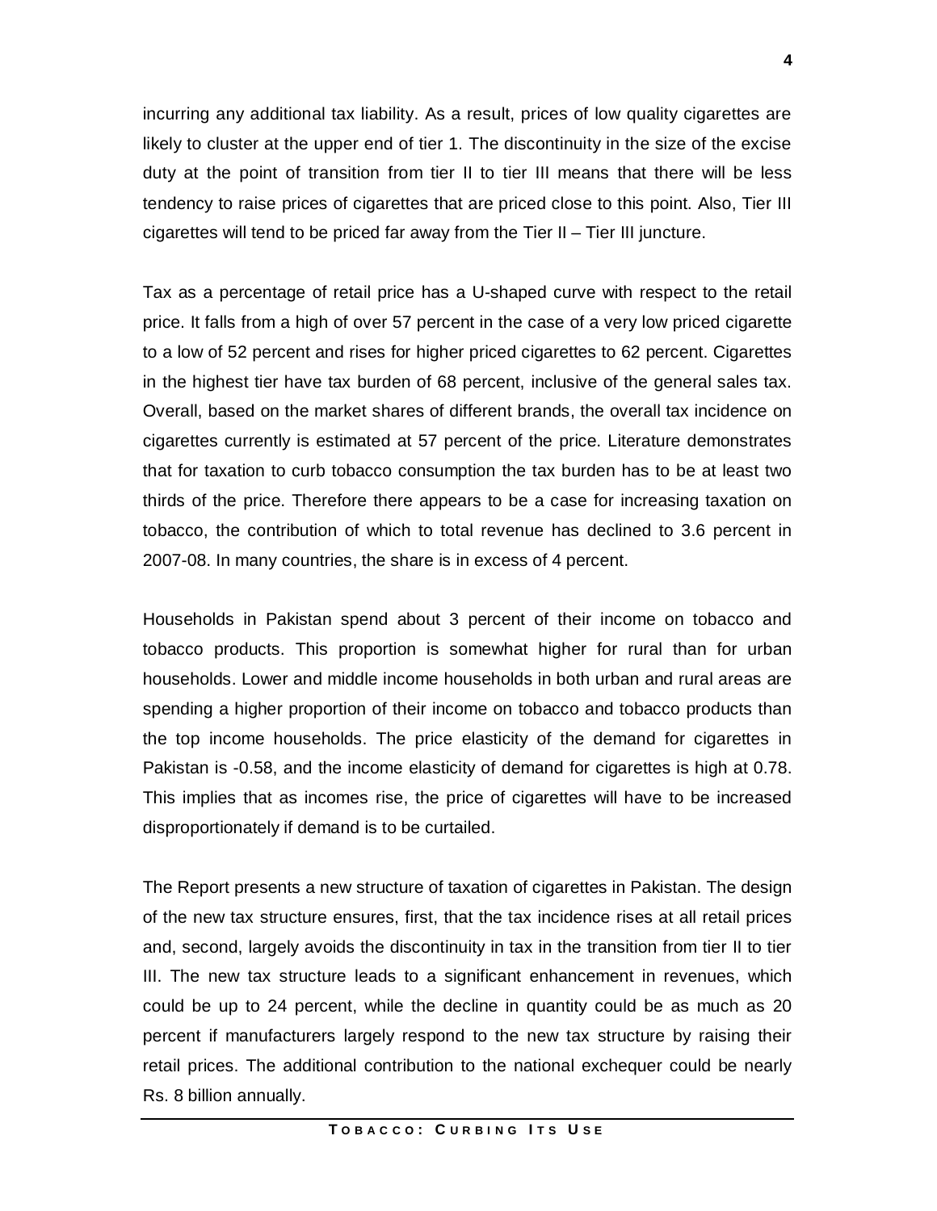incurring any additional tax liability. As a result, prices of low quality cigarettes are likely to cluster at the upper end of tier 1. The discontinuity in the size of the excise duty at the point of transition from tier II to tier III means that there will be less tendency to raise prices of cigarettes that are priced close to this point. Also, Tier III cigarettes will tend to be priced far away from the Tier II – Tier III juncture.

Tax as a percentage of retail price has a U-shaped curve with respect to the retail price. It falls from a high of over 57 percent in the case of a very low priced cigarette to a low of 52 percent and rises for higher priced cigarettes to 62 percent. Cigarettes in the highest tier have tax burden of 68 percent, inclusive of the general sales tax. Overall, based on the market shares of different brands, the overall tax incidence on cigarettes currently is estimated at 57 percent of the price. Literature demonstrates that for taxation to curb tobacco consumption the tax burden has to be at least two thirds of the price. Therefore there appears to be a case for increasing taxation on tobacco, the contribution of which to total revenue has declined to 3.6 percent in 2007-08. In many countries, the share is in excess of 4 percent.

Households in Pakistan spend about 3 percent of their income on tobacco and tobacco products. This proportion is somewhat higher for rural than for urban households. Lower and middle income households in both urban and rural areas are spending a higher proportion of their income on tobacco and tobacco products than the top income households. The price elasticity of the demand for cigarettes in Pakistan is -0.58, and the income elasticity of demand for cigarettes is high at 0.78. This implies that as incomes rise, the price of cigarettes will have to be increased disproportionately if demand is to be curtailed.

The Report presents a new structure of taxation of cigarettes in Pakistan. The design of the new tax structure ensures, first, that the tax incidence rises at all retail prices and, second, largely avoids the discontinuity in tax in the transition from tier II to tier III. The new tax structure leads to a significant enhancement in revenues, which could be up to 24 percent, while the decline in quantity could be as much as 20 percent if manufacturers largely respond to the new tax structure by raising their retail prices. The additional contribution to the national exchequer could be nearly Rs. 8 billion annually.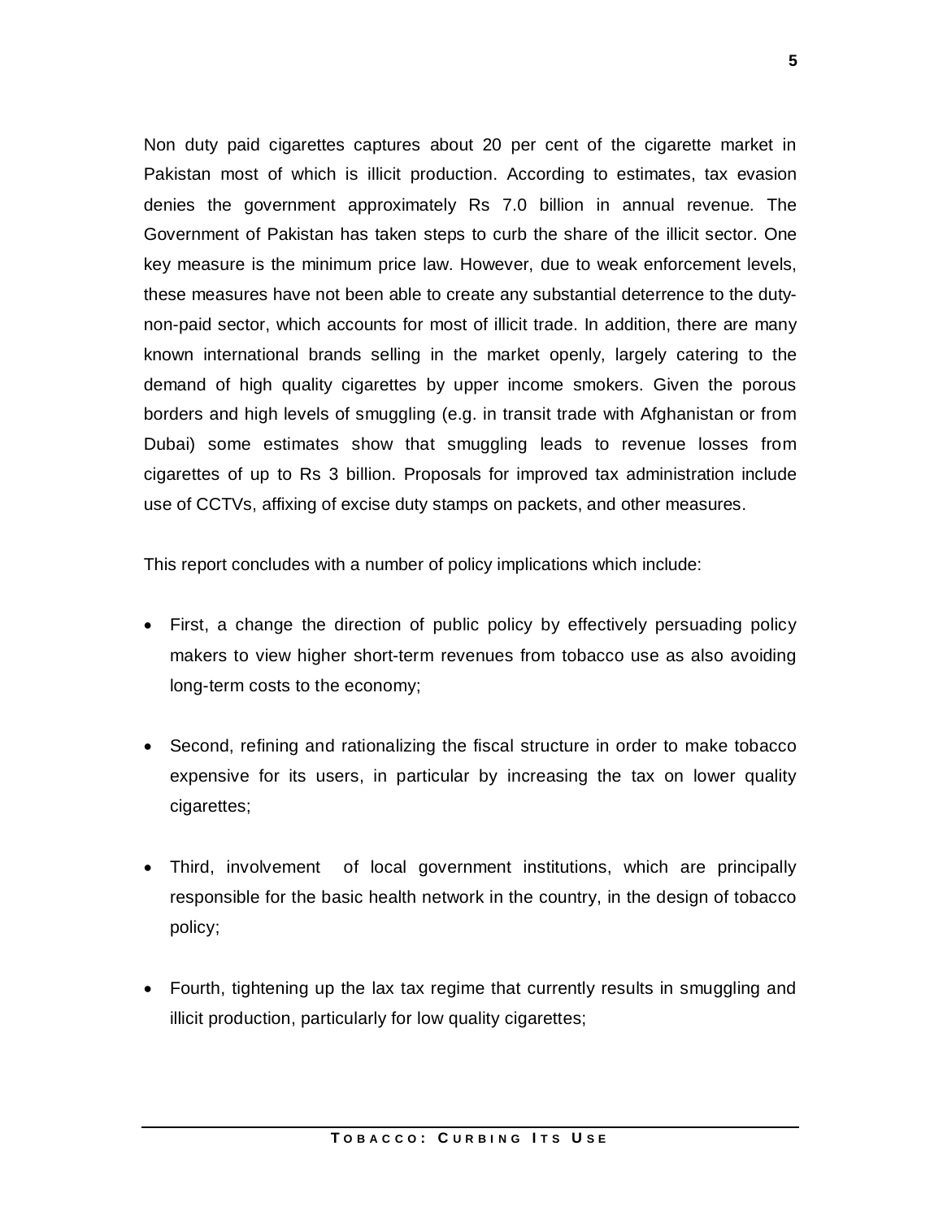Non duty paid cigarettes captures about 20 per cent of the cigarette market in Pakistan most of which is illicit production. According to estimates, tax evasion denies the government approximately Rs 7.0 billion in annual revenue. The Government of Pakistan has taken steps to curb the share of the illicit sector. One key measure is the minimum price law. However, due to weak enforcement levels, these measures have not been able to create any substantial deterrence to the duty-non-paid sector, which accounts for most of illicit trade. In addition, there are many known international brands selling in the market openly, largely catering to the demand of high quality cigarettes by upper income smokers. Given the porous borders and high levels of smuggling (e.g. in transit trade with Afghanistan or from Dubai) some estimates show that smuggling leads to revenue losses from cigarettes of up to Rs 3 billion. Proposals for improved tax administration include use of CCTVs, affixing of excise duty stamps on packets, and other measures.

This report concludes with a number of policy implications which include:

- First, a change the direction of public policy by effectively persuading policy makers to view higher short-term revenues from tobacco use as also avoiding long-term costs to the economy;
- Second, refining and rationalizing the fiscal structure in order to make tobacco expensive for its users, in particular by increasing the tax on lower quality cigarettes;
- Third, involvement of local government institutions, which are principally responsible for the basic health network in the country, in the design of tobacco policy;
- Fourth, tightening up the lax tax regime that currently results in smuggling and illicit production, particularly for low quality cigarettes;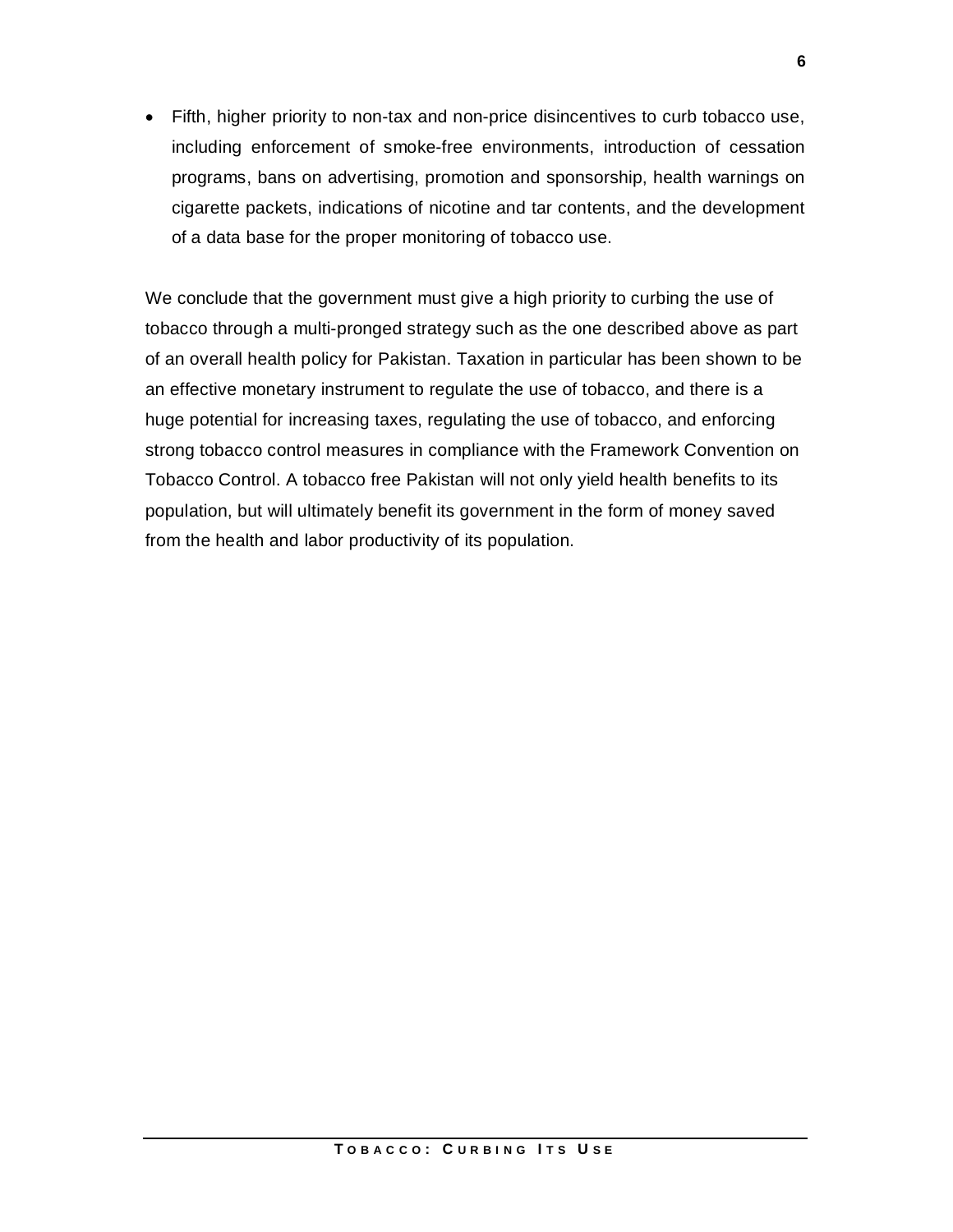- Fifth, higher priority to non-tax and non-price disincentives to curb tobacco use, including enforcement of smoke-free environments, introduction of cessation programs, bans on advertising, promotion and sponsorship, health warnings on cigarette packets, indications of nicotine and tar contents, and the development of a data base for the proper monitoring of tobacco use.

We conclude that the government must give a high priority to curbing the use of tobacco through a multi-pronged strategy such as the one described above as part of an overall health policy for Pakistan. Taxation in particular has been shown to be an effective monetary instrument to regulate the use of tobacco, and there is a huge potential for increasing taxes, regulating the use of tobacco, and enforcing strong tobacco control measures in compliance with the Framework Convention on Tobacco Control. A tobacco free Pakistan will not only yield health benefits to its population, but will ultimately benefit its government in the form of money saved from the health and labor productivity of its population.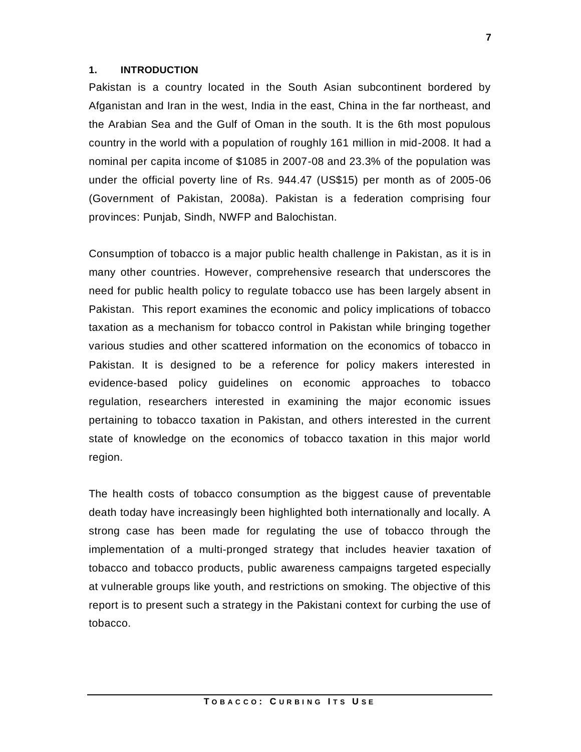# 1. INTRODUCTION

Pakistan is a country located in the South Asian subcontinent bordered by Afganistan and Iran in the west, India in the east, China in the far northeast, and the Arabian Sea and the Gulf of Oman in the south. It is the 6th most populous country in the world with a population of roughly 161 million in mid-2008. It had a nominal per capita income of $1085 in 2007-08 and 23.3% of the population was under the official poverty line of Rs. 944.47 (US$15) per month as of 2005-06 (Government of Pakistan, 2008a). Pakistan is a federation comprising four provinces: Punjab, Sindh, NWFP and Balochistan.

Consumption of tobacco is a major public health challenge in Pakistan, as it is in many other countries. However, comprehensive research that underscores the need for public health policy to regulate tobacco use has been largely absent in Pakistan. This report examines the economic and policy implications of tobacco taxation as a mechanism for tobacco control in Pakistan while bringing together various studies and other scattered information on the economics of tobacco in Pakistan. It is designed to be a reference for policy makers interested in evidence-based policy guidelines on economic approaches to tobacco regulation, researchers interested in examining the major economic issues pertaining to tobacco taxation in Pakistan, and others interested in the current state of knowledge on the economics of tobacco taxation in this major world region.

The health costs of tobacco consumption as the biggest cause of preventable death today have increasingly been highlighted both internationally and locally. A strong case has been made for regulating the use of tobacco through the implementation of a multi-pronged strategy that includes heavier taxation of tobacco and tobacco products, public awareness campaigns targeted especially at vulnerable groups like youth, and restrictions on smoking. The objective of this report is to present such a strategy in the Pakistani context for curbing the use of tobacco.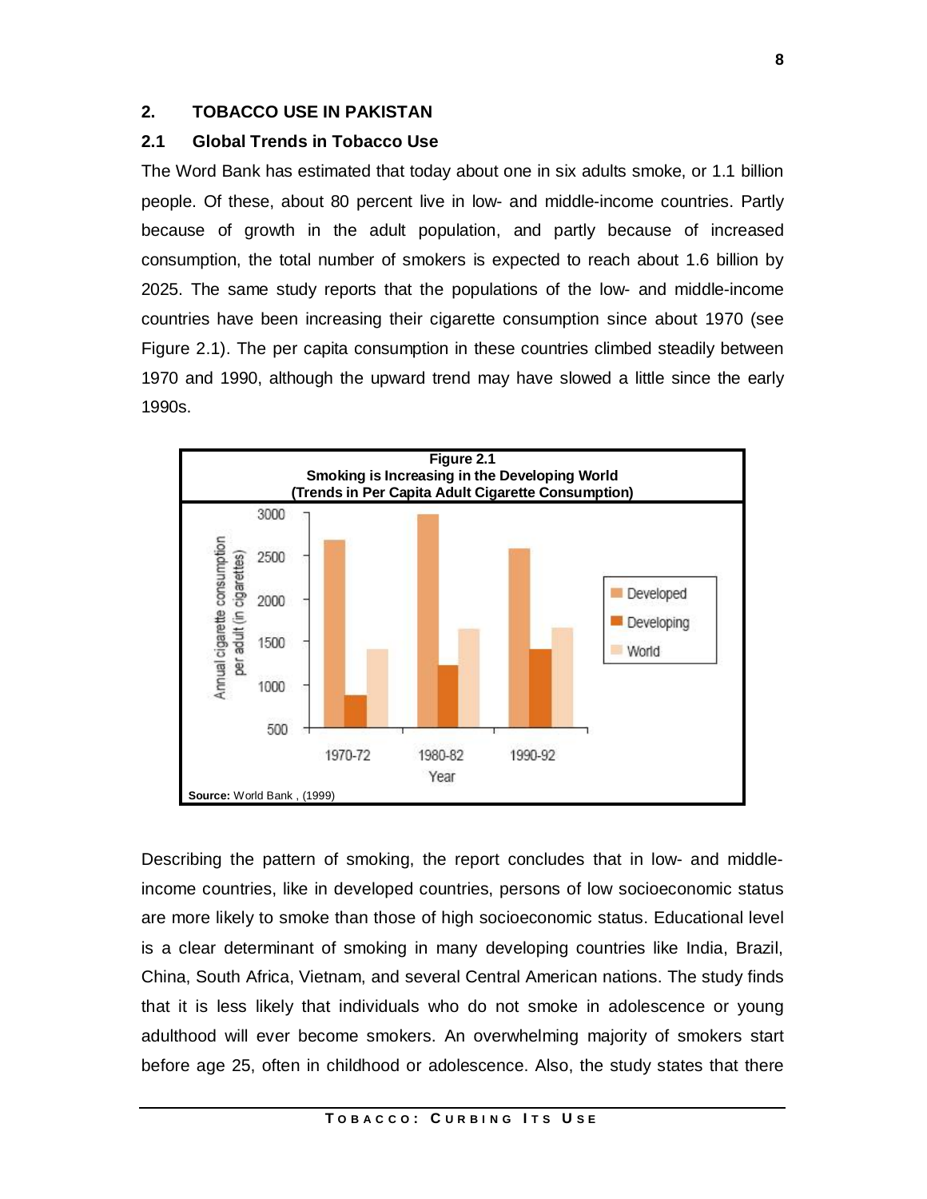## 2. TOBACCO USE IN PAKISTAN

### 2.1 Global Trends in Tobacco Use

The Word Bank has estimated that today about one in six adults smoke, or 1.1 billion people. Of these, about 80 percent live in low- and middle-income countries. Partly because of growth in the adult population, and partly because of increased consumption, the total number of smokers is expected to reach about 1.6 billion by 2025. The same study reports that the populations of the low- and middle-income countries have been increasing their cigarette consumption since about 1970 (see Figure 2.1). The per capita consumption in these countries climbed steadily between 1970 and 1990, although the upward trend may have slowed a little since the early 1990s.

**Figure 2.1**
**Smoking is Increasing in the Developing World**
**(Trends in Per Capita Adult Cigarette Consumption)**

**Source:** World Bank , (1999)

Describing the pattern of smoking, the report concludes that in low- and middle-income countries, like in developed countries, persons of low socioeconomic status are more likely to smoke than those of high socioeconomic status. Educational level is a clear determinant of smoking in many developing countries like India, Brazil, China, South Africa, Vietnam, and several Central American nations. The study finds that it is less likely that individuals who do not smoke in adolescence or young adulthood will ever become smokers. An overwhelming majority of smokers start before age 25, often in childhood or adolescence. Also, the study states that there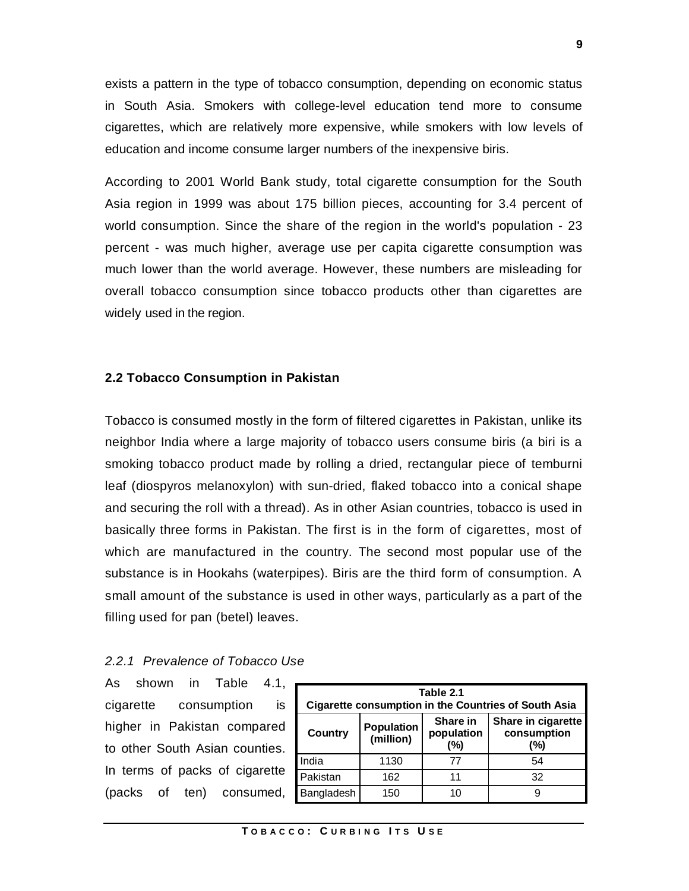exists a pattern in the type of tobacco consumption, depending on economic status in South Asia. Smokers with college-level education tend more to consume cigarettes, which are relatively more expensive, while smokers with low levels of education and income consume larger numbers of the inexpensive biris.

According to 2001 World Bank study, total cigarette consumption for the South Asia region in 1999 was about 175 billion pieces, accounting for 3.4 percent of world consumption. Since the share of the region in the world's population - 23 percent - was much higher, average use per capita cigarette consumption was much lower than the world average. However, these numbers are misleading for overall tobacco consumption since tobacco products other than cigarettes are widely used in the region.

## 2.2 Tobacco Consumption in Pakistan

Tobacco is consumed mostly in the form of filtered cigarettes in Pakistan, unlike its neighbor India where a large majority of tobacco users consume biris (a biri is a smoking tobacco product made by rolling a dried, rectangular piece of temburni leaf (diospyros melanoxylon) with sun-dried, flaked tobacco into a conical shape and securing the roll with a thread). As in other Asian countries, tobacco is used in basically three forms in Pakistan. The first is in the form of cigarettes, most of which are manufactured in the country. The second most popular use of the substance is in Hookahs (waterpipes). Biris are the third form of consumption. A small amount of the substance is used in other ways, particularly as a part of the filling used for pan (betel) leaves.

### *2.2.1 Prevalence of Tobacco Use*

As shown in Table 4.1, cigarette consumption is higher in Pakistan compared to other South Asian counties. In terms of packs of cigarette (packs of ten) consumed,

**Table 2.1**
**Cigarette consumption in the Countries of South Asia**

| Country | Population (million) | Share in population (%) | Share in cigarette consumption (%) |
|---|---|---|---|
| India | 1130 | 77 | 54 |
| Pakistan | 162 | 11 | 32 |
| Bangladesh | 150 | 10 | 9 |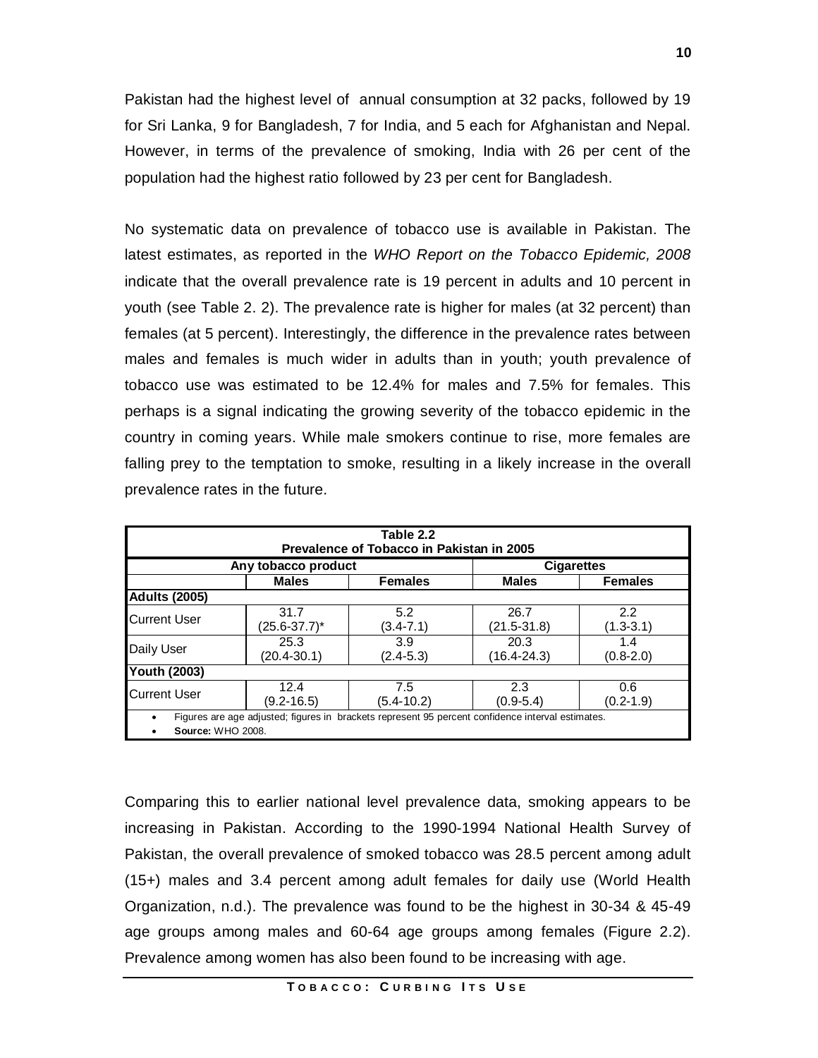Pakistan had the highest level of annual consumption at 32 packs, followed by 19 for Sri Lanka, 9 for Bangladesh, 7 for India, and 5 each for Afghanistan and Nepal. However, in terms of the prevalence of smoking, India with 26 per cent of the population had the highest ratio followed by 23 per cent for Bangladesh.

No systematic data on prevalence of tobacco use is available in Pakistan. The latest estimates, as reported in the *WHO Report on the Tobacco Epidemic, 2008* indicate that the overall prevalence rate is 19 percent in adults and 10 percent in youth (see Table 2. 2). The prevalence rate is higher for males (at 32 percent) than females (at 5 percent). Interestingly, the difference in the prevalence rates between males and females is much wider in adults than in youth; youth prevalence of tobacco use was estimated to be 12.4% for males and 7.5% for females. This perhaps is a signal indicating the growing severity of the tobacco epidemic in the country in coming years. While male smokers continue to rise, more females are falling prey to the temptation to smoke, resulting in a likely increase in the overall prevalence rates in the future.

**Table 2.2**
**Prevalence of Tobacco in Pakistan in 2005**

| | Any tobacco product | | Cigarettes | |
|---|---|---|---|---|
| | **Males** | **Females** | **Males** | **Females** |
| **Adults (2005)** | | | | |
| Current User | 31.7 (25.6-37.7)* | 5.2 (3.4-7.1) | 26.7 (21.5-31.8) | 2.2 (1.3-3.1) |
| Daily User | 25.3 (20.4-30.1) | 3.9 (2.4-5.3) | 20.3 (16.4-24.3) | 1.4 (0.8-2.0) |
| **Youth (2003)** | | | | |
| Current User | 12.4 (9.2-16.5) | 7.5 (5.4-10.2) | 2.3 (0.9-5.4) | 0.6 (0.2-1.9) |

- Figures are age adjusted; figures in brackets represent 95 percent confidence interval estimates.
- **Source:** WHO 2008.

Comparing this to earlier national level prevalence data, smoking appears to be increasing in Pakistan. According to the 1990-1994 National Health Survey of Pakistan, the overall prevalence of smoked tobacco was 28.5 percent among adult (15+) males and 3.4 percent among adult females for daily use (World Health Organization, n.d.). The prevalence was found to be the highest in 30-34 & 45-49 age groups among males and 60-64 age groups among females (Figure 2.2). Prevalence among women has also been found to be increasing with age.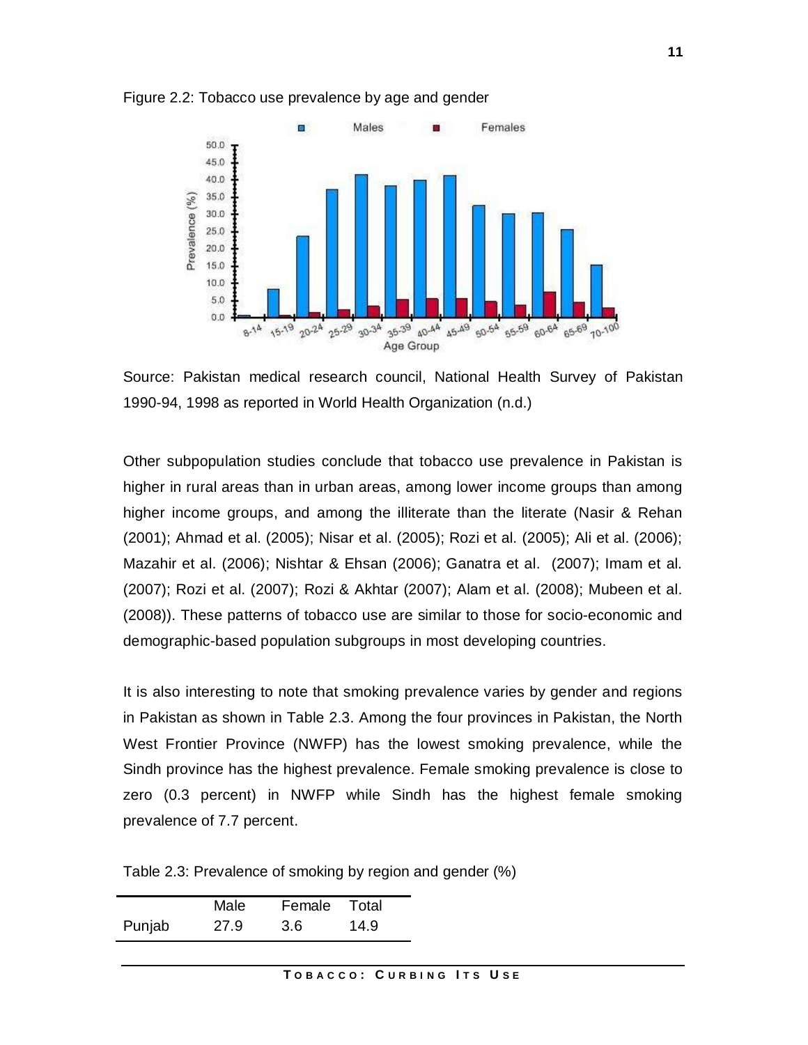Figure 2.2: Tobacco use prevalence by age and gender

Source: Pakistan medical research council, National Health Survey of Pakistan 1990-94, 1998 as reported in World Health Organization (n.d.)

Other subpopulation studies conclude that tobacco use prevalence in Pakistan is higher in rural areas than in urban areas, among lower income groups than among higher income groups, and among the illiterate than the literate (Nasir & Rehan (2001); Ahmad et al. (2005); Nisar et al. (2005); Rozi et al. (2005); Ali et al. (2006); Mazahir et al. (2006); Nishtar & Ehsan (2006); Ganatra et al. (2007); Imam et al. (2007); Rozi et al. (2007); Rozi & Akhtar (2007); Alam et al. (2008); Mubeen et al. (2008)). These patterns of tobacco use are similar to those for socio-economic and demographic-based population subgroups in most developing countries.

It is also interesting to note that smoking prevalence varies by gender and regions in Pakistan as shown in Table 2.3. Among the four provinces in Pakistan, the North West Frontier Province (NWFP) has the lowest smoking prevalence, while the Sindh province has the highest prevalence. Female smoking prevalence is close to zero (0.3 percent) in NWFP while Sindh has the highest female smoking prevalence of 7.7 percent.

Table 2.3: Prevalence of smoking by region and gender (%)

| | Male | Female | Total |
|---|---|---|---|
| Punjab | 27.9 | 3.6 | 14.9 |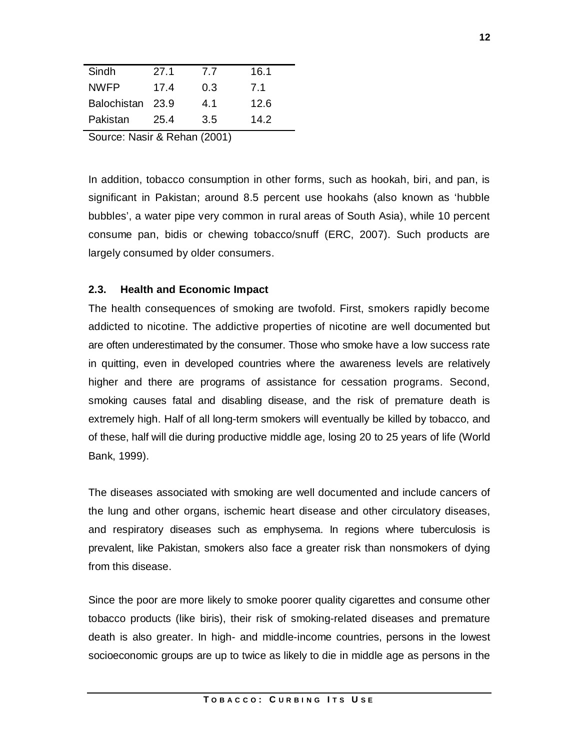| | | | |
|---|---|---|---|
| Sindh | 27.1 | 7.7 | 16.1 |
| NWFP | 17.4 | 0.3 | 7.1 |
| Balochistan | 23.9 | 4.1 | 12.6 |
| Pakistan | 25.4 | 3.5 | 14.2 |

Source: Nasir & Rehan (2001)

In addition, tobacco consumption in other forms, such as hookah, biri, and pan, is significant in Pakistan; around 8.5 percent use hookahs (also known as 'hubble bubbles', a water pipe very common in rural areas of South Asia), while 10 percent consume pan, bidis or chewing tobacco/snuff (ERC, 2007). Such products are largely consumed by older consumers.

### 2.3. Health and Economic Impact

The health consequences of smoking are twofold. First, smokers rapidly become addicted to nicotine. The addictive properties of nicotine are well documented but are often underestimated by the consumer. Those who smoke have a low success rate in quitting, even in developed countries where the awareness levels are relatively higher and there are programs of assistance for cessation programs. Second, smoking causes fatal and disabling disease, and the risk of premature death is extremely high. Half of all long-term smokers will eventually be killed by tobacco, and of these, half will die during productive middle age, losing 20 to 25 years of life (World Bank, 1999).

The diseases associated with smoking are well documented and include cancers of the lung and other organs, ischemic heart disease and other circulatory diseases, and respiratory diseases such as emphysema. In regions where tuberculosis is prevalent, like Pakistan, smokers also face a greater risk than nonsmokers of dying from this disease.

Since the poor are more likely to smoke poorer quality cigarettes and consume other tobacco products (like biris), their risk of smoking-related diseases and premature death is also greater. In high- and middle-income countries, persons in the lowest socioeconomic groups are up to twice as likely to die in middle age as persons in the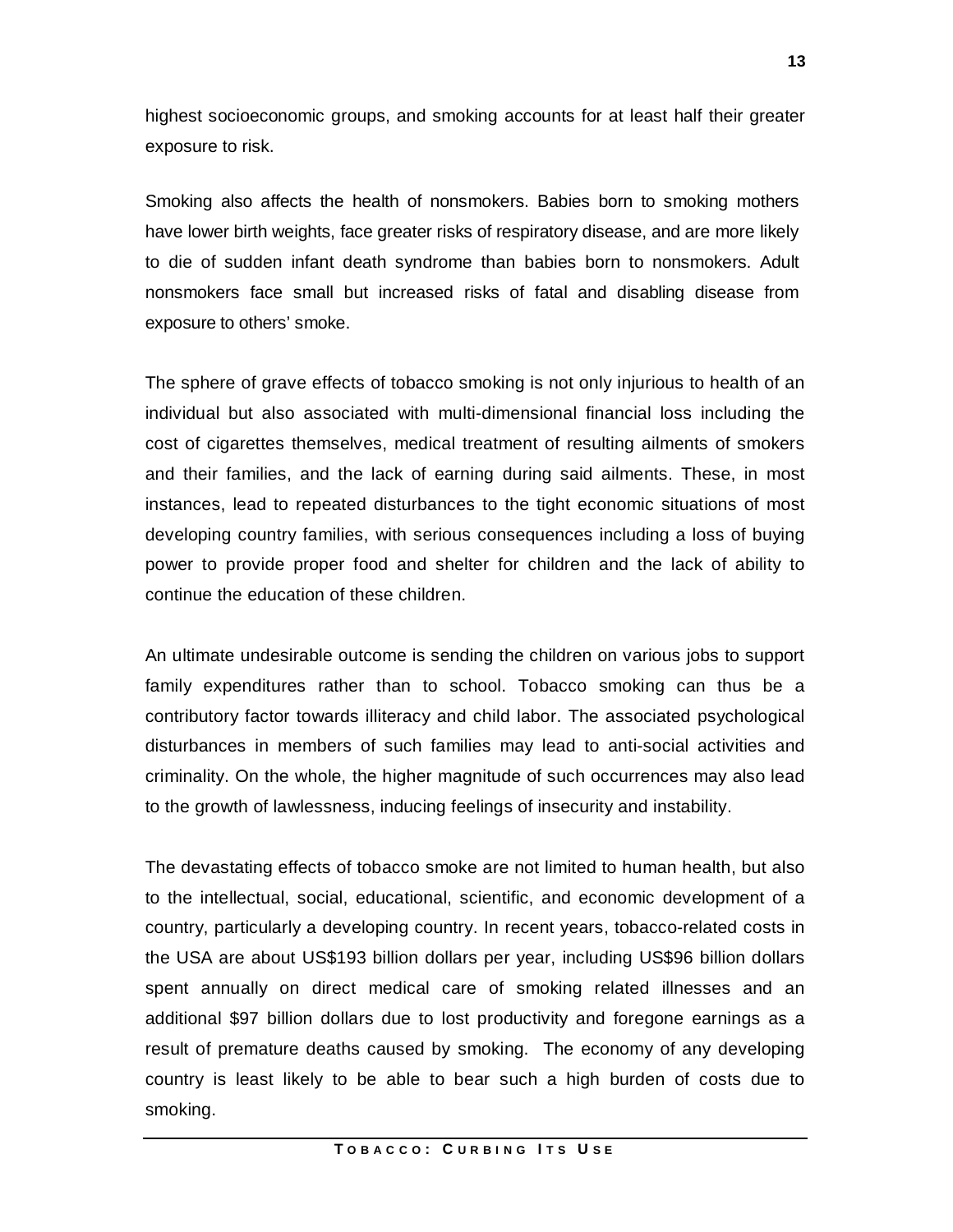highest socioeconomic groups, and smoking accounts for at least half their greater exposure to risk.

Smoking also affects the health of nonsmokers. Babies born to smoking mothers have lower birth weights, face greater risks of respiratory disease, and are more likely to die of sudden infant death syndrome than babies born to nonsmokers. Adult nonsmokers face small but increased risks of fatal and disabling disease from exposure to others' smoke.

The sphere of grave effects of tobacco smoking is not only injurious to health of an individual but also associated with multi-dimensional financial loss including the cost of cigarettes themselves, medical treatment of resulting ailments of smokers and their families, and the lack of earning during said ailments. These, in most instances, lead to repeated disturbances to the tight economic situations of most developing country families, with serious consequences including a loss of buying power to provide proper food and shelter for children and the lack of ability to continue the education of these children.

An ultimate undesirable outcome is sending the children on various jobs to support family expenditures rather than to school. Tobacco smoking can thus be a contributory factor towards illiteracy and child labor. The associated psychological disturbances in members of such families may lead to anti-social activities and criminality. On the whole, the higher magnitude of such occurrences may also lead to the growth of lawlessness, inducing feelings of insecurity and instability.

The devastating effects of tobacco smoke are not limited to human health, but also to the intellectual, social, educational, scientific, and economic development of a country, particularly a developing country. In recent years, tobacco-related costs in the USA are about US$193 billion dollars per year, including US$96 billion dollars spent annually on direct medical care of smoking related illnesses and an additional $97 billion dollars due to lost productivity and foregone earnings as a result of premature deaths caused by smoking. The economy of any developing country is least likely to be able to bear such a high burden of costs due to smoking.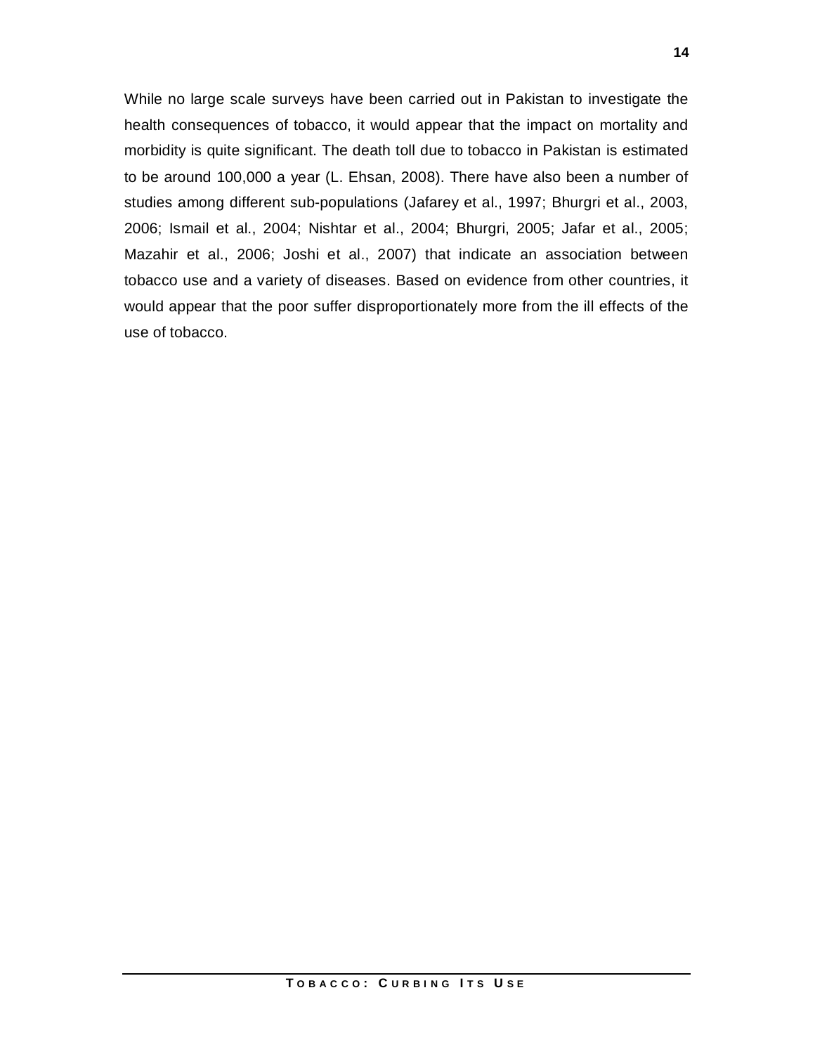While no large scale surveys have been carried out in Pakistan to investigate the health consequences of tobacco, it would appear that the impact on mortality and morbidity is quite significant. The death toll due to tobacco in Pakistan is estimated to be around 100,000 a year (L. Ehsan, 2008). There have also been a number of studies among different sub-populations (Jafarey et al., 1997; Bhurgri et al., 2003, 2006; Ismail et al., 2004; Nishtar et al., 2004; Bhurgri, 2005; Jafar et al., 2005; Mazahir et al., 2006; Joshi et al., 2007) that indicate an association between tobacco use and a variety of diseases. Based on evidence from other countries, it would appear that the poor suffer disproportionately more from the ill effects of the use of tobacco.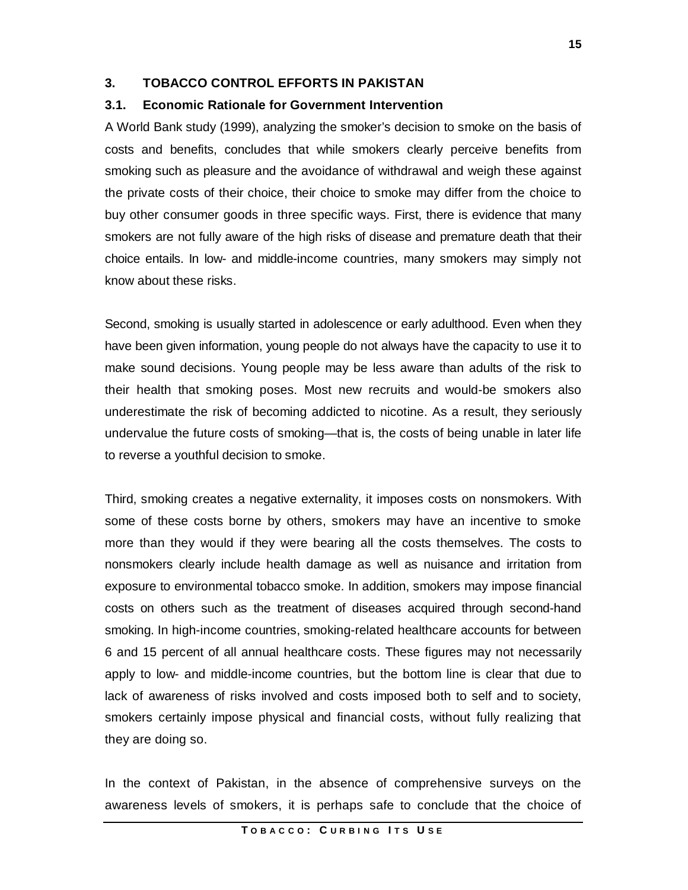## 3. TOBACCO CONTROL EFFORTS IN PAKISTAN

### 3.1. Economic Rationale for Government Intervention

A World Bank study (1999), analyzing the smoker's decision to smoke on the basis of costs and benefits, concludes that while smokers clearly perceive benefits from smoking such as pleasure and the avoidance of withdrawal and weigh these against the private costs of their choice, their choice to smoke may differ from the choice to buy other consumer goods in three specific ways. First, there is evidence that many smokers are not fully aware of the high risks of disease and premature death that their choice entails. In low- and middle-income countries, many smokers may simply not know about these risks.

Second, smoking is usually started in adolescence or early adulthood. Even when they have been given information, young people do not always have the capacity to use it to make sound decisions. Young people may be less aware than adults of the risk to their health that smoking poses. Most new recruits and would-be smokers also underestimate the risk of becoming addicted to nicotine. As a result, they seriously undervalue the future costs of smoking—that is, the costs of being unable in later life to reverse a youthful decision to smoke.

Third, smoking creates a negative externality, it imposes costs on nonsmokers. With some of these costs borne by others, smokers may have an incentive to smoke more than they would if they were bearing all the costs themselves. The costs to nonsmokers clearly include health damage as well as nuisance and irritation from exposure to environmental tobacco smoke. In addition, smokers may impose financial costs on others such as the treatment of diseases acquired through second-hand smoking. In high-income countries, smoking-related healthcare accounts for between 6 and 15 percent of all annual healthcare costs. These figures may not necessarily apply to low- and middle-income countries, but the bottom line is clear that due to lack of awareness of risks involved and costs imposed both to self and to society, smokers certainly impose physical and financial costs, without fully realizing that they are doing so.

In the context of Pakistan, in the absence of comprehensive surveys on the awareness levels of smokers, it is perhaps safe to conclude that the choice of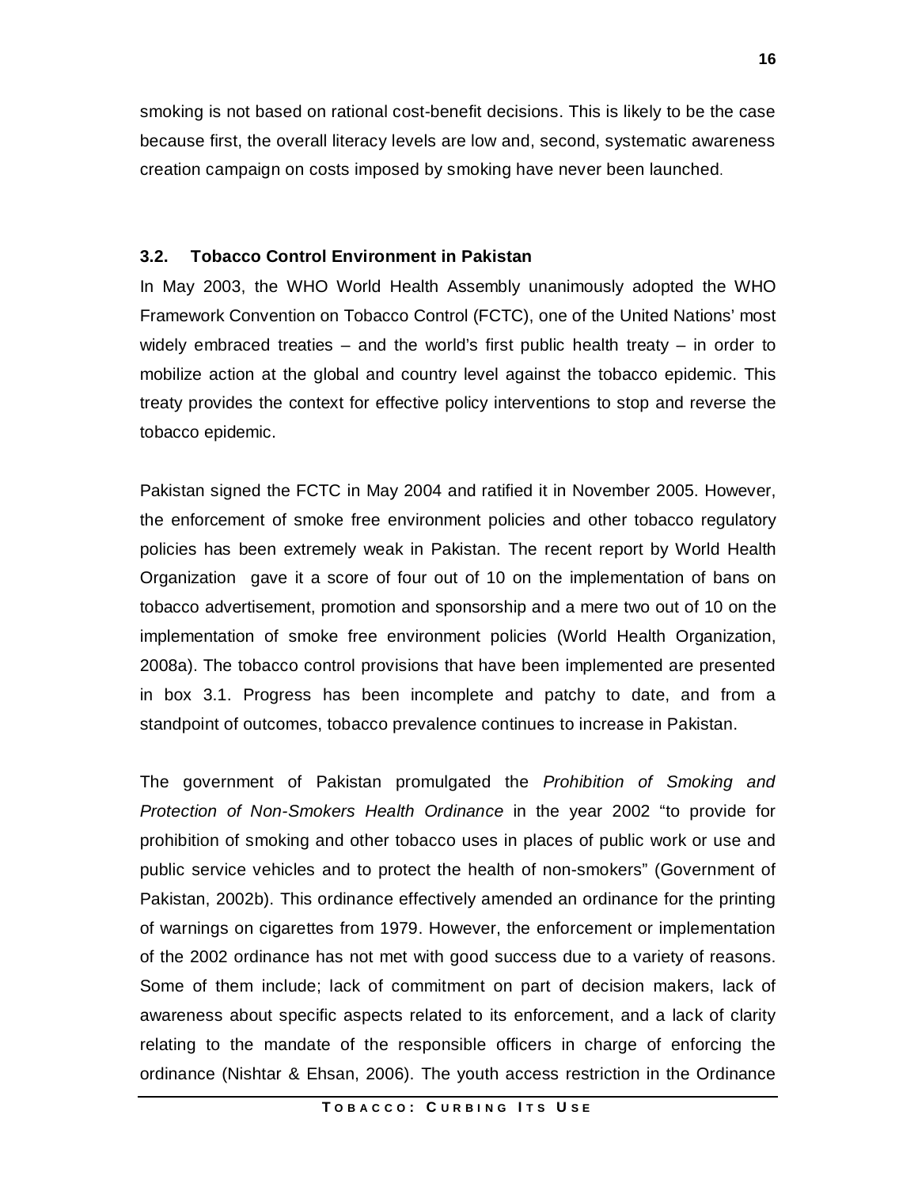smoking is not based on rational cost-benefit decisions. This is likely to be the case because first, the overall literacy levels are low and, second, systematic awareness creation campaign on costs imposed by smoking have never been launched.

### 3.2. Tobacco Control Environment in Pakistan

In May 2003, the WHO World Health Assembly unanimously adopted the WHO Framework Convention on Tobacco Control (FCTC), one of the United Nations' most widely embraced treaties – and the world's first public health treaty – in order to mobilize action at the global and country level against the tobacco epidemic. This treaty provides the context for effective policy interventions to stop and reverse the tobacco epidemic.

Pakistan signed the FCTC in May 2004 and ratified it in November 2005. However, the enforcement of smoke free environment policies and other tobacco regulatory policies has been extremely weak in Pakistan. The recent report by World Health Organization gave it a score of four out of 10 on the implementation of bans on tobacco advertisement, promotion and sponsorship and a mere two out of 10 on the implementation of smoke free environment policies (World Health Organization, 2008a). The tobacco control provisions that have been implemented are presented in box 3.1. Progress has been incomplete and patchy to date, and from a standpoint of outcomes, tobacco prevalence continues to increase in Pakistan.

The government of Pakistan promulgated the *Prohibition of Smoking and Protection of Non-Smokers Health Ordinance* in the year 2002 "to provide for prohibition of smoking and other tobacco uses in places of public work or use and public service vehicles and to protect the health of non-smokers" (Government of Pakistan, 2002b). This ordinance effectively amended an ordinance for the printing of warnings on cigarettes from 1979. However, the enforcement or implementation of the 2002 ordinance has not met with good success due to a variety of reasons. Some of them include; lack of commitment on part of decision makers, lack of awareness about specific aspects related to its enforcement, and a lack of clarity relating to the mandate of the responsible officers in charge of enforcing the ordinance (Nishtar & Ehsan, 2006). The youth access restriction in the Ordinance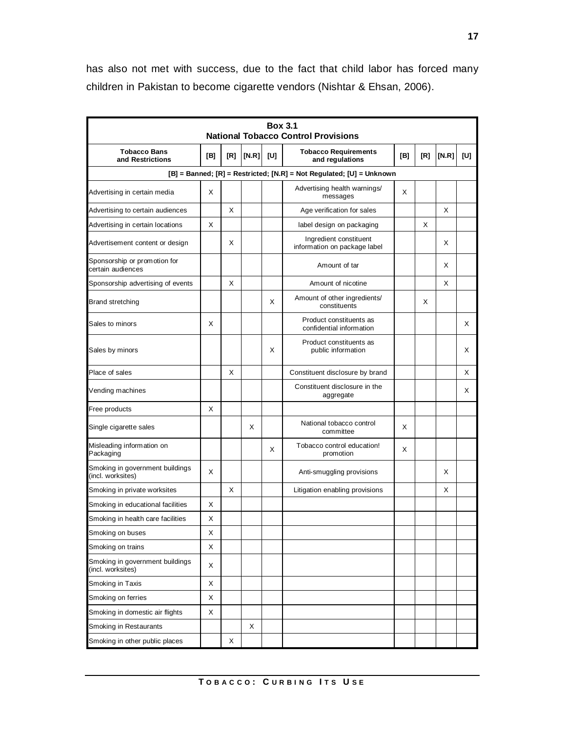has also not met with success, due to the fact that child labor has forced many children in Pakistan to become cigarette vendors (Nishtar & Ehsan, 2006).

**Box 3.1**
**National Tobacco Control Provisions**

| Tobacco Bans and Restrictions | [B] | [R] | [N.R] | [U] | Tobacco Requirements and regulations | [B] | [R] | [N.R] | [U] |
|---|---|---|---|---|---|---|---|---|---|
| [B] = Banned; [R] = Restricted; [N.R] = Not Regulated; [U] = Unknown | | | | | | | | | |
| Advertising in certain media | X | | | | Advertising health warnings/ messages | X | | | |
| Advertising to certain audiences | | X | | | Age verification for sales | | | X | |
| Advertising in certain locations | X | | | | label design on packaging | | X | | |
| Advertisement content or design | | X | | | Ingredient constituent information on package label | | | X | |
| Sponsorship or promotion for certain audiences | | | | | Amount of tar | | | X | |
| Sponsorship advertising of events | | X | | | Amount of nicotine | | | X | |
| Brand stretching | | | | X | Amount of other ingredients/ constituents | | X | | |
| Sales to minors | X | | | | Product constituents as confidential information | | | | X |
| Sales by minors | | | | X | Product constituents as public information | | | | X |
| Place of sales | | X | | | Constituent disclosure by brand | | | | X |
| Vending machines | | | | | Constituent disclosure in the aggregate | | | | X |
| Free products | X | | | | | | | | |
| Single cigarette sales | | | X | | National tobacco control committee | X | | | |
| Misleading information on Packaging | | | | X | Tobacco control education! promotion | X | | | |
| Smoking in government buildings (incl. worksites) | X | | | | Anti-smuggling provisions | | | X | |
| Smoking in private worksites | | X | | | Litigation enabling provisions | | | X | |
| Smoking in educational facilities | X | | | | | | | | |
| Smoking in health care facilities | X | | | | | | | | |
| Smoking on buses | X | | | | | | | | |
| Smoking on trains | X | | | | | | | | |
| Smoking in government buildings (incl. worksites) | X | | | | | | | | |
| Smoking in Taxis | X | | | | | | | | |
| Smoking on ferries | X | | | | | | | | |
| Smoking in domestic air flights | X | | | | | | | | |
| Smoking in Restaurants | | | X | | | | | | |
| Smoking in other public places | | X | | | | | | | |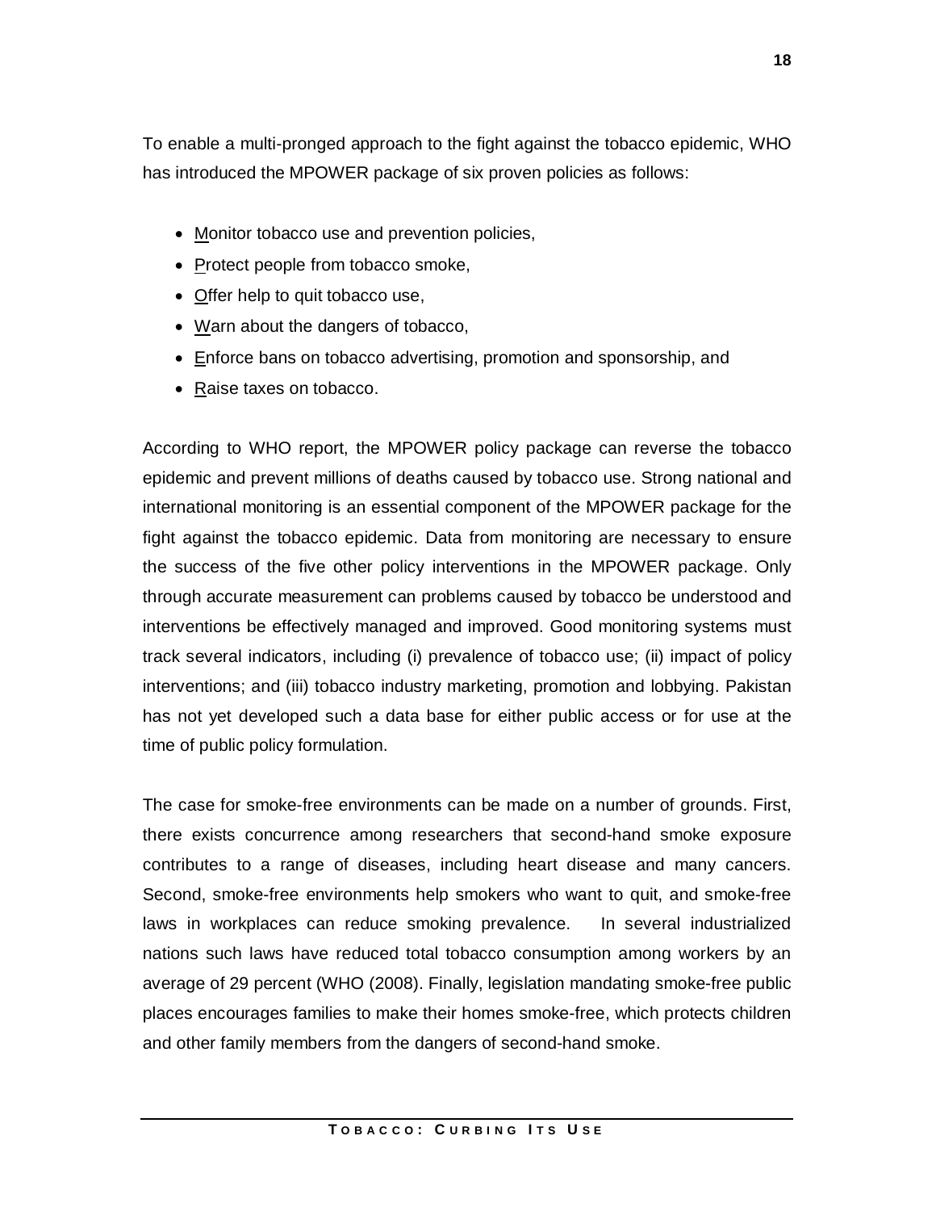To enable a multi-pronged approach to the fight against the tobacco epidemic, WHO has introduced the MPOWER package of six proven policies as follows:

- Monitor tobacco use and prevention policies,
- Protect people from tobacco smoke,
- Offer help to quit tobacco use,
- Warn about the dangers of tobacco,
- Enforce bans on tobacco advertising, promotion and sponsorship, and
- Raise taxes on tobacco.

According to WHO report, the MPOWER policy package can reverse the tobacco epidemic and prevent millions of deaths caused by tobacco use. Strong national and international monitoring is an essential component of the MPOWER package for the fight against the tobacco epidemic. Data from monitoring are necessary to ensure the success of the five other policy interventions in the MPOWER package. Only through accurate measurement can problems caused by tobacco be understood and interventions be effectively managed and improved. Good monitoring systems must track several indicators, including (i) prevalence of tobacco use; (ii) impact of policy interventions; and (iii) tobacco industry marketing, promotion and lobbying. Pakistan has not yet developed such a data base for either public access or for use at the time of public policy formulation.

The case for smoke-free environments can be made on a number of grounds. First, there exists concurrence among researchers that second-hand smoke exposure contributes to a range of diseases, including heart disease and many cancers. Second, smoke-free environments help smokers who want to quit, and smoke-free laws in workplaces can reduce smoking prevalence. In several industrialized nations such laws have reduced total tobacco consumption among workers by an average of 29 percent (WHO (2008). Finally, legislation mandating smoke-free public places encourages families to make their homes smoke-free, which protects children and other family members from the dangers of second-hand smoke.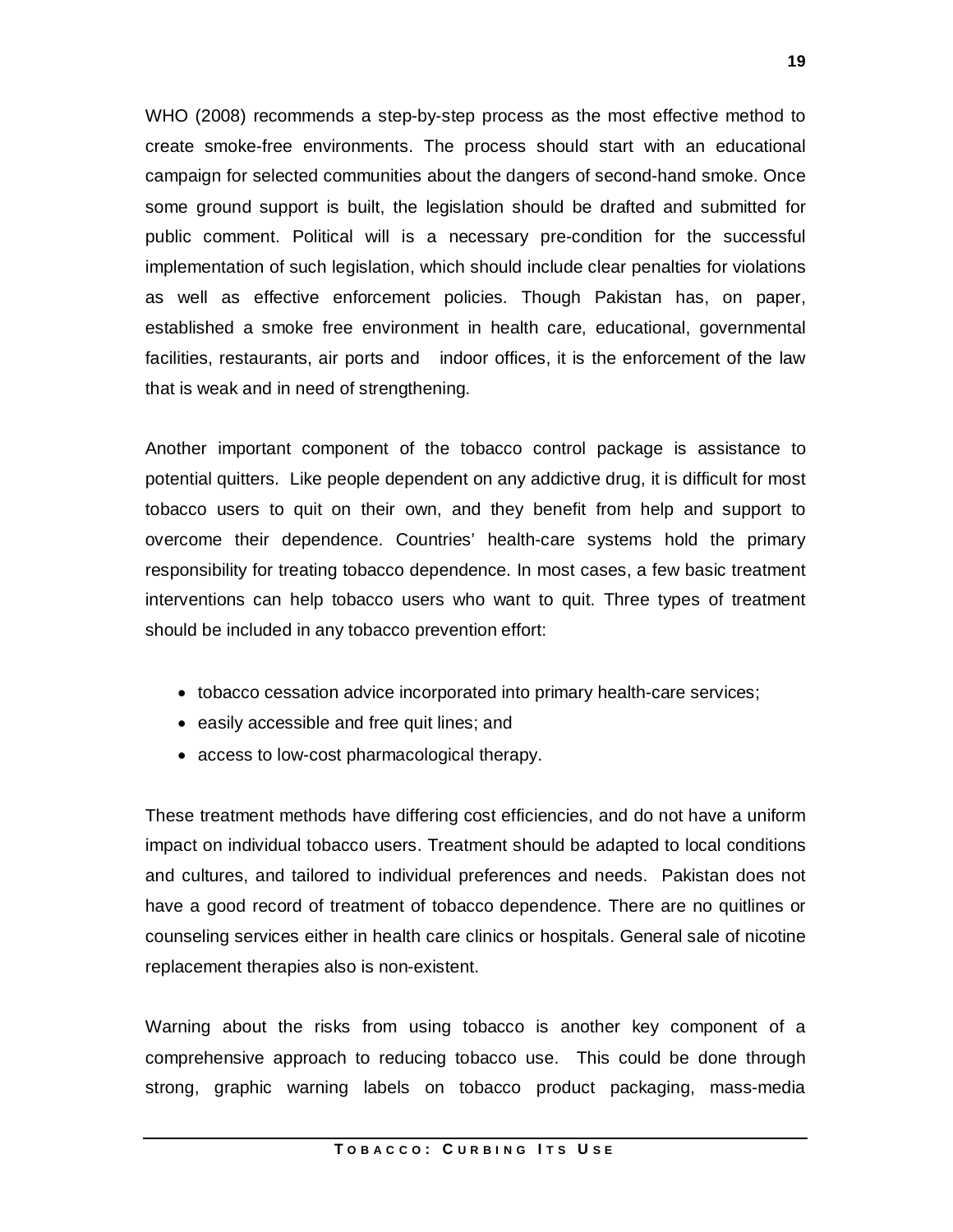WHO (2008) recommends a step-by-step process as the most effective method to create smoke-free environments. The process should start with an educational campaign for selected communities about the dangers of second-hand smoke. Once some ground support is built, the legislation should be drafted and submitted for public comment. Political will is a necessary pre-condition for the successful implementation of such legislation, which should include clear penalties for violations as well as effective enforcement policies. Though Pakistan has, on paper, established a smoke free environment in health care, educational, governmental facilities, restaurants, air ports and indoor offices, it is the enforcement of the law that is weak and in need of strengthening.

Another important component of the tobacco control package is assistance to potential quitters. Like people dependent on any addictive drug, it is difficult for most tobacco users to quit on their own, and they benefit from help and support to overcome their dependence. Countries' health-care systems hold the primary responsibility for treating tobacco dependence. In most cases, a few basic treatment interventions can help tobacco users who want to quit. Three types of treatment should be included in any tobacco prevention effort:

- tobacco cessation advice incorporated into primary health-care services;
- easily accessible and free quit lines; and
- access to low-cost pharmacological therapy.

These treatment methods have differing cost efficiencies, and do not have a uniform impact on individual tobacco users. Treatment should be adapted to local conditions and cultures, and tailored to individual preferences and needs. Pakistan does not have a good record of treatment of tobacco dependence. There are no quitlines or counseling services either in health care clinics or hospitals. General sale of nicotine replacement therapies also is non-existent.

Warning about the risks from using tobacco is another key component of a comprehensive approach to reducing tobacco use. This could be done through strong, graphic warning labels on tobacco product packaging, mass-media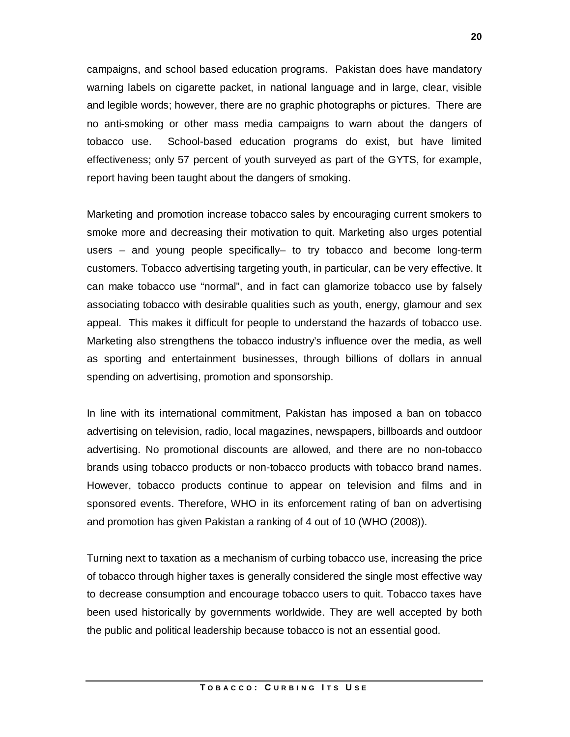campaigns, and school based education programs. Pakistan does have mandatory warning labels on cigarette packet, in national language and in large, clear, visible and legible words; however, there are no graphic photographs or pictures. There are no anti-smoking or other mass media campaigns to warn about the dangers of tobacco use. School-based education programs do exist, but have limited effectiveness; only 57 percent of youth surveyed as part of the GYTS, for example, report having been taught about the dangers of smoking.

Marketing and promotion increase tobacco sales by encouraging current smokers to smoke more and decreasing their motivation to quit. Marketing also urges potential users – and young people specifically– to try tobacco and become long-term customers. Tobacco advertising targeting youth, in particular, can be very effective. It can make tobacco use "normal", and in fact can glamorize tobacco use by falsely associating tobacco with desirable qualities such as youth, energy, glamour and sex appeal. This makes it difficult for people to understand the hazards of tobacco use. Marketing also strengthens the tobacco industry's influence over the media, as well as sporting and entertainment businesses, through billions of dollars in annual spending on advertising, promotion and sponsorship.

In line with its international commitment, Pakistan has imposed a ban on tobacco advertising on television, radio, local magazines, newspapers, billboards and outdoor advertising. No promotional discounts are allowed, and there are no non-tobacco brands using tobacco products or non-tobacco products with tobacco brand names. However, tobacco products continue to appear on television and films and in sponsored events. Therefore, WHO in its enforcement rating of ban on advertising and promotion has given Pakistan a ranking of 4 out of 10 (WHO (2008)).

Turning next to taxation as a mechanism of curbing tobacco use, increasing the price of tobacco through higher taxes is generally considered the single most effective way to decrease consumption and encourage tobacco users to quit. Tobacco taxes have been used historically by governments worldwide. They are well accepted by both the public and political leadership because tobacco is not an essential good.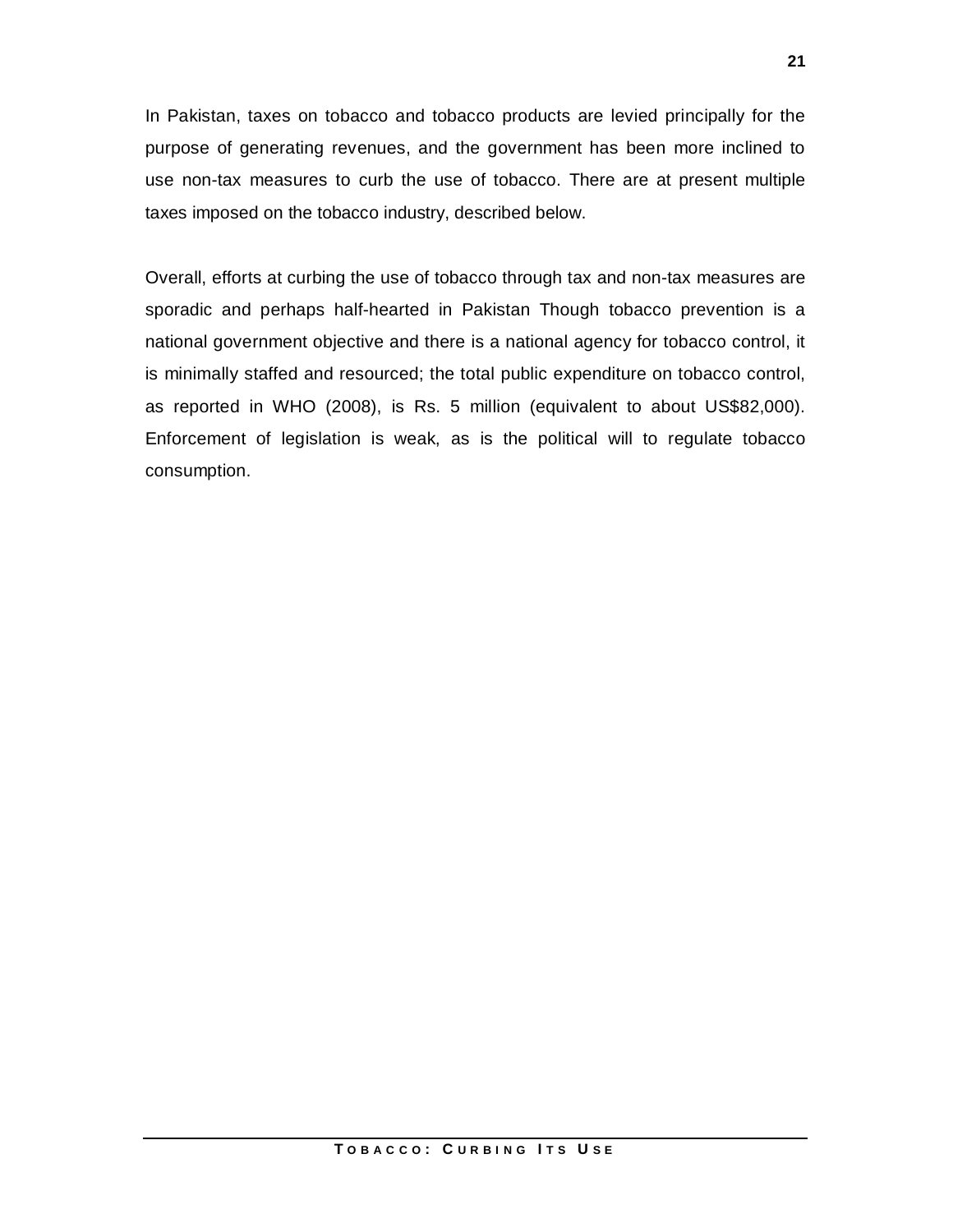In Pakistan, taxes on tobacco and tobacco products are levied principally for the purpose of generating revenues, and the government has been more inclined to use non-tax measures to curb the use of tobacco. There are at present multiple taxes imposed on the tobacco industry, described below.

Overall, efforts at curbing the use of tobacco through tax and non-tax measures are sporadic and perhaps half-hearted in Pakistan Though tobacco prevention is a national government objective and there is a national agency for tobacco control, it is minimally staffed and resourced; the total public expenditure on tobacco control, as reported in WHO (2008), is Rs. 5 million (equivalent to about US$82,000). Enforcement of legislation is weak, as is the political will to regulate tobacco consumption.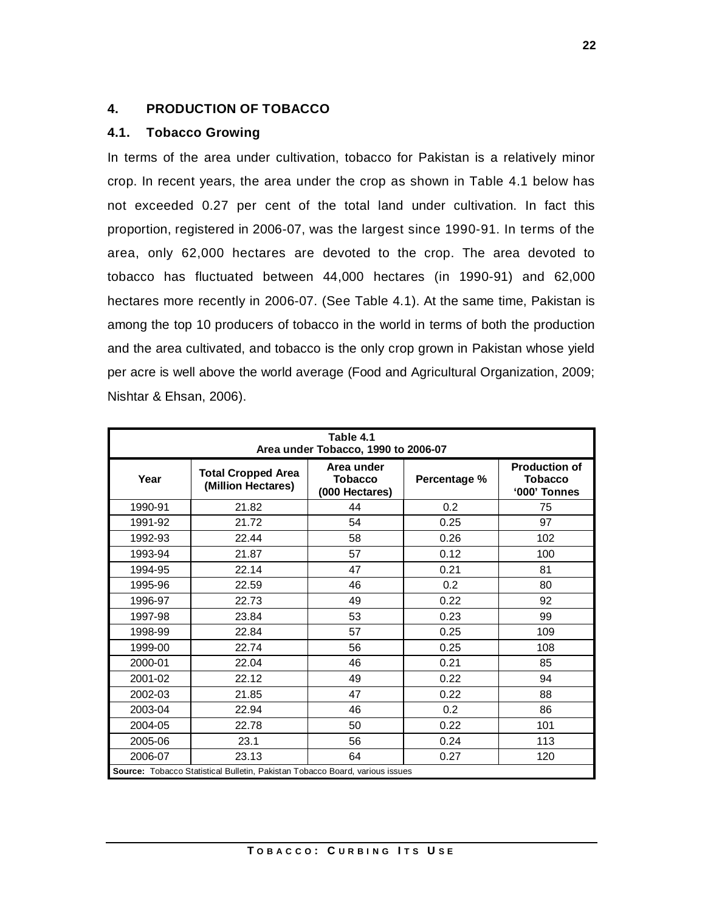## 4. PRODUCTION OF TOBACCO

### 4.1. Tobacco Growing

In terms of the area under cultivation, tobacco for Pakistan is a relatively minor crop. In recent years, the area under the crop as shown in Table 4.1 below has not exceeded 0.27 per cent of the total land under cultivation. In fact this proportion, registered in 2006-07, was the largest since 1990-91. In terms of the area, only 62,000 hectares are devoted to the crop. The area devoted to tobacco has fluctuated between 44,000 hectares (in 1990-91) and 62,000 hectares more recently in 2006-07. (See Table 4.1). At the same time, Pakistan is among the top 10 producers of tobacco in the world in terms of both the production and the area cultivated, and tobacco is the only crop grown in Pakistan whose yield per acre is well above the world average (Food and Agricultural Organization, 2009; Nishtar & Ehsan, 2006).

**Table 4.1**
**Area under Tobacco, 1990 to 2006-07**

| Year | Total Cropped Area (Million Hectares) | Area under Tobacco (000 Hectares) | Percentage % | Production of Tobacco '000' Tonnes |
|---|---|---|---|---|
| 1990-91 | 21.82 | 44 | 0.2 | 75 |
| 1991-92 | 21.72 | 54 | 0.25 | 97 |
| 1992-93 | 22.44 | 58 | 0.26 | 102 |
| 1993-94 | 21.87 | 57 | 0.12 | 100 |
| 1994-95 | 22.14 | 47 | 0.21 | 81 |
| 1995-96 | 22.59 | 46 | 0.2 | 80 |
| 1996-97 | 22.73 | 49 | 0.22 | 92 |
| 1997-98 | 23.84 | 53 | 0.23 | 99 |
| 1998-99 | 22.84 | 57 | 0.25 | 109 |
| 1999-00 | 22.74 | 56 | 0.25 | 108 |
| 2000-01 | 22.04 | 46 | 0.21 | 85 |
| 2001-02 | 22.12 | 49 | 0.22 | 94 |
| 2002-03 | 21.85 | 47 | 0.22 | 88 |
| 2003-04 | 22.94 | 46 | 0.2 | 86 |
| 2004-05 | 22.78 | 50 | 0.22 | 101 |
| 2005-06 | 23.1 | 56 | 0.24 | 113 |
| 2006-07 | 23.13 | 64 | 0.27 | 120 |

**Source:** Tobacco Statistical Bulletin, Pakistan Tobacco Board, various issues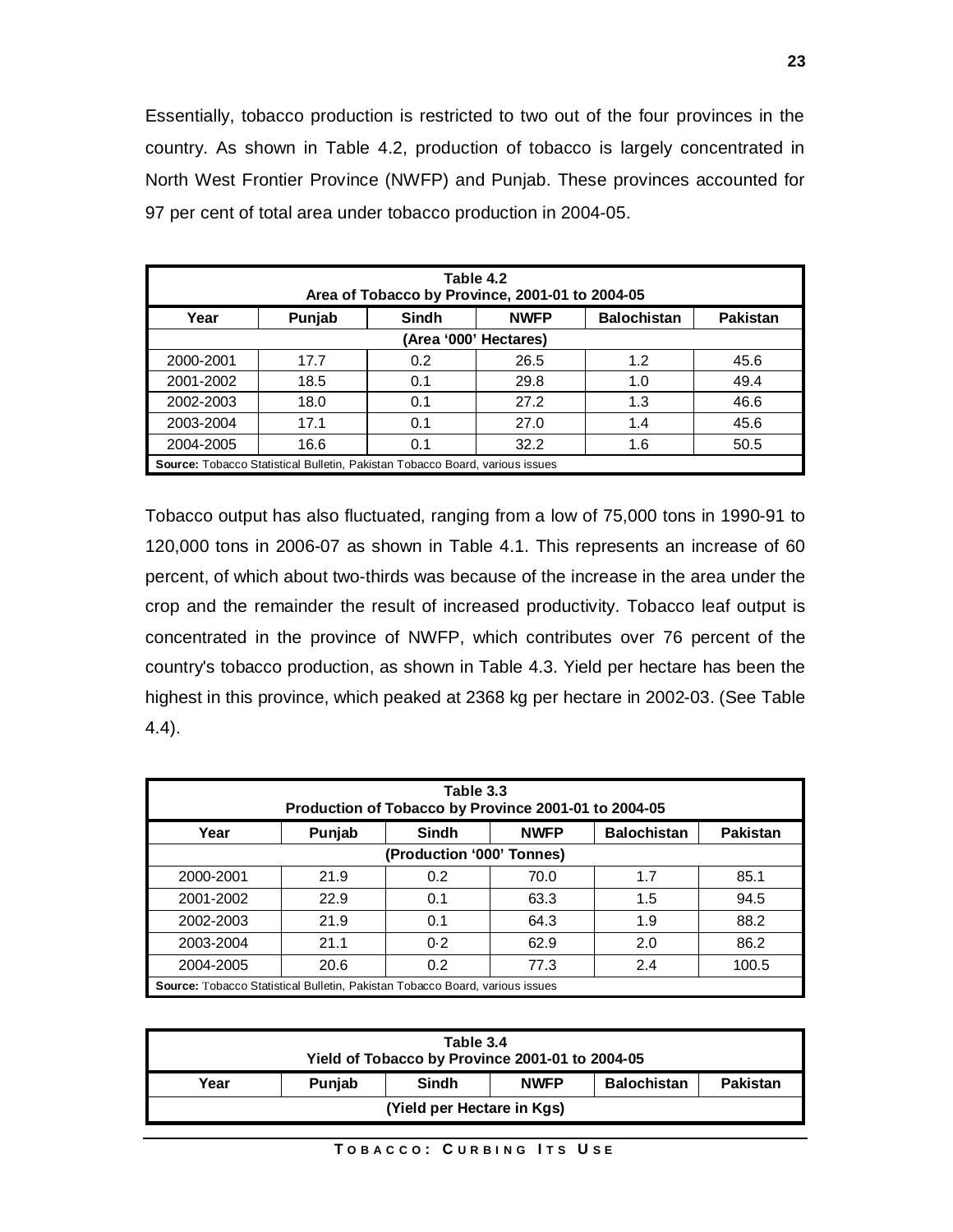Essentially, tobacco production is restricted to two out of the four provinces in the country. As shown in Table 4.2, production of tobacco is largely concentrated in North West Frontier Province (NWFP) and Punjab. These provinces accounted for 97 per cent of total area under tobacco production in 2004-05.

| Table 4.2<br>Area of Tobacco by Province, 2001-01 to 2004-05 | | | | | |
|---|---|---|---|---|---|
| **Year** | **Punjab** | **Sindh** | **NWFP** | **Balochistan** | **Pakistan** |
| | | (Area '000' Hectares) | | | |
| 2000-2001 | 17.7 | 0.2 | 26.5 | 1.2 | 45.6 |
| 2001-2002 | 18.5 | 0.1 | 29.8 | 1.0 | 49.4 |
| 2002-2003 | 18.0 | 0.1 | 27.2 | 1.3 | 46.6 |
| 2003-2004 | 17.1 | 0.1 | 27.0 | 1.4 | 45.6 |
| 2004-2005 | 16.6 | 0.1 | 32.2 | 1.6 | 50.5 |

**Source:** Tobacco Statistical Bulletin, Pakistan Tobacco Board, various issues

Tobacco output has also fluctuated, ranging from a low of 75,000 tons in 1990-91 to 120,000 tons in 2006-07 as shown in Table 4.1. This represents an increase of 60 percent, of which about two-thirds was because of the increase in the area under the crop and the remainder the result of increased productivity. Tobacco leaf output is concentrated in the province of NWFP, which contributes over 76 percent of the country's tobacco production, as shown in Table 4.3. Yield per hectare has been the highest in this province, which peaked at 2368 kg per hectare in 2002-03. (See Table 4.4).

| Table 3.3<br>Production of Tobacco by Province 2001-01 to 2004-05 | | | | | |
|---|---|---|---|---|---|
| **Year** | **Punjab** | **Sindh** | **NWFP** | **Balochistan** | **Pakistan** |
| | | (Production '000' Tonnes) | | | |
| 2000-2001 | 21.9 | 0.2 | 70.0 | 1.7 | 85.1 |
| 2001-2002 | 22.9 | 0.1 | 63.3 | 1.5 | 94.5 |
| 2002-2003 | 21.9 | 0.1 | 64.3 | 1.9 | 88.2 |
| 2003-2004 | 21.1 | 0·2 | 62.9 | 2.0 | 86.2 |
| 2004-2005 | 20.6 | 0.2 | 77.3 | 2.4 | 100.5 |

**Source:** Tobacco Statistical Bulletin, Pakistan Tobacco Board, various issues

| Table 3.4<br>Yield of Tobacco by Province 2001-01 to 2004-05 | | | | | |
|---|---|---|---|---|---|
| **Year** | **Punjab** | **Sindh** | **NWFP** | **Balochistan** | **Pakistan** |
| | | (Yield per Hectare in Kgs) | | | |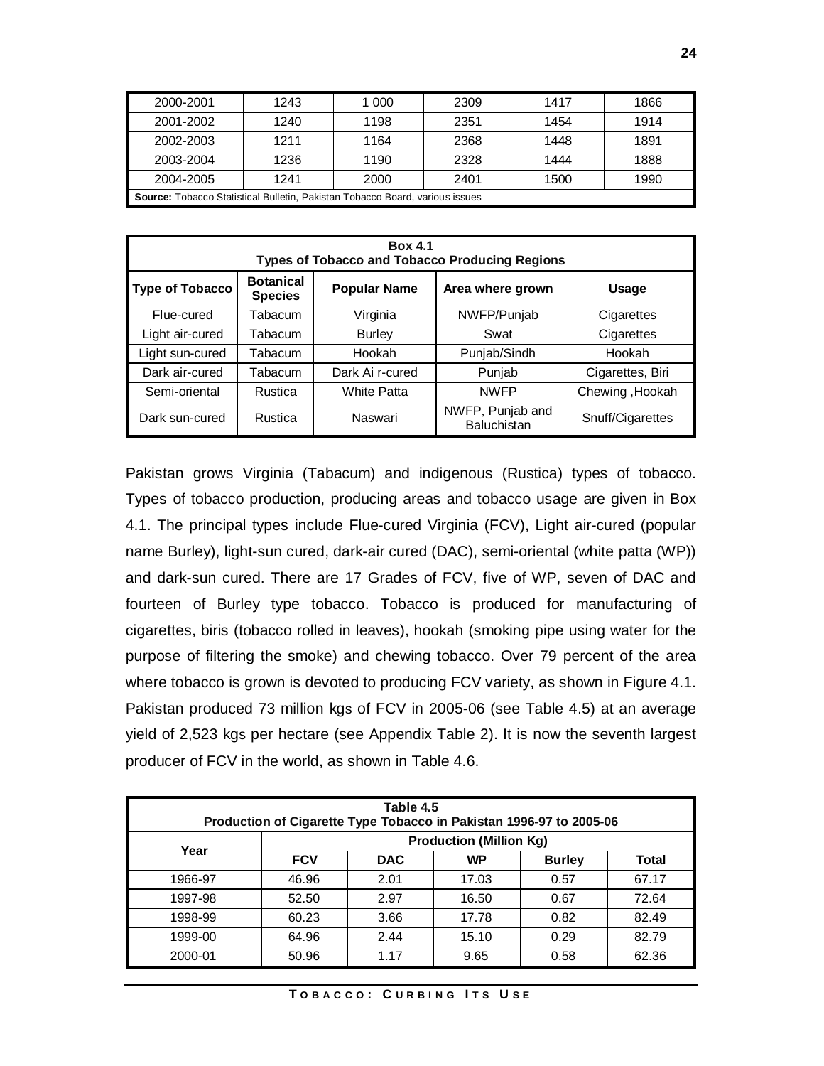| 2000-2001 | 1243 | 1 000 | 2309 | 1417 | 1866 |
|---|---|---|---|---|---|
| 2001-2002 | 1240 | 1198 | 2351 | 1454 | 1914 |
| 2002-2003 | 1211 | 1164 | 2368 | 1448 | 1891 |
| 2003-2004 | 1236 | 1190 | 2328 | 1444 | 1888 |
| 2004-2005 | 1241 | 2000 | 2401 | 1500 | 1990 |
| **Source:** Tobacco Statistical Bulletin, Pakistan Tobacco Board, various issues | | | | | |

**Box 4.1**
**Types of Tobacco and Tobacco Producing Regions**

| Type of Tobacco | Botanical Species | Popular Name | Area where grown | Usage |
|---|---|---|---|---|
| Flue-cured | Tabacum | Virginia | NWFP/Punjab | Cigarettes |
| Light air-cured | Tabacum | Burley | Swat | Cigarettes |
| Light sun-cured | Tabacum | Hookah | Punjab/Sindh | Hookah |
| Dark air-cured | Tabacum | Dark Ai r-cured | Punjab | Cigarettes, Biri |
| Semi-oriental | Rustica | White Patta | NWFP | Chewing ,Hookah |
| Dark sun-cured | Rustica | Naswari | NWFP, Punjab and Baluchistan | Snuff/Cigarettes |

Pakistan grows Virginia (Tabacum) and indigenous (Rustica) types of tobacco. Types of tobacco production, producing areas and tobacco usage are given in Box 4.1. The principal types include Flue-cured Virginia (FCV), Light air-cured (popular name Burley), light-sun cured, dark-air cured (DAC), semi-oriental (white patta (WP)) and dark-sun cured. There are 17 Grades of FCV, five of WP, seven of DAC and fourteen of Burley type tobacco. Tobacco is produced for manufacturing of cigarettes, biris (tobacco rolled in leaves), hookah (smoking pipe using water for the purpose of filtering the smoke) and chewing tobacco. Over 79 percent of the area where tobacco is grown is devoted to producing FCV variety, as shown in Figure 4.1. Pakistan produced 73 million kgs of FCV in 2005-06 (see Table 4.5) at an average yield of 2,523 kgs per hectare (see Appendix Table 2). It is now the seventh largest producer of FCV in the world, as shown in Table 4.6.

**Table 4.5**
**Production of Cigarette Type Tobacco in Pakistan 1996-97 to 2005-06**

| Year | Production (Million Kg) | | | | |
|---|---|---|---|---|---|
| | **FCV** | **DAC** | **WP** | **Burley** | **Total** |
| 1966-97 | 46.96 | 2.01 | 17.03 | 0.57 | 67.17 |
| 1997-98 | 52.50 | 2.97 | 16.50 | 0.67 | 72.64 |
| 1998-99 | 60.23 | 3.66 | 17.78 | 0.82 | 82.49 |
| 1999-00 | 64.96 | 2.44 | 15.10 | 0.29 | 82.79 |
| 2000-01 | 50.96 | 1.17 | 9.65 | 0.58 | 62.36 |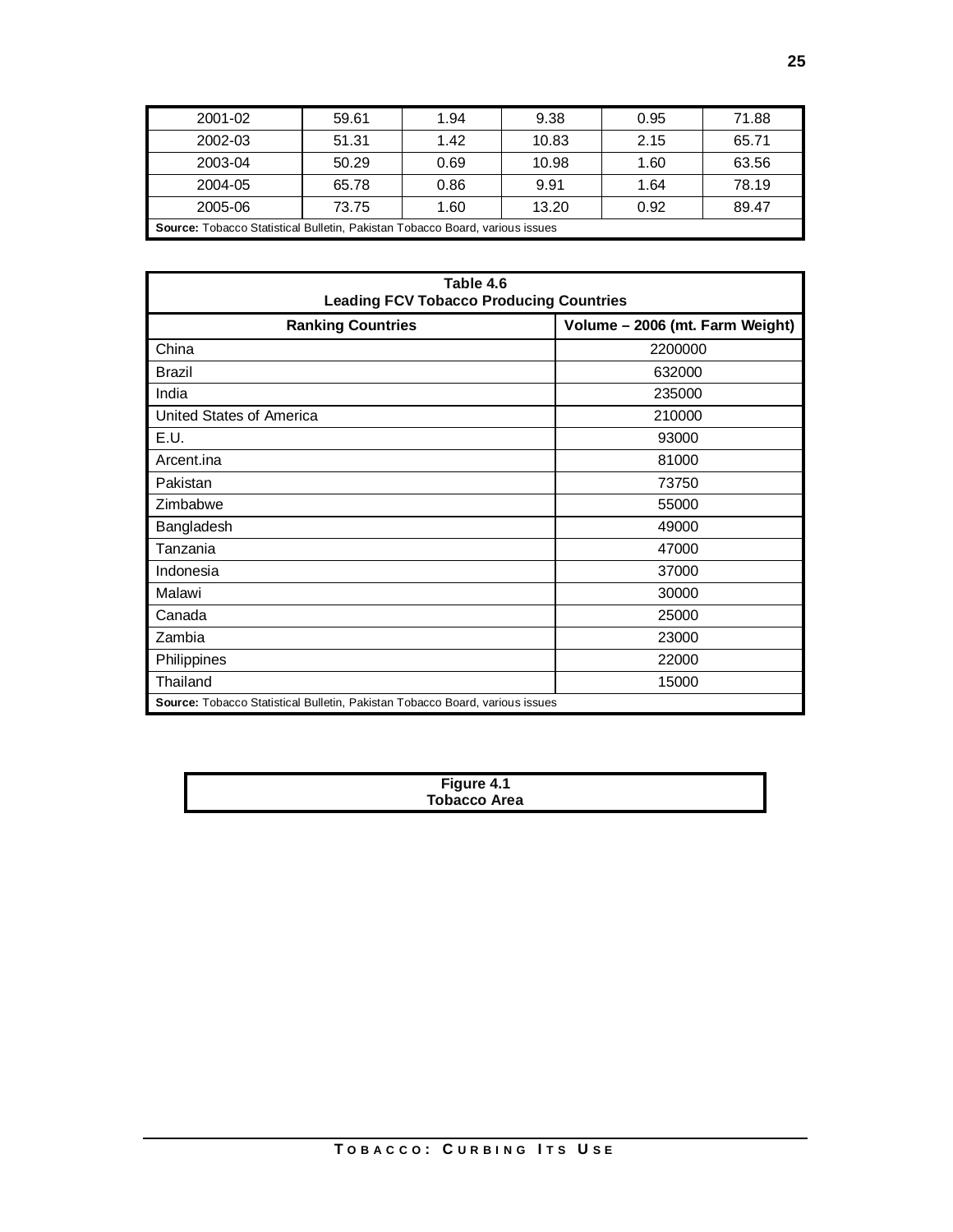| 2001-02 | 59.61 | 1.94 | 9.38 | 0.95 | 71.88 |
|---|---|---|---|---|---|
| 2002-03 | 51.31 | 1.42 | 10.83 | 2.15 | 65.71 |
| 2003-04 | 50.29 | 0.69 | 10.98 | 1.60 | 63.56 |
| 2004-05 | 65.78 | 0.86 | 9.91 | 1.64 | 78.19 |
| 2005-06 | 73.75 | 1.60 | 13.20 | 0.92 | 89.47 |

**Source:** Tobacco Statistical Bulletin, Pakistan Tobacco Board, various issues

**Table 4.6**
**Leading FCV Tobacco Producing Countries**

| Ranking Countries | Volume – 2006 (mt. Farm Weight) |
|---|---|
| China | 2200000 |
| Brazil | 632000 |
| India | 235000 |
| United States of America | 210000 |
| E.U. | 93000 |
| Arcent.ina | 81000 |
| Pakistan | 73750 |
| Zimbabwe | 55000 |
| Bangladesh | 49000 |
| Tanzania | 47000 |
| Indonesia | 37000 |
| Malawi | 30000 |
| Canada | 25000 |
| Zambia | 23000 |
| Philippines | 22000 |
| Thailand | 15000 |

**Source:** Tobacco Statistical Bulletin, Pakistan Tobacco Board, various issues

**Figure 4.1**
**Tobacco Area**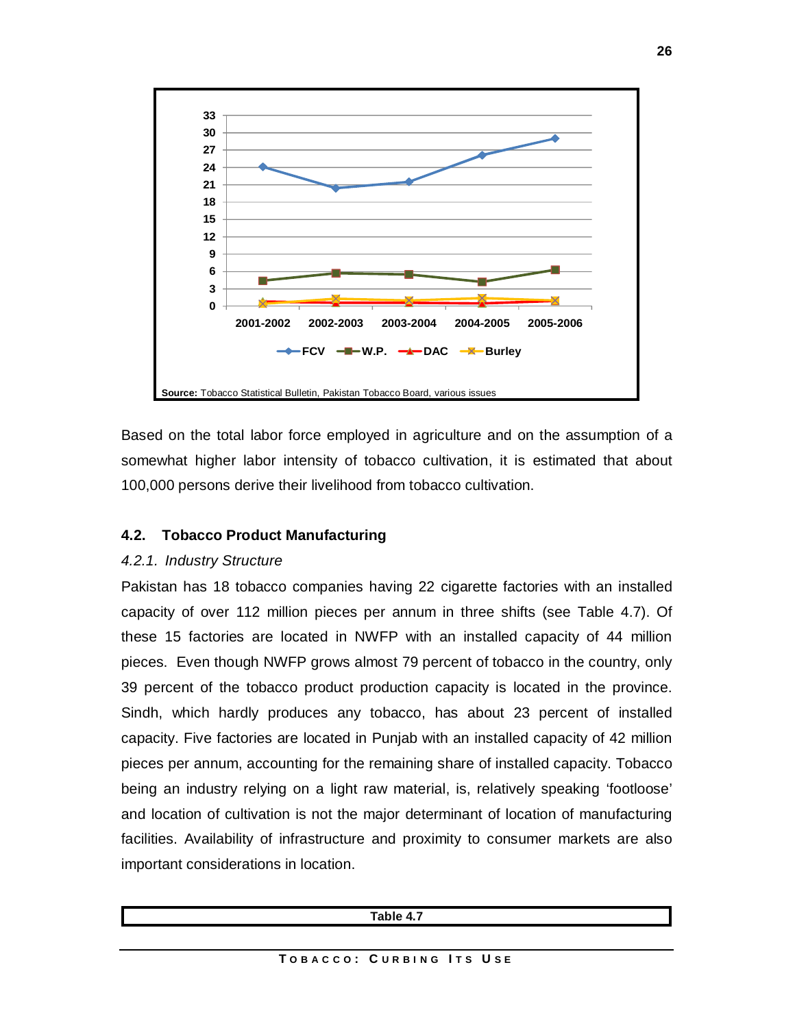Source: Tobacco Statistical Bulletin, Pakistan Tobacco Board, various issues

Based on the total labor force employed in agriculture and on the assumption of a somewhat higher labor intensity of tobacco cultivation, it is estimated that about 100,000 persons derive their livelihood from tobacco cultivation.

## 4.2. Tobacco Product Manufacturing

### *4.2.1. Industry Structure*

Pakistan has 18 tobacco companies having 22 cigarette factories with an installed capacity of over 112 million pieces per annum in three shifts (see Table 4.7). Of these 15 factories are located in NWFP with an installed capacity of 44 million pieces. Even though NWFP grows almost 79 percent of tobacco in the country, only 39 percent of the tobacco product production capacity is located in the province. Sindh, which hardly produces any tobacco, has about 23 percent of installed capacity. Five factories are located in Punjab with an installed capacity of 42 million pieces per annum, accounting for the remaining share of installed capacity. Tobacco being an industry relying on a light raw material, is, relatively speaking 'footloose' and location of cultivation is not the major determinant of location of manufacturing facilities. Availability of infrastructure and proximity to consumer markets are also important considerations in location.

**Table 4.7**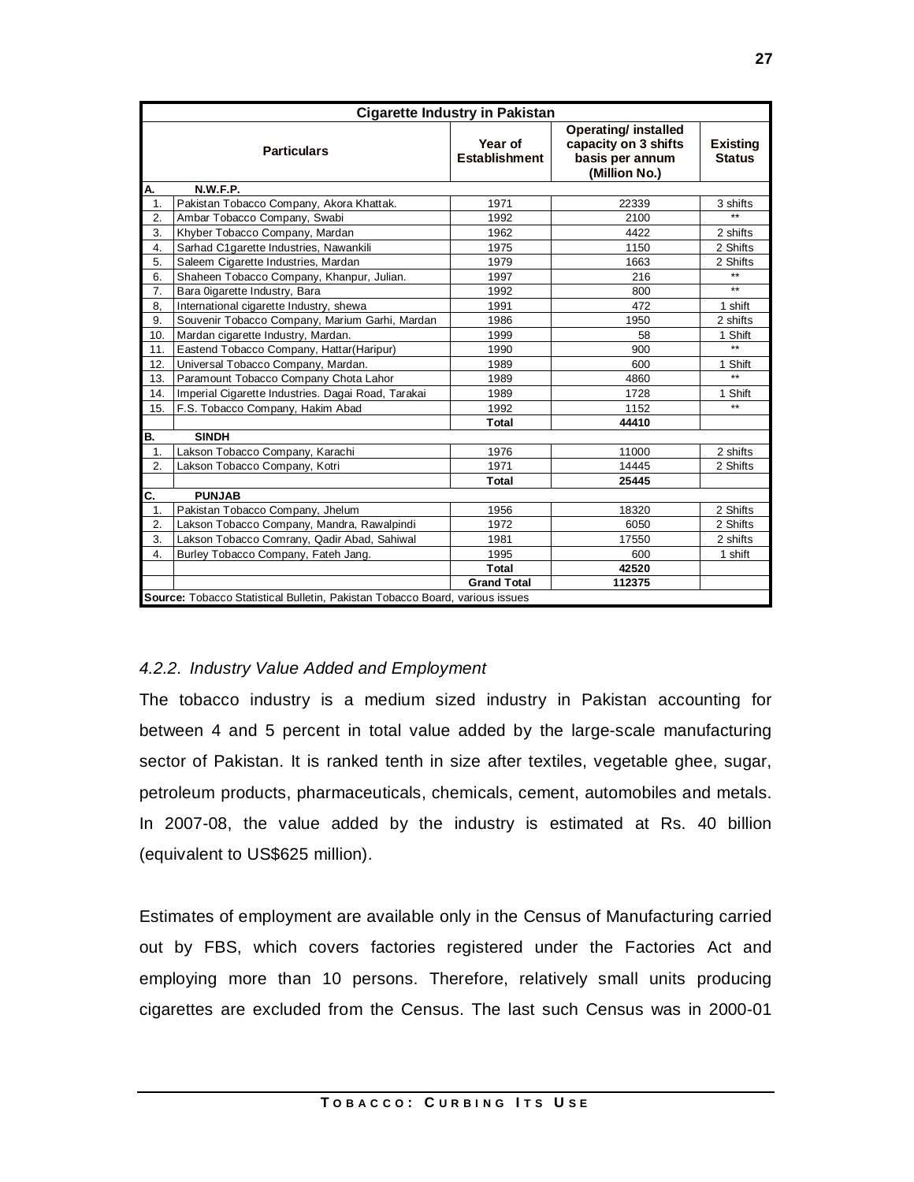| Cigarette Industry in Pakistan | | | | |
|---|---|---|---|---|
| **Particulars** | | **Year of Establishment** | **Operating/ installed capacity on 3 shifts basis per annum (Million No.)** | **Existing Status** |
| **A.** | **N.W.F.P.** | | | |
| 1. | Pakistan Tobacco Company, Akora Khattak. | 1971 | 22339 | 3 shifts |
| 2. | Ambar Tobacco Company, Swabi | 1992 | 2100 | ** |
| 3. | Khyber Tobacco Company, Mardan | 1962 | 4422 | 2 shifts |
| 4. | Sarhad C1garette Industries, Nawankili | 1975 | 1150 | 2 Shifts |
| 5. | Saleem Cigarette Industries, Mardan | 1979 | 1663 | 2 Shifts |
| 6. | Shaheen Tobacco Company, Khanpur, Julian. | 1997 | 216 | ** |
| 7. | Bara 0igarette Industry, Bara | 1992 | 800 | ** |
| 8, | International cigarette Industry, shewa | 1991 | 472 | 1 shift |
| 9. | Souvenir Tobacco Company, Marium Garhi, Mardan | 1986 | 1950 | 2 shifts |
| 10. | Mardan cigarette Industry, Mardan. | 1999 | 58 | 1 Shift |
| 11. | Eastend Tobacco Company, Hattar(Haripur) | 1990 | 900 | ** |
| 12. | Universal Tobacco Company, Mardan. | 1989 | 600 | 1 Shift |
| 13. | Paramount Tobacco Company Chota Lahor | 1989 | 4860 | ** |
| 14. | Imperial Cigarette Industries. Dagai Road, Tarakai | 1989 | 1728 | 1 Shift |
| 15. | F.S. Tobacco Company, Hakim Abad | 1992 | 1152 | ** |
| | | **Total** | **44410** | |
| **B.** | **SINDH** | | | |
| 1. | Lakson Tobacco Company, Karachi | 1976 | 11000 | 2 shifts |
| 2. | Lakson Tobacco Company, Kotri | 1971 | 14445 | 2 Shifts |
| | | **Total** | **25445** | |
| **C.** | **PUNJAB** | | | |
| 1. | Pakistan Tobacco Company, Jhelum | 1956 | 18320 | 2 Shifts |
| 2. | Lakson Tobacco Company, Mandra, Rawalpindi | 1972 | 6050 | 2 Shifts |
| 3. | Lakson Tobacco Comrany, Qadir Abad, Sahiwal | 1981 | 17550 | 2 shifts |
| 4. | Burley Tobacco Company, Fateh Jang. | 1995 | 600 | 1 shift |
| | | **Total** | **42520** | |
| | | **Grand Total** | **112375** | |

**Source:** Tobacco Statistical Bulletin, Pakistan Tobacco Board, various issues

### *4.2.2. Industry Value Added and Employment*

The tobacco industry is a medium sized industry in Pakistan accounting for between 4 and 5 percent in total value added by the large-scale manufacturing sector of Pakistan. It is ranked tenth in size after textiles, vegetable ghee, sugar, petroleum products, pharmaceuticals, chemicals, cement, automobiles and metals. In 2007-08, the value added by the industry is estimated at Rs. 40 billion (equivalent to US$625 million).

Estimates of employment are available only in the Census of Manufacturing carried out by FBS, which covers factories registered under the Factories Act and employing more than 10 persons. Therefore, relatively small units producing cigarettes are excluded from the Census. The last such Census was in 2000-01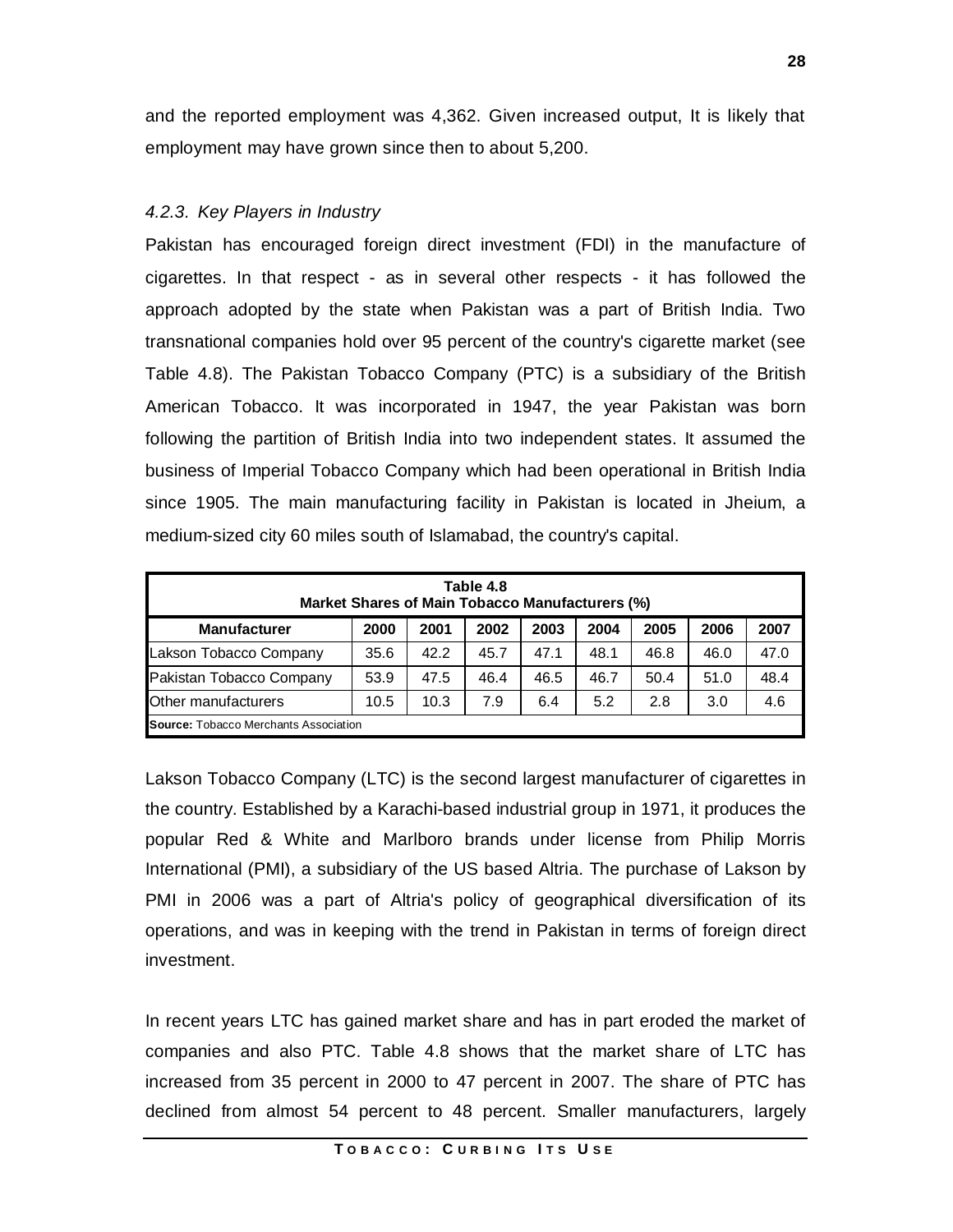and the reported employment was 4,362. Given increased output, It is likely that employment may have grown since then to about 5,200.

#### *4.2.3. Key Players in Industry*

Pakistan has encouraged foreign direct investment (FDI) in the manufacture of cigarettes. In that respect - as in several other respects - it has followed the approach adopted by the state when Pakistan was a part of British India. Two transnational companies hold over 95 percent of the country's cigarette market (see Table 4.8). The Pakistan Tobacco Company (PTC) is a subsidiary of the British American Tobacco. It was incorporated in 1947, the year Pakistan was born following the partition of British India into two independent states. It assumed the business of Imperial Tobacco Company which had been operational in British India since 1905. The main manufacturing facility in Pakistan is located in Jheium, a medium-sized city 60 miles south of Islamabad, the country's capital.

**Table 4.8**
**Market Shares of Main Tobacco Manufacturers (%)**

| Manufacturer | 2000 | 2001 | 2002 | 2003 | 2004 | 2005 | 2006 | 2007 |
|---|---|---|---|---|---|---|---|---|
| Lakson Tobacco Company | 35.6 | 42.2 | 45.7 | 47.1 | 48.1 | 46.8 | 46.0 | 47.0 |
| Pakistan Tobacco Company | 53.9 | 47.5 | 46.4 | 46.5 | 46.7 | 50.4 | 51.0 | 48.4 |
| Other manufacturers | 10.5 | 10.3 | 7.9 | 6.4 | 5.2 | 2.8 | 3.0 | 4.6 |

**Source:** Tobacco Merchants Association

Lakson Tobacco Company (LTC) is the second largest manufacturer of cigarettes in the country. Established by a Karachi-based industrial group in 1971, it produces the popular Red & White and Marlboro brands under license from Philip Morris International (PMI), a subsidiary of the US based Altria. The purchase of Lakson by PMI in 2006 was a part of Altria's policy of geographical diversification of its operations, and was in keeping with the trend in Pakistan in terms of foreign direct investment.

In recent years LTC has gained market share and has in part eroded the market of companies and also PTC. Table 4.8 shows that the market share of LTC has increased from 35 percent in 2000 to 47 percent in 2007. The share of PTC has declined from almost 54 percent to 48 percent. Smaller manufacturers, largely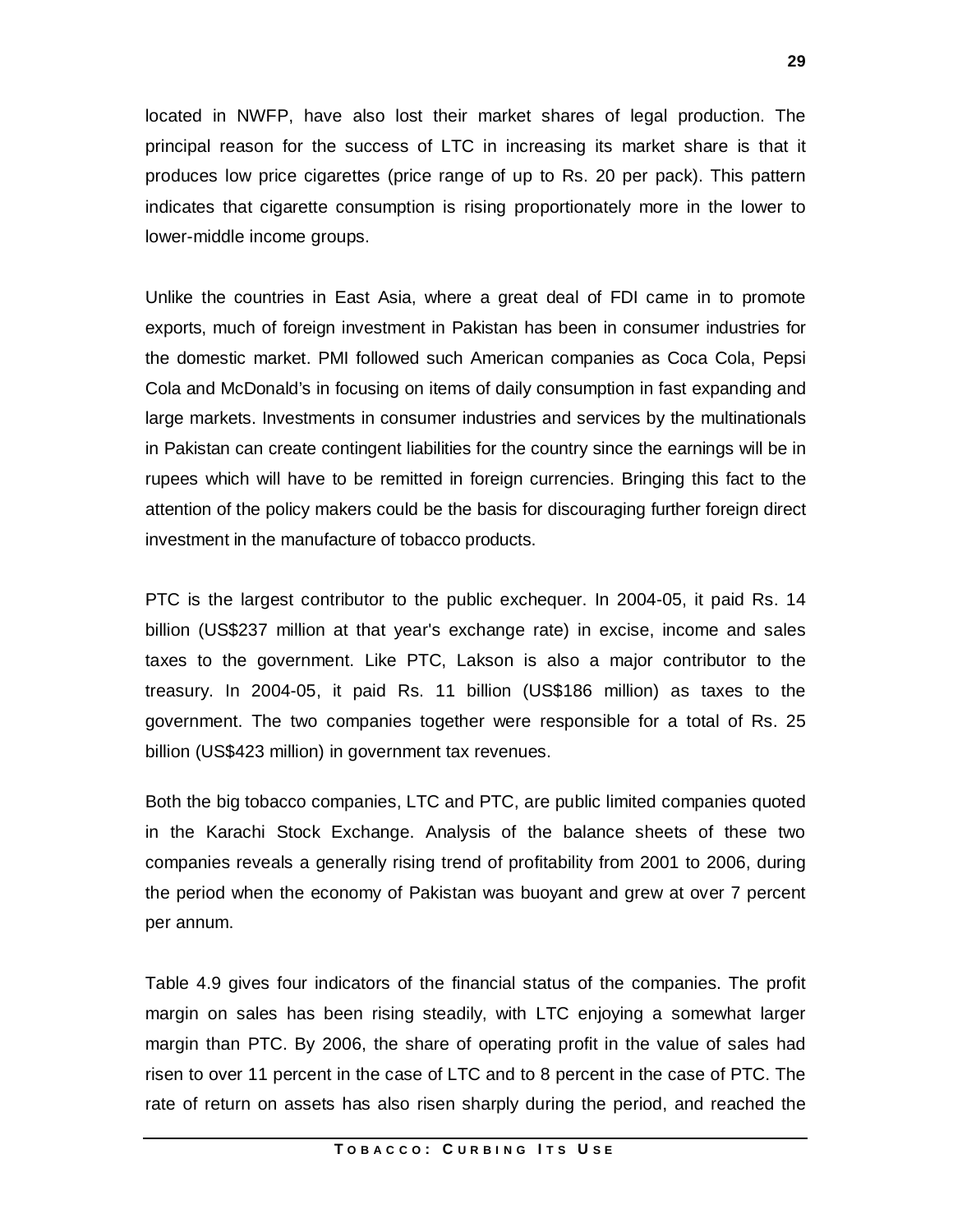located in NWFP, have also lost their market shares of legal production. The principal reason for the success of LTC in increasing its market share is that it produces low price cigarettes (price range of up to Rs. 20 per pack). This pattern indicates that cigarette consumption is rising proportionately more in the lower to lower-middle income groups.

Unlike the countries in East Asia, where a great deal of FDI came in to promote exports, much of foreign investment in Pakistan has been in consumer industries for the domestic market. PMI followed such American companies as Coca Cola, Pepsi Cola and McDonald's in focusing on items of daily consumption in fast expanding and large markets. Investments in consumer industries and services by the multinationals in Pakistan can create contingent liabilities for the country since the earnings will be in rupees which will have to be remitted in foreign currencies. Bringing this fact to the attention of the policy makers could be the basis for discouraging further foreign direct investment in the manufacture of tobacco products.

PTC is the largest contributor to the public exchequer. In 2004-05, it paid Rs. 14 billion (US$237 million at that year's exchange rate) in excise, income and sales taxes to the government. Like PTC, Lakson is also a major contributor to the treasury. In 2004-05, it paid Rs. 11 billion (US$186 million) as taxes to the government. The two companies together were responsible for a total of Rs. 25 billion (US$423 million) in government tax revenues.

Both the big tobacco companies, LTC and PTC, are public limited companies quoted in the Karachi Stock Exchange. Analysis of the balance sheets of these two companies reveals a generally rising trend of profitability from 2001 to 2006, during the period when the economy of Pakistan was buoyant and grew at over 7 percent per annum.

Table 4.9 gives four indicators of the financial status of the companies. The profit margin on sales has been rising steadily, with LTC enjoying a somewhat larger margin than PTC. By 2006, the share of operating profit in the value of sales had risen to over 11 percent in the case of LTC and to 8 percent in the case of PTC. The rate of return on assets has also risen sharply during the period, and reached the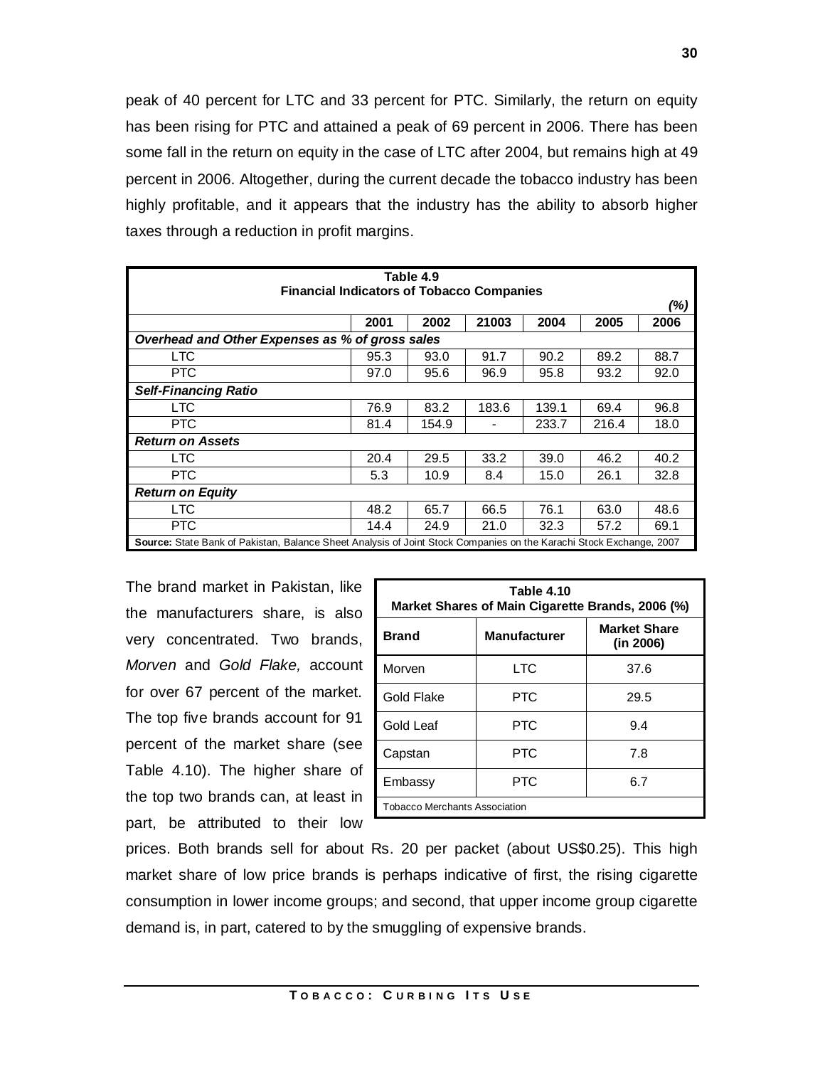peak of 40 percent for LTC and 33 percent for PTC. Similarly, the return on equity has been rising for PTC and attained a peak of 69 percent in 2006. There has been some fall in the return on equity in the case of LTC after 2004, but remains high at 49 percent in 2006. Altogether, during the current decade the tobacco industry has been highly profitable, and it appears that the industry has the ability to absorb higher taxes through a reduction in profit margins.

**Table 4.9**
**Financial Indicators of Tobacco Companies**

*(%)*

| | 2001 | 2002 | 21003 | 2004 | 2005 | 2006 |
|---|---|---|---|---|---|---|
| ***Overhead and Other Expenses as % of gross sales*** | | | | | | |
| LTC | 95.3 | 93.0 | 91.7 | 90.2 | 89.2 | 88.7 |
| PTC | 97.0 | 95.6 | 96.9 | 95.8 | 93.2 | 92.0 |
| ***Self-Financing Ratio*** | | | | | | |
| LTC | 76.9 | 83.2 | 183.6 | 139.1 | 69.4 | 96.8 |
| PTC | 81.4 | 154.9 | - | 233.7 | 216.4 | 18.0 |
| ***Return on Assets*** | | | | | | |
| LTC | 20.4 | 29.5 | 33.2 | 39.0 | 46.2 | 40.2 |
| PTC | 5.3 | 10.9 | 8.4 | 15.0 | 26.1 | 32.8 |
| ***Return on Equity*** | | | | | | |
| LTC | 48.2 | 65.7 | 66.5 | 76.1 | 63.0 | 48.6 |
| PTC | 14.4 | 24.9 | 21.0 | 32.3 | 57.2 | 69.1 |

**Source:** State Bank of Pakistan, Balance Sheet Analysis of Joint Stock Companies on the Karachi Stock Exchange, 2007

The brand market in Pakistan, like the manufacturers share, is also very concentrated. Two brands, *Morven* and *Gold Flake,* account for over 67 percent of the market. The top five brands account for 91 percent of the market share (see Table 4.10). The higher share of the top two brands can, at least in part, be attributed to their low prices. Both brands sell for about Rs. 20 per packet (about US$0.25). This high market share of low price brands is perhaps indicative of first, the rising cigarette consumption in lower income groups; and second, that upper income group cigarette demand is, in part, catered to by the smuggling of expensive brands.

**Table 4.10**
**Market Shares of Main Cigarette Brands, 2006 (%)**

| Brand | Manufacturer | Market Share (in 2006) |
|---|---|---|
| Morven | LTC | 37.6 |
| Gold Flake | PTC | 29.5 |
| Gold Leaf | PTC | 9.4 |
| Capstan | PTC | 7.8 |
| Embassy | PTC | 6.7 |

Tobacco Merchants Association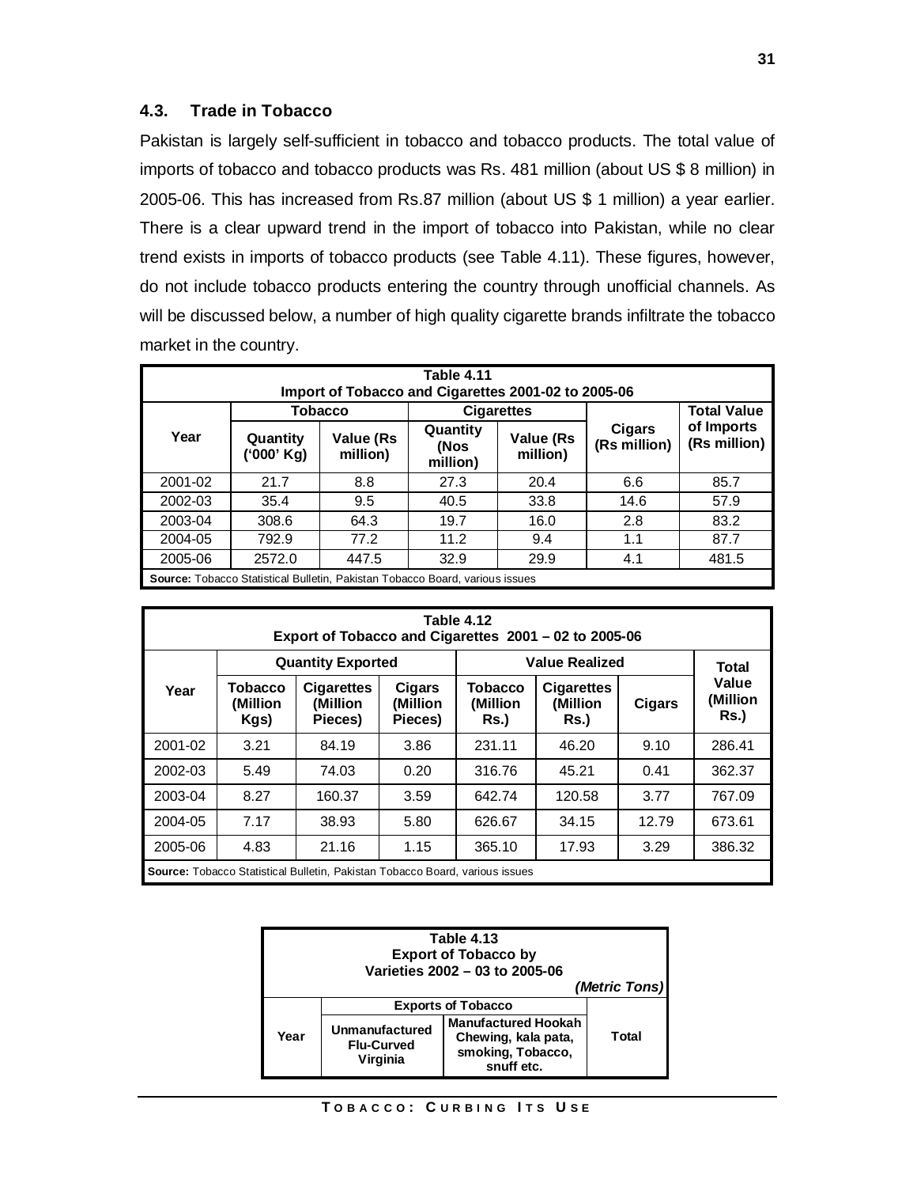### 4.3. Trade in Tobacco

Pakistan is largely self-sufficient in tobacco and tobacco products. The total value of imports of tobacco and tobacco products was Rs. 481 million (about US $ 8 million) in 2005-06. This has increased from Rs.87 million (about US $ 1 million) a year earlier. There is a clear upward trend in the import of tobacco into Pakistan, while no clear trend exists in imports of tobacco products (see Table 4.11). These figures, however, do not include tobacco products entering the country through unofficial channels. As will be discussed below, a number of high quality cigarette brands infiltrate the tobacco market in the country.

**Table 4.11**
**Import of Tobacco and Cigarettes 2001-02 to 2005-06**

| Year | Tobacco | | Cigarettes | | Cigars (Rs million) | Total Value of Imports (Rs million) |
|---|---|---|---|---|---|---|
| | Quantity ('000' Kg) | Value (Rs million) | Quantity (Nos million) | Value (Rs million) | | |
| 2001-02 | 21.7 | 8.8 | 27.3 | 20.4 | 6.6 | 85.7 |
| 2002-03 | 35.4 | 9.5 | 40.5 | 33.8 | 14.6 | 57.9 |
| 2003-04 | 308.6 | 64.3 | 19.7 | 16.0 | 2.8 | 83.2 |
| 2004-05 | 792.9 | 77.2 | 11.2 | 9.4 | 1.1 | 87.7 |
| 2005-06 | 2572.0 | 447.5 | 32.9 | 29.9 | 4.1 | 481.5 |

**Source:** Tobacco Statistical Bulletin, Pakistan Tobacco Board, various issues

**Table 4.12**
**Export of Tobacco and Cigarettes 2001 – 02 to 2005-06**

| Year | Quantity Exported | | | Value Realized | | | Total Value (Million Rs.) |
|---|---|---|---|---|---|---|---|
| | Tobacco (Million Kgs) | Cigarettes (Million Pieces) | Cigars (Million Pieces) | Tobacco (Million Rs.) | Cigarettes (Million Rs.) | Cigars | |
| 2001-02 | 3.21 | 84.19 | 3.86 | 231.11 | 46.20 | 9.10 | 286.41 |
| 2002-03 | 5.49 | 74.03 | 0.20 | 316.76 | 45.21 | 0.41 | 362.37 |
| 2003-04 | 8.27 | 160.37 | 3.59 | 642.74 | 120.58 | 3.77 | 767.09 |
| 2004-05 | 7.17 | 38.93 | 5.80 | 626.67 | 34.15 | 12.79 | 673.61 |
| 2005-06 | 4.83 | 21.16 | 1.15 | 365.10 | 17.93 | 3.29 | 386.32 |

**Source:** Tobacco Statistical Bulletin, Pakistan Tobacco Board, various issues

**Table 4.13**
**Export of Tobacco by Varieties 2002 – 03 to 2005-06**

*(Metric Tons)*

| Year | Exports of Tobacco | | Total |
|---|---|---|---|
| | Unmanufactured Flu-Curved Virginia | Manufactured Hookah Chewing, kala pata, smoking, Tobacco, snuff etc. | |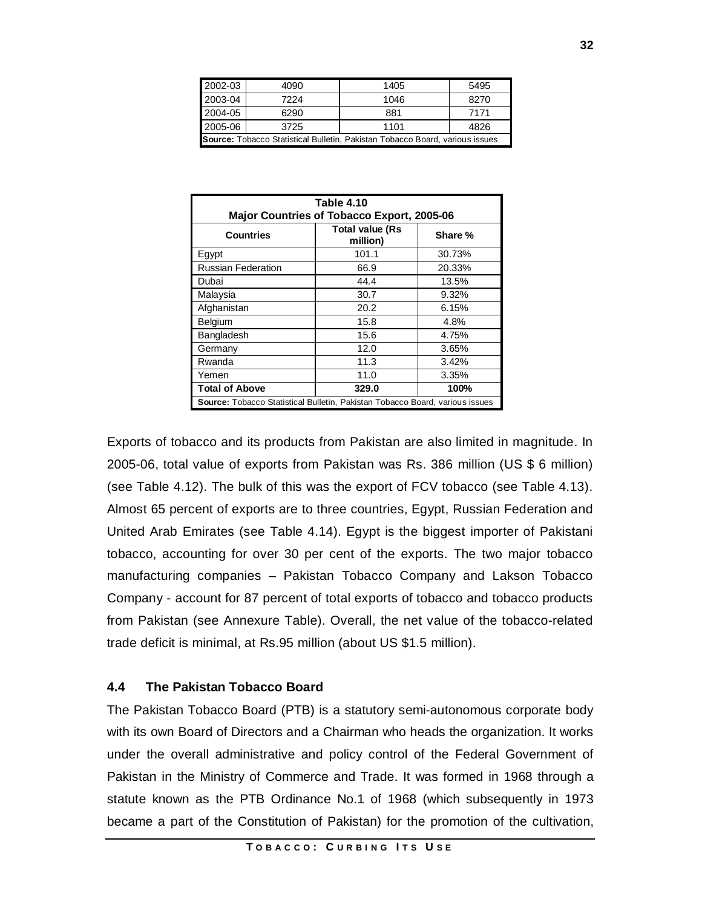| | | | |
|---|---|---|---|
| 2002-03 | 4090 | 1405 | 5495 |
| 2003-04 | 7224 | 1046 | 8270 |
| 2004-05 | 6290 | 881 | 7171 |
| 2005-06 | 3725 | 1101 | 4826 |

**Source:** Tobacco Statistical Bulletin, Pakistan Tobacco Board, various issues

**Table 4.10**
**Major Countries of Tobacco Export, 2005-06**

| Countries | Total value (Rs million) | Share % |
|---|---|---|
| Egypt | 101.1 | 30.73% |
| Russian Federation | 66.9 | 20.33% |
| Dubai | 44.4 | 13.5% |
| Malaysia | 30.7 | 9.32% |
| Afghanistan | 20.2 | 6.15% |
| Belgium | 15.8 | 4.8% |
| Bangladesh | 15.6 | 4.75% |
| Germany | 12.0 | 3.65% |
| Rwanda | 11.3 | 3.42% |
| Yemen | 11.0 | 3.35% |
| **Total of Above** | **329.0** | **100%** |

**Source:** Tobacco Statistical Bulletin, Pakistan Tobacco Board, various issues

Exports of tobacco and its products from Pakistan are also limited in magnitude. In 2005-06, total value of exports from Pakistan was Rs. 386 million (US $ 6 million) (see Table 4.12). The bulk of this was the export of FCV tobacco (see Table 4.13). Almost 65 percent of exports are to three countries, Egypt, Russian Federation and United Arab Emirates (see Table 4.14). Egypt is the biggest importer of Pakistani tobacco, accounting for over 30 per cent of the exports. The two major tobacco manufacturing companies – Pakistan Tobacco Company and Lakson Tobacco Company - account for 87 percent of total exports of tobacco and tobacco products from Pakistan (see Annexure Table). Overall, the net value of the tobacco-related trade deficit is minimal, at Rs.95 million (about US $1.5 million).

### 4.4 The Pakistan Tobacco Board

The Pakistan Tobacco Board (PTB) is a statutory semi-autonomous corporate body with its own Board of Directors and a Chairman who heads the organization. It works under the overall administrative and policy control of the Federal Government of Pakistan in the Ministry of Commerce and Trade. It was formed in 1968 through a statute known as the PTB Ordinance No.1 of 1968 (which subsequently in 1973 became a part of the Constitution of Pakistan) for the promotion of the cultivation,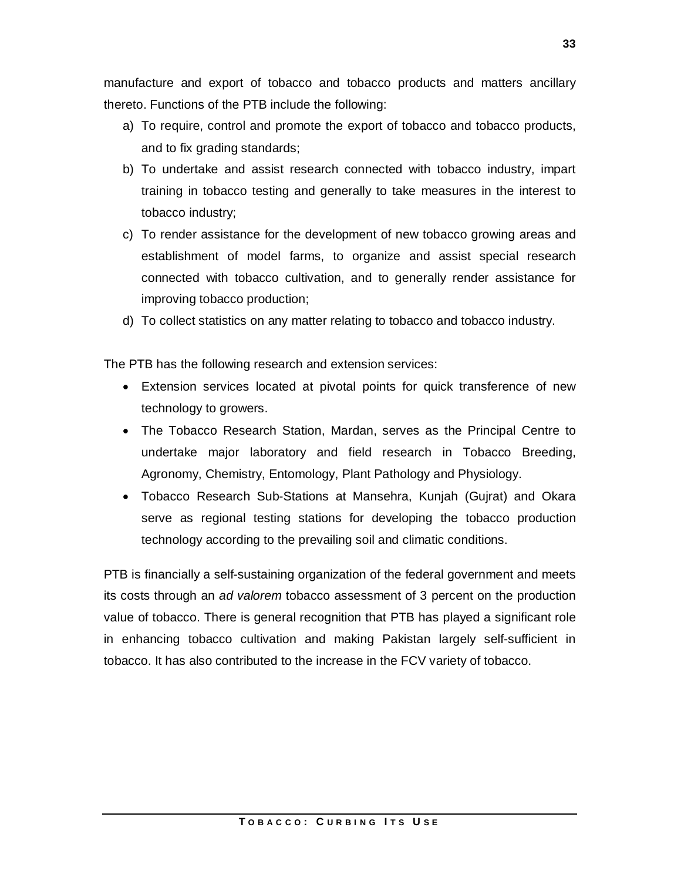manufacture and export of tobacco and tobacco products and matters ancillary thereto. Functions of the PTB include the following:

a) To require, control and promote the export of tobacco and tobacco products, and to fix grading standards;
b) To undertake and assist research connected with tobacco industry, impart training in tobacco testing and generally to take measures in the interest to tobacco industry;
c) To render assistance for the development of new tobacco growing areas and establishment of model farms, to organize and assist special research connected with tobacco cultivation, and to generally render assistance for improving tobacco production;
d) To collect statistics on any matter relating to tobacco and tobacco industry.

The PTB has the following research and extension services:

- Extension services located at pivotal points for quick transference of new technology to growers.
- The Tobacco Research Station, Mardan, serves as the Principal Centre to undertake major laboratory and field research in Tobacco Breeding, Agronomy, Chemistry, Entomology, Plant Pathology and Physiology.
- Tobacco Research Sub-Stations at Mansehra, Kunjah (Gujrat) and Okara serve as regional testing stations for developing the tobacco production technology according to the prevailing soil and climatic conditions.

PTB is financially a self-sustaining organization of the federal government and meets its costs through an *ad valorem* tobacco assessment of 3 percent on the production value of tobacco. There is general recognition that PTB has played a significant role in enhancing tobacco cultivation and making Pakistan largely self-sufficient in tobacco. It has also contributed to the increase in the FCV variety of tobacco.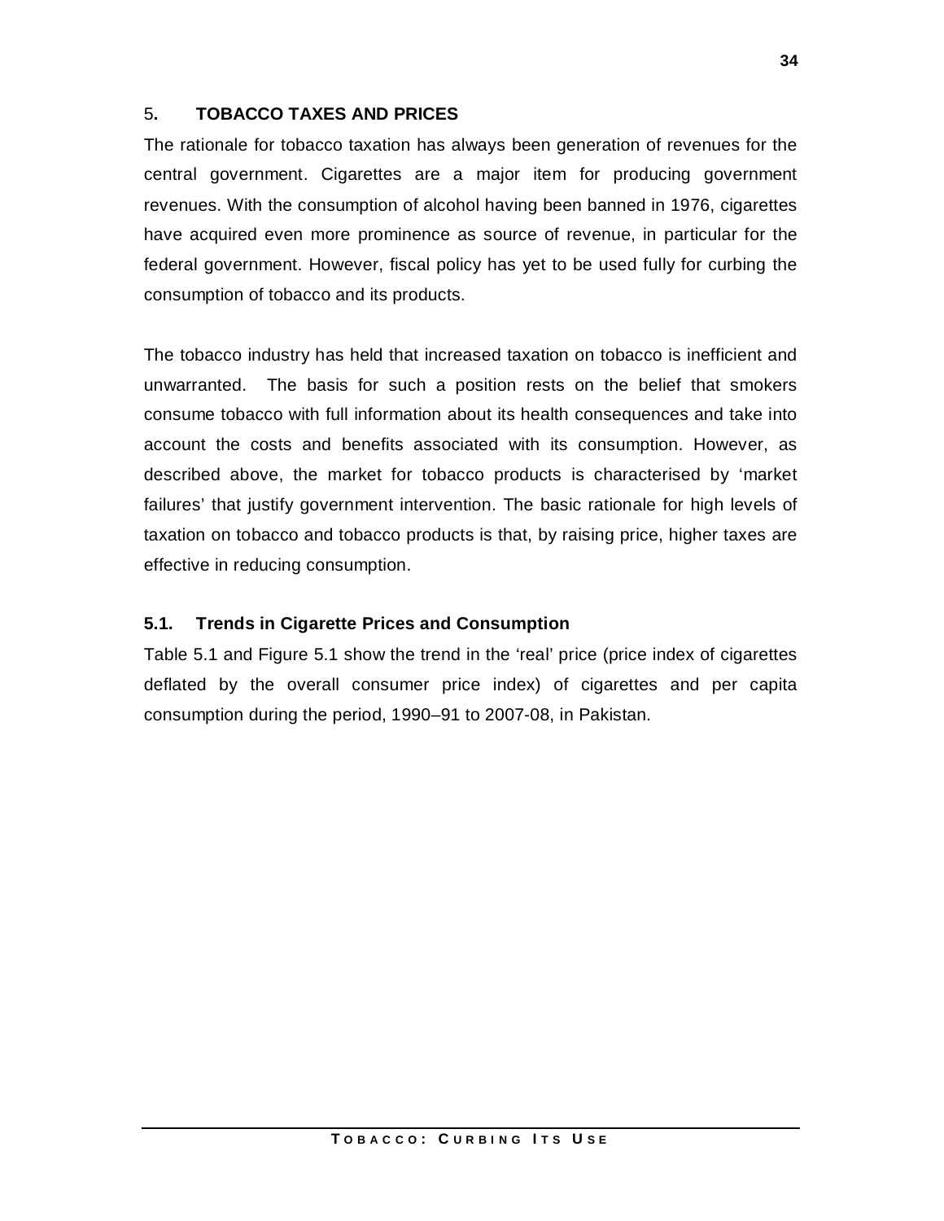## 5. TOBACCO TAXES AND PRICES

The rationale for tobacco taxation has always been generation of revenues for the central government. Cigarettes are a major item for producing government revenues. With the consumption of alcohol having been banned in 1976, cigarettes have acquired even more prominence as source of revenue, in particular for the federal government. However, fiscal policy has yet to be used fully for curbing the consumption of tobacco and its products.

The tobacco industry has held that increased taxation on tobacco is inefficient and unwarranted. The basis for such a position rests on the belief that smokers consume tobacco with full information about its health consequences and take into account the costs and benefits associated with its consumption. However, as described above, the market for tobacco products is characterised by 'market failures' that justify government intervention. The basic rationale for high levels of taxation on tobacco and tobacco products is that, by raising price, higher taxes are effective in reducing consumption.

### 5.1. Trends in Cigarette Prices and Consumption

Table 5.1 and Figure 5.1 show the trend in the 'real' price (price index of cigarettes deflated by the overall consumer price index) of cigarettes and per capita consumption during the period, 1990–91 to 2007-08, in Pakistan.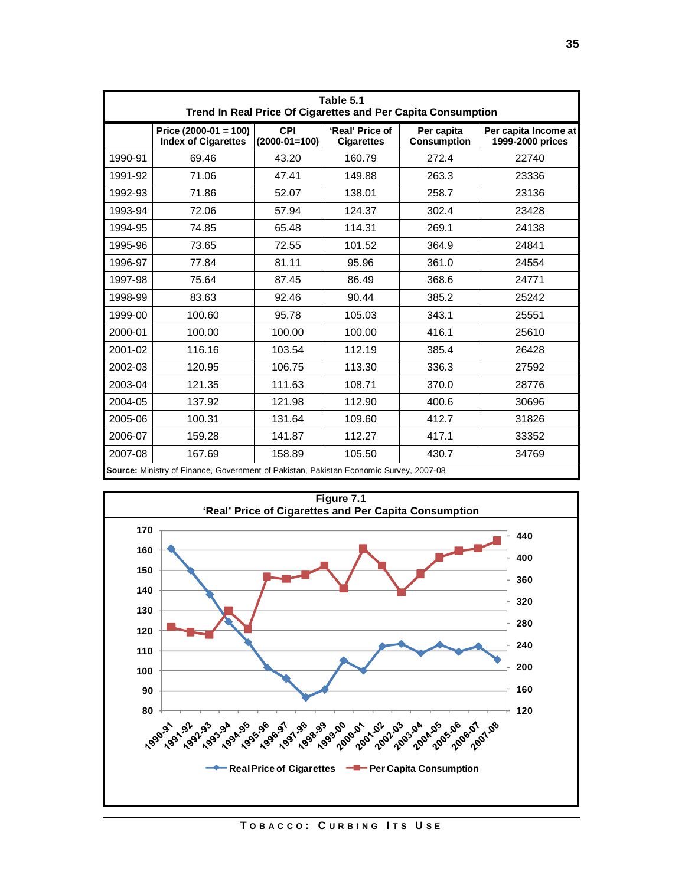**Table 5.1**
**Trend In Real Price Of Cigarettes and Per Capita Consumption**

| | Price (2000-01 = 100) Index of Cigarettes | CPI (2000-01=100) | 'Real' Price of Cigarettes | Per capita Consumption | Per capita Income at 1999-2000 prices |
|---|---|---|---|---|---|
| 1990-91 | 69.46 | 43.20 | 160.79 | 272.4 | 22740 |
| 1991-92 | 71.06 | 47.41 | 149.88 | 263.3 | 23336 |
| 1992-93 | 71.86 | 52.07 | 138.01 | 258.7 | 23136 |
| 1993-94 | 72.06 | 57.94 | 124.37 | 302.4 | 23428 |
| 1994-95 | 74.85 | 65.48 | 114.31 | 269.1 | 24138 |
| 1995-96 | 73.65 | 72.55 | 101.52 | 364.9 | 24841 |
| 1996-97 | 77.84 | 81.11 | 95.96 | 361.0 | 24554 |
| 1997-98 | 75.64 | 87.45 | 86.49 | 368.6 | 24771 |
| 1998-99 | 83.63 | 92.46 | 90.44 | 385.2 | 25242 |
| 1999-00 | 100.60 | 95.78 | 105.03 | 343.1 | 25551 |
| 2000-01 | 100.00 | 100.00 | 100.00 | 416.1 | 25610 |
| 2001-02 | 116.16 | 103.54 | 112.19 | 385.4 | 26428 |
| 2002-03 | 120.95 | 106.75 | 113.30 | 336.3 | 27592 |
| 2003-04 | 121.35 | 111.63 | 108.71 | 370.0 | 28776 |
| 2004-05 | 137.92 | 121.98 | 112.90 | 400.6 | 30696 |
| 2005-06 | 100.31 | 131.64 | 109.60 | 412.7 | 31826 |
| 2006-07 | 159.28 | 141.87 | 112.27 | 417.1 | 33352 |
| 2007-08 | 167.69 | 158.89 | 105.50 | 430.7 | 34769 |

**Source:** Ministry of Finance, Government of Pakistan, Pakistan Economic Survey, 2007-08

**Figure 7.1**
**'Real' Price of Cigarettes and Per Capita Consumption**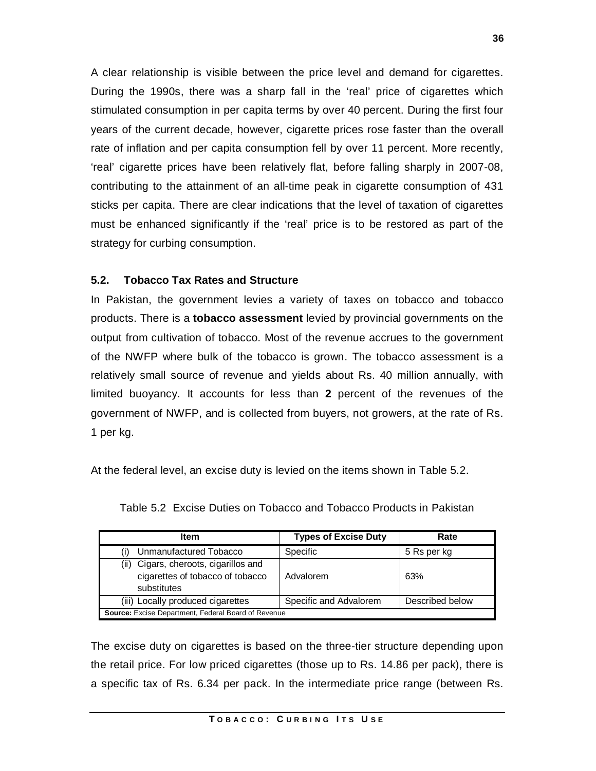A clear relationship is visible between the price level and demand for cigarettes. During the 1990s, there was a sharp fall in the 'real' price of cigarettes which stimulated consumption in per capita terms by over 40 percent. During the first four years of the current decade, however, cigarette prices rose faster than the overall rate of inflation and per capita consumption fell by over 11 percent. More recently, 'real' cigarette prices have been relatively flat, before falling sharply in 2007-08, contributing to the attainment of an all-time peak in cigarette consumption of 431 sticks per capita. There are clear indications that the level of taxation of cigarettes must be enhanced significantly if the 'real' price is to be restored as part of the strategy for curbing consumption.

### 5.2. Tobacco Tax Rates and Structure

In Pakistan, the government levies a variety of taxes on tobacco and tobacco products. There is a **tobacco assessment** levied by provincial governments on the output from cultivation of tobacco. Most of the revenue accrues to the government of the NWFP where bulk of the tobacco is grown. The tobacco assessment is a relatively small source of revenue and yields about Rs. 40 million annually, with limited buoyancy. It accounts for less than **2** percent of the revenues of the government of NWFP, and is collected from buyers, not growers, at the rate of Rs. 1 per kg.

At the federal level, an excise duty is levied on the items shown in Table 5.2.

Table 5.2 Excise Duties on Tobacco and Tobacco Products in Pakistan

| Item | Types of Excise Duty | Rate |
|---|---|---|
| (i) Unmanufactured Tobacco | Specific | 5 Rs per kg |
| (ii) Cigars, cheroots, cigarillos and cigarettes of tobacco of tobacco substitutes | Advalorem | 63% |
| (iii) Locally produced cigarettes | Specific and Advalorem | Described below |

**Source:** Excise Department, Federal Board of Revenue

The excise duty on cigarettes is based on the three-tier structure depending upon the retail price. For low priced cigarettes (those up to Rs. 14.86 per pack), there is a specific tax of Rs. 6.34 per pack. In the intermediate price range (between Rs.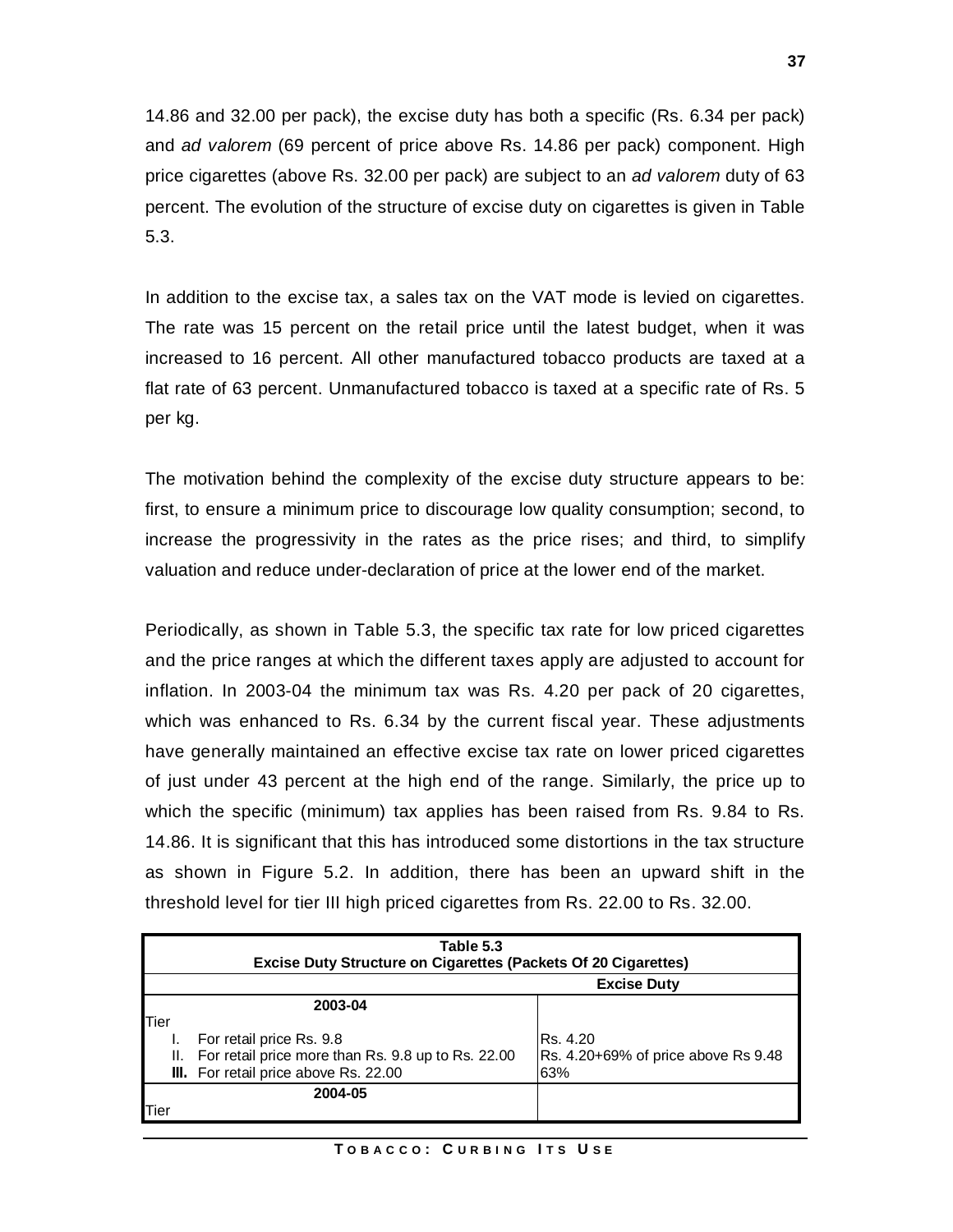14.86 and 32.00 per pack), the excise duty has both a specific (Rs. 6.34 per pack) and *ad valorem* (69 percent of price above Rs. 14.86 per pack) component. High price cigarettes (above Rs. 32.00 per pack) are subject to an *ad valorem* duty of 63 percent. The evolution of the structure of excise duty on cigarettes is given in Table 5.3.

In addition to the excise tax, a sales tax on the VAT mode is levied on cigarettes. The rate was 15 percent on the retail price until the latest budget, when it was increased to 16 percent. All other manufactured tobacco products are taxed at a flat rate of 63 percent. Unmanufactured tobacco is taxed at a specific rate of Rs. 5 per kg.

The motivation behind the complexity of the excise duty structure appears to be: first, to ensure a minimum price to discourage low quality consumption; second, to increase the progressivity in the rates as the price rises; and third, to simplify valuation and reduce under-declaration of price at the lower end of the market.

Periodically, as shown in Table 5.3, the specific tax rate for low priced cigarettes and the price ranges at which the different taxes apply are adjusted to account for inflation. In 2003-04 the minimum tax was Rs. 4.20 per pack of 20 cigarettes, which was enhanced to Rs. 6.34 by the current fiscal year. These adjustments have generally maintained an effective excise tax rate on lower priced cigarettes of just under 43 percent at the high end of the range. Similarly, the price up to which the specific (minimum) tax applies has been raised from Rs. 9.84 to Rs. 14.86. It is significant that this has introduced some distortions in the tax structure as shown in Figure 5.2. In addition, there has been an upward shift in the threshold level for tier III high priced cigarettes from Rs. 22.00 to Rs. 32.00.

**Table 5.3**
**Excise Duty Structure on Cigarettes (Packets Of 20 Cigarettes)**

| | **Excise Duty** |
|---|---|
| **2003-04** | |
| Tier | |
| I. For retail price Rs. 9.8 | Rs. 4.20 |
| II. For retail price more than Rs. 9.8 up to Rs. 22.00 | Rs. 4.20+69% of price above Rs 9.48 |
| **III.** For retail price above Rs. 22.00 | 63% |
| **2004-05** | |
| Tier | |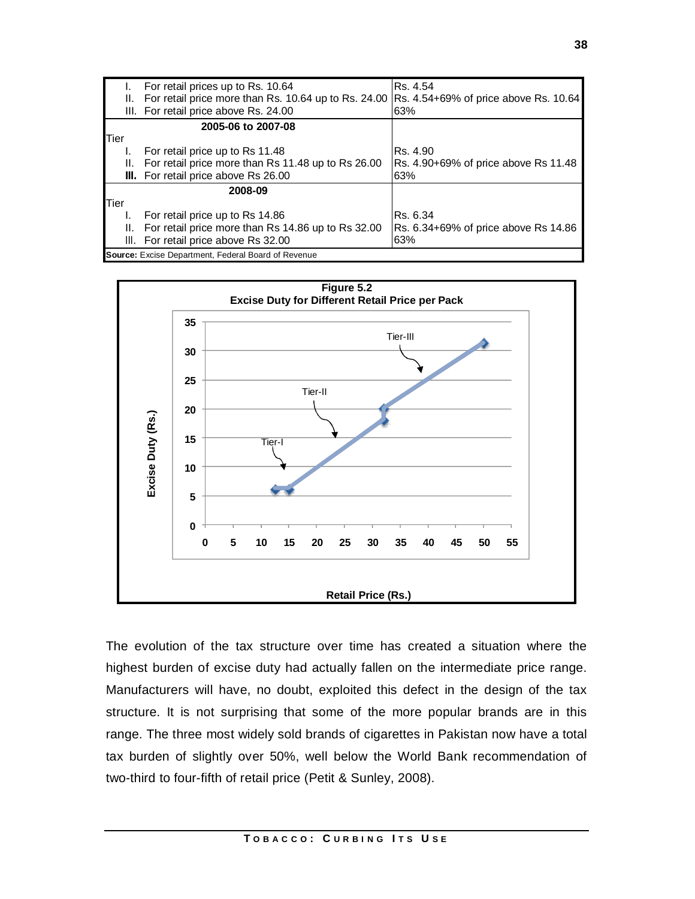| | |
|---|---|
| I. For retail prices up to Rs. 10.64 | Rs. 4.54 |
| II. For retail price more than Rs. 10.64 up to Rs. 24.00 | Rs. 4.54+69% of price above Rs. 10.64 |
| III. For retail price above Rs. 24.00 | 63% |
| **2005-06 to 2007-08** | |
| Tier | |
| I. For retail price up to Rs 11.48 | Rs. 4.90 |
| II. For retail price more than Rs 11.48 up to Rs 26.00 | Rs. 4.90+69% of price above Rs 11.48 |
| **III.** For retail price above Rs 26.00 | 63% |
| **2008-09** | |
| Tier | |
| I. For retail price up to Rs 14.86 | Rs. 6.34 |
| II. For retail price more than Rs 14.86 up to Rs 32.00 | Rs. 6.34+69% of price above Rs 14.86 |
| III. For retail price above Rs 32.00 | 63% |

**Source:** Excise Department, Federal Board of Revenue

**Figure 5.2**
**Excise Duty for Different Retail Price per Pack**

The evolution of the tax structure over time has created a situation where the highest burden of excise duty had actually fallen on the intermediate price range. Manufacturers will have, no doubt, exploited this defect in the design of the tax structure. It is not surprising that some of the more popular brands are in this range. The three most widely sold brands of cigarettes in Pakistan now have a total tax burden of slightly over 50%, well below the World Bank recommendation of two-third to four-fifth of retail price (Petit & Sunley, 2008).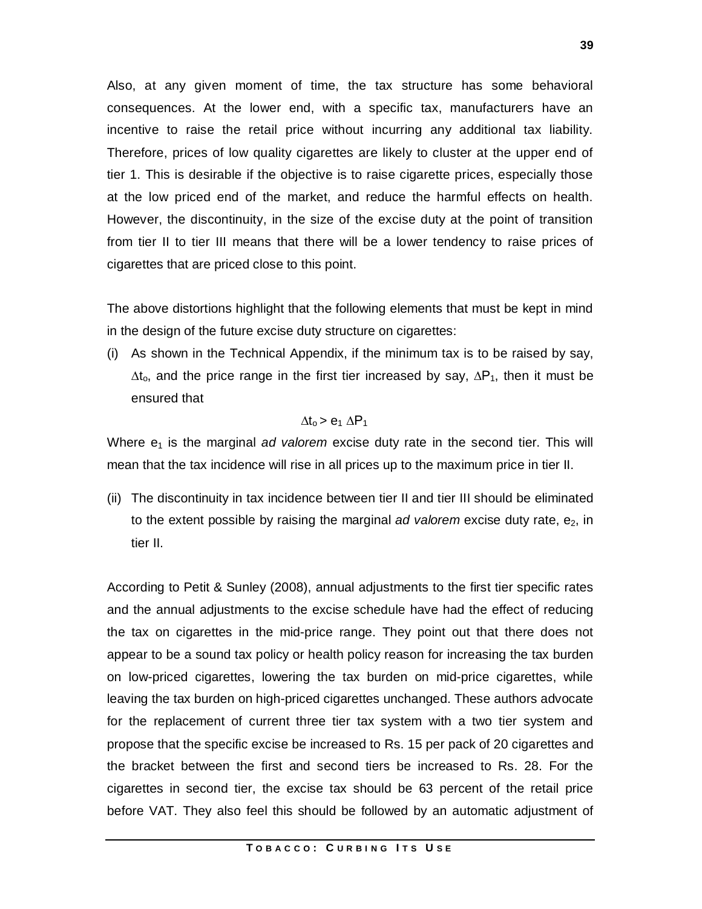Also, at any given moment of time, the tax structure has some behavioral consequences. At the lower end, with a specific tax, manufacturers have an incentive to raise the retail price without incurring any additional tax liability. Therefore, prices of low quality cigarettes are likely to cluster at the upper end of tier 1. This is desirable if the objective is to raise cigarette prices, especially those at the low priced end of the market, and reduce the harmful effects on health. However, the discontinuity, in the size of the excise duty at the point of transition from tier II to tier III means that there will be a lower tendency to raise prices of cigarettes that are priced close to this point.

The above distortions highlight that the following elements that must be kept in mind in the design of the future excise duty structure on cigarettes:

(i) As shown in the Technical Appendix, if the minimum tax is to be raised by say, $\Delta t_o$, and the price range in the first tier increased by say, $\Delta P_1$, then it must be ensured that

$$\Delta t_o > e_1 \, \Delta P_1$$

Where $e_1$ is the marginal *ad valorem* excise duty rate in the second tier. This will mean that the tax incidence will rise in all prices up to the maximum price in tier II.

(ii) The discontinuity in tax incidence between tier II and tier III should be eliminated to the extent possible by raising the marginal *ad valorem* excise duty rate, $e_2$, in tier II.

According to Petit & Sunley (2008), annual adjustments to the first tier specific rates and the annual adjustments to the excise schedule have had the effect of reducing the tax on cigarettes in the mid-price range. They point out that there does not appear to be a sound tax policy or health policy reason for increasing the tax burden on low-priced cigarettes, lowering the tax burden on mid-price cigarettes, while leaving the tax burden on high-priced cigarettes unchanged. These authors advocate for the replacement of current three tier tax system with a two tier system and propose that the specific excise be increased to Rs. 15 per pack of 20 cigarettes and the bracket between the first and second tiers be increased to Rs. 28. For the cigarettes in second tier, the excise tax should be 63 percent of the retail price before VAT. They also feel this should be followed by an automatic adjustment of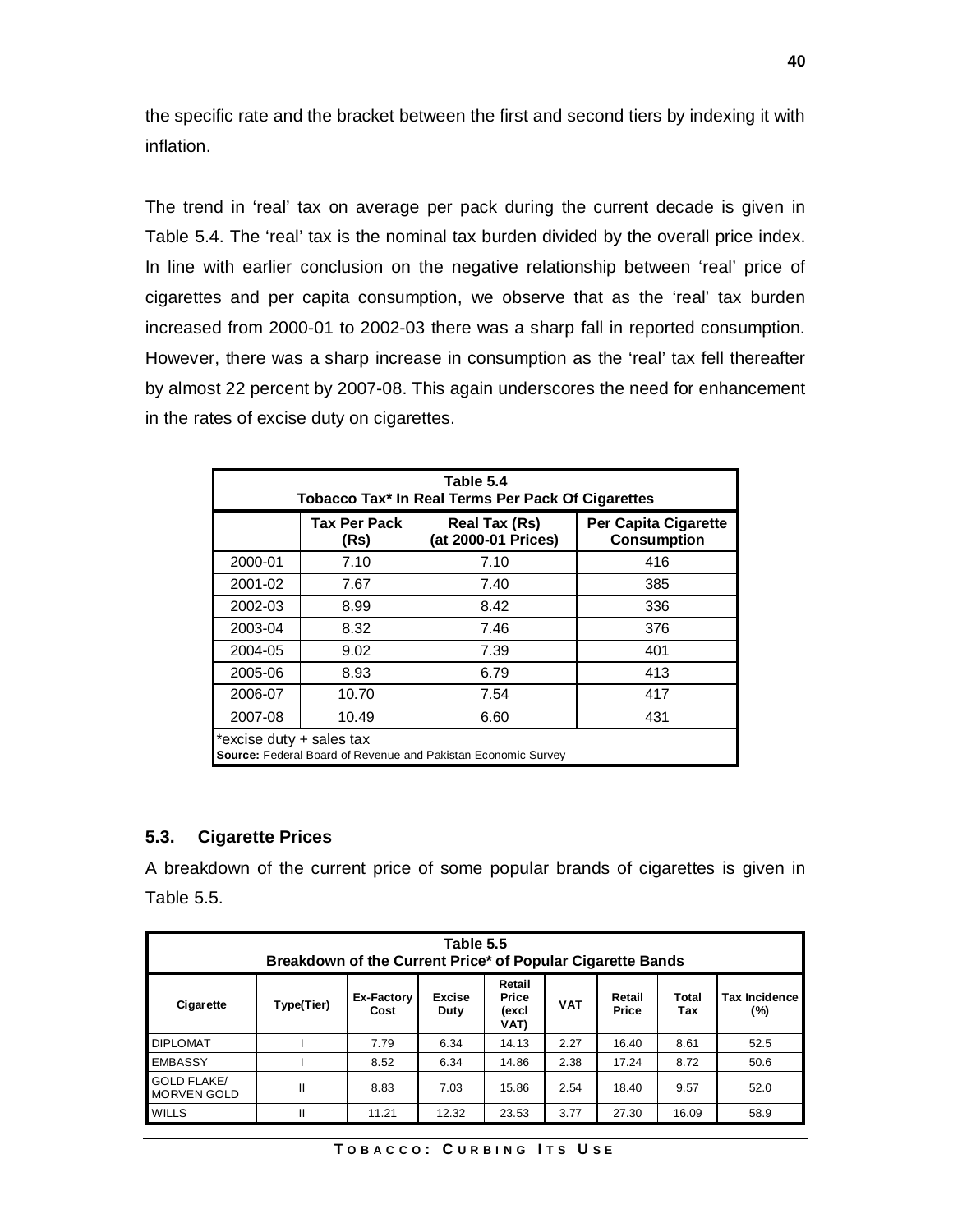the specific rate and the bracket between the first and second tiers by indexing it with inflation.

The trend in 'real' tax on average per pack during the current decade is given in Table 5.4. The 'real' tax is the nominal tax burden divided by the overall price index. In line with earlier conclusion on the negative relationship between 'real' price of cigarettes and per capita consumption, we observe that as the 'real' tax burden increased from 2000-01 to 2002-03 there was a sharp fall in reported consumption. However, there was a sharp increase in consumption as the 'real' tax fell thereafter by almost 22 percent by 2007-08. This again underscores the need for enhancement in the rates of excise duty on cigarettes.

**Table 5.4**
**Tobacco Tax* In Real Terms Per Pack Of Cigarettes**

| | Tax Per Pack (Rs) | Real Tax (Rs) (at 2000-01 Prices) | Per Capita Cigarette Consumption |
|---|---|---|---|
| 2000-01 | 7.10 | 7.10 | 416 |
| 2001-02 | 7.67 | 7.40 | 385 |
| 2002-03 | 8.99 | 8.42 | 336 |
| 2003-04 | 8.32 | 7.46 | 376 |
| 2004-05 | 9.02 | 7.39 | 401 |
| 2005-06 | 8.93 | 6.79 | 413 |
| 2006-07 | 10.70 | 7.54 | 417 |
| 2007-08 | 10.49 | 6.60 | 431 |

*excise duty + sales tax
**Source:** Federal Board of Revenue and Pakistan Economic Survey

### 5.3. Cigarette Prices

A breakdown of the current price of some popular brands of cigarettes is given in Table 5.5.

**Table 5.5**
**Breakdown of the Current Price* of Popular Cigarette Bands**

| Cigarette | Type(Tier) | Ex-Factory Cost | Excise Duty | Retail Price (excl VAT) | VAT | Retail Price | Total Tax | Tax Incidence (%) |
|---|---|---|---|---|---|---|---|---|
| DIPLOMAT | I | 7.79 | 6.34 | 14.13 | 2.27 | 16.40 | 8.61 | 52.5 |
| EMBASSY | I | 8.52 | 6.34 | 14.86 | 2.38 | 17.24 | 8.72 | 50.6 |
| GOLD FLAKE/ MORVEN GOLD | II | 8.83 | 7.03 | 15.86 | 2.54 | 18.40 | 9.57 | 52.0 |
| WILLS | II | 11.21 | 12.32 | 23.53 | 3.77 | 27.30 | 16.09 | 58.9 |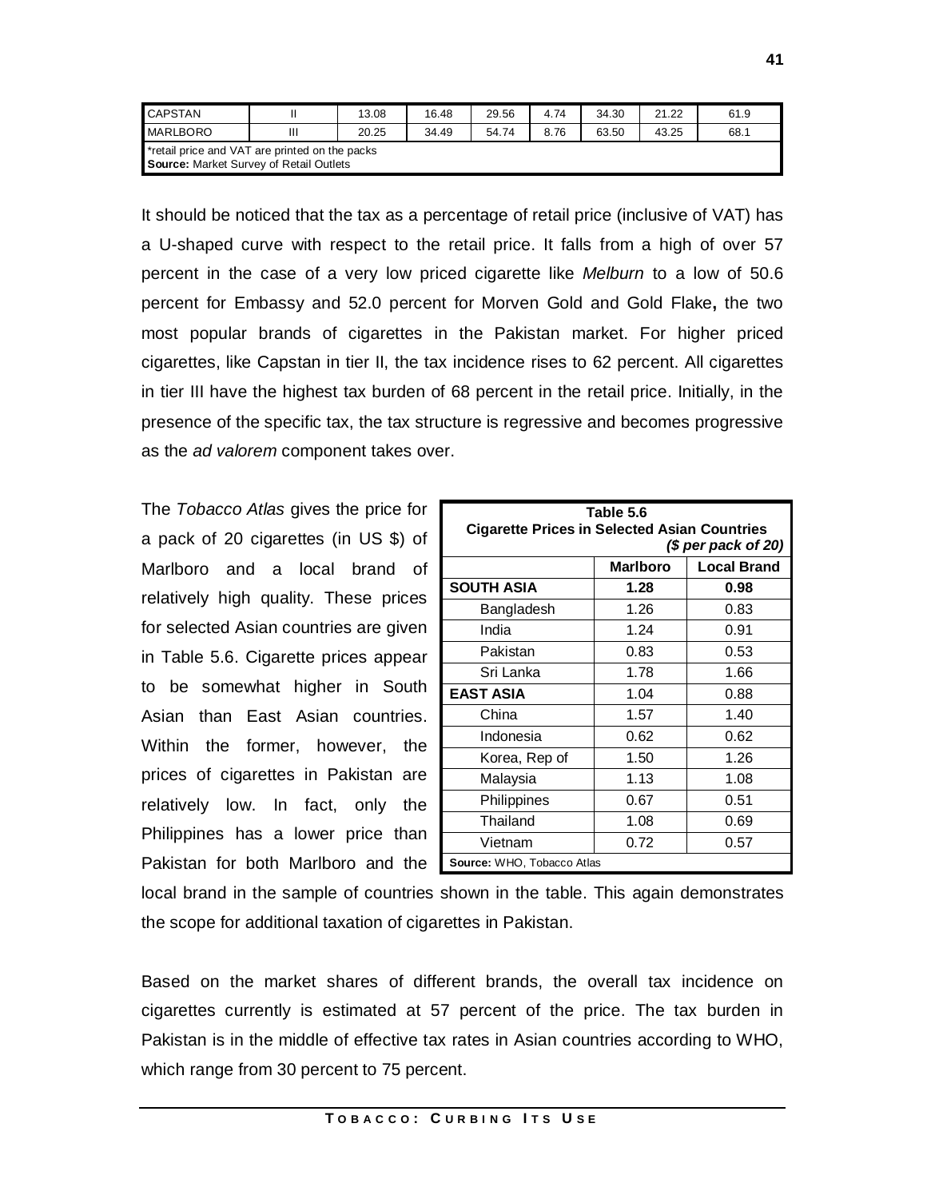| CAPSTAN | II | 13.08 | 16.48 | 29.56 | 4.74 | 34.30 | 21.22 | 61.9 |
|---|---|---|---|---|---|---|---|---|
| MARLBORO | III | 20.25 | 34.49 | 54.74 | 8.76 | 63.50 | 43.25 | 68.1 |

*retail price and VAT are printed on the packs
**Source:** Market Survey of Retail Outlets

It should be noticed that the tax as a percentage of retail price (inclusive of VAT) has a U-shaped curve with respect to the retail price. It falls from a high of over 57 percent in the case of a very low priced cigarette like *Melburn* to a low of 50.6 percent for Embassy and 52.0 percent for Morven Gold and Gold Flake**,** the two most popular brands of cigarettes in the Pakistan market. For higher priced cigarettes, like Capstan in tier II, the tax incidence rises to 62 percent. All cigarettes in tier III have the highest tax burden of 68 percent in the retail price. Initially, in the presence of the specific tax, the tax structure is regressive and becomes progressive as the *ad valorem* component takes over.

The *Tobacco Atlas* gives the price for a pack of 20 cigarettes (in US $) of Marlboro and a local brand of relatively high quality. These prices for selected Asian countries are given in Table 5.6. Cigarette prices appear to be somewhat higher in South Asian than East Asian countries. Within the former, however, the prices of cigarettes in Pakistan are relatively low. In fact, only the Philippines has a lower price than Pakistan for both Marlboro and the local brand in the sample of countries shown in the table. This again demonstrates the scope for additional taxation of cigarettes in Pakistan.

**Table 5.6**
**Cigarette Prices in Selected Asian Countries**
***($ per pack of 20)***

| | Marlboro | Local Brand |
|---|---|---|
| **SOUTH ASIA** | **1.28** | **0.98** |
| Bangladesh | 1.26 | 0.83 |
| India | 1.24 | 0.91 |
| Pakistan | 0.83 | 0.53 |
| Sri Lanka | 1.78 | 1.66 |
| **EAST ASIA** | 1.04 | 0.88 |
| China | 1.57 | 1.40 |
| Indonesia | 0.62 | 0.62 |
| Korea, Rep of | 1.50 | 1.26 |
| Malaysia | 1.13 | 1.08 |
| Philippines | 0.67 | 0.51 |
| Thailand | 1.08 | 0.69 |
| Vietnam | 0.72 | 0.57 |

**Source:** WHO, Tobacco Atlas

Based on the market shares of different brands, the overall tax incidence on cigarettes currently is estimated at 57 percent of the price. The tax burden in Pakistan is in the middle of effective tax rates in Asian countries according to WHO, which range from 30 percent to 75 percent.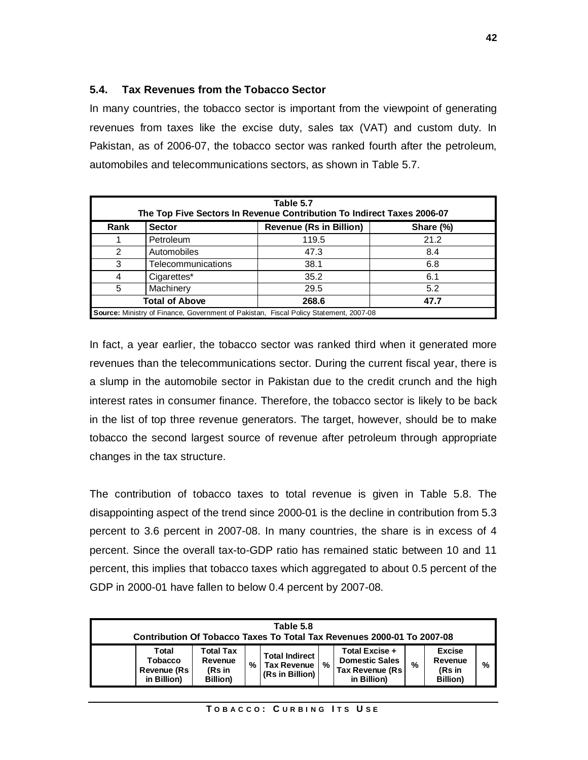### 5.4. Tax Revenues from the Tobacco Sector

In many countries, the tobacco sector is important from the viewpoint of generating revenues from taxes like the excise duty, sales tax (VAT) and custom duty. In Pakistan, as of 2006-07, the tobacco sector was ranked fourth after the petroleum, automobiles and telecommunications sectors, as shown in Table 5.7.

**Table 5.7**
**The Top Five Sectors In Revenue Contribution To Indirect Taxes 2006-07**

| Rank | Sector | Revenue (Rs in Billion) | Share (%) |
|---|---|---|---|
| 1 | Petroleum | 119.5 | 21.2 |
| 2 | Automobiles | 47.3 | 8.4 |
| 3 | Telecommunications | 38.1 | 6.8 |
| 4 | Cigarettes* | 35.2 | 6.1 |
| 5 | Machinery | 29.5 | 5.2 |
| **Total of Above** | | **268.6** | **47.7** |

**Source:** Ministry of Finance, Government of Pakistan, Fiscal Policy Statement, 2007-08

In fact, a year earlier, the tobacco sector was ranked third when it generated more revenues than the telecommunications sector. During the current fiscal year, there is a slump in the automobile sector in Pakistan due to the credit crunch and the high interest rates in consumer finance. Therefore, the tobacco sector is likely to be back in the list of top three revenue generators. The target, however, should be to make tobacco the second largest source of revenue after petroleum through appropriate changes in the tax structure.

The contribution of tobacco taxes to total revenue is given in Table 5.8. The disappointing aspect of the trend since 2000-01 is the decline in contribution from 5.3 percent to 3.6 percent in 2007-08. In many countries, the share is in excess of 4 percent. Since the overall tax-to-GDP ratio has remained static between 10 and 11 percent, this implies that tobacco taxes which aggregated to about 0.5 percent of the GDP in 2000-01 have fallen to below 0.4 percent by 2007-08.

**Table 5.8**
**Contribution Of Tobacco Taxes To Total Tax Revenues 2000-01 To 2007-08**

| | Total Tobacco Revenue (Rs in Billion) | Total Tax Revenue (Rs in Billion) | % | Total Indirect Tax Revenue (Rs in Billion) | % | Total Excise + Domestic Sales Tax Revenue (Rs in Billion) | % | Excise Revenue (Rs in Billion) | % |
|---|---|---|---|---|---|---|---|---|---|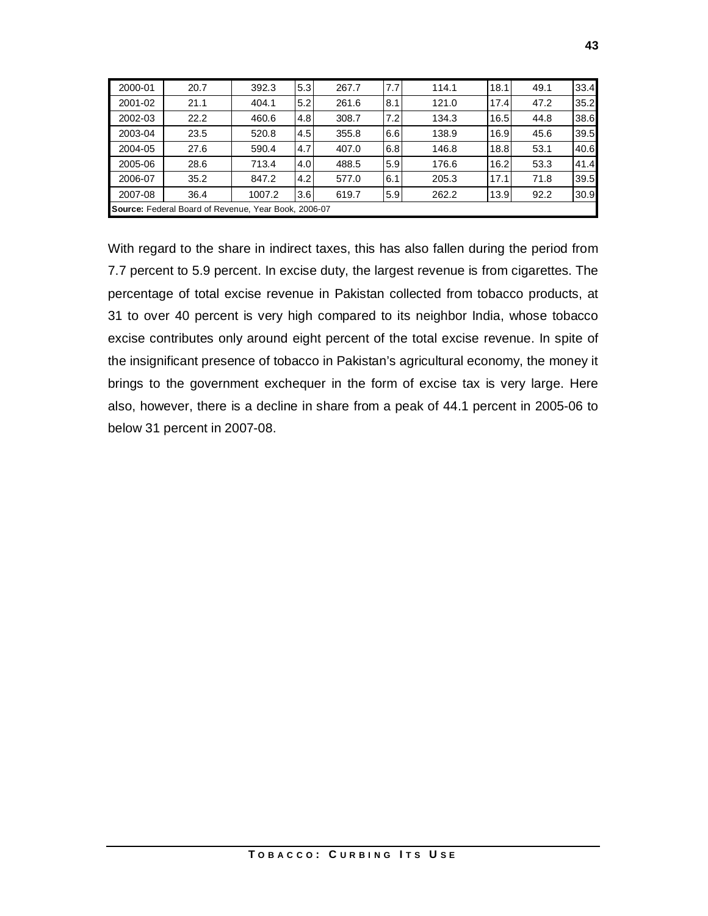| | | | | | | | | | |
|---|---|---|---|---|---|---|---|---|---|
| 2000-01 | 20.7 | 392.3 | 5.3 | 267.7 | 7.7 | 114.1 | 18.1 | 49.1 | 33.4 |
| 2001-02 | 21.1 | 404.1 | 5.2 | 261.6 | 8.1 | 121.0 | 17.4 | 47.2 | 35.2 |
| 2002-03 | 22.2 | 460.6 | 4.8 | 308.7 | 7.2 | 134.3 | 16.5 | 44.8 | 38.6 |
| 2003-04 | 23.5 | 520.8 | 4.5 | 355.8 | 6.6 | 138.9 | 16.9 | 45.6 | 39.5 |
| 2004-05 | 27.6 | 590.4 | 4.7 | 407.0 | 6.8 | 146.8 | 18.8 | 53.1 | 40.6 |
| 2005-06 | 28.6 | 713.4 | 4.0 | 488.5 | 5.9 | 176.6 | 16.2 | 53.3 | 41.4 |
| 2006-07 | 35.2 | 847.2 | 4.2 | 577.0 | 6.1 | 205.3 | 17.1 | 71.8 | 39.5 |
| 2007-08 | 36.4 | 1007.2 | 3.6 | 619.7 | 5.9 | 262.2 | 13.9 | 92.2 | 30.9 |

**Source:** Federal Board of Revenue, Year Book, 2006-07

With regard to the share in indirect taxes, this has also fallen during the period from 7.7 percent to 5.9 percent. In excise duty, the largest revenue is from cigarettes. The percentage of total excise revenue in Pakistan collected from tobacco products, at 31 to over 40 percent is very high compared to its neighbor India, whose tobacco excise contributes only around eight percent of the total excise revenue. In spite of the insignificant presence of tobacco in Pakistan's agricultural economy, the money it brings to the government exchequer in the form of excise tax is very large. Here also, however, there is a decline in share from a peak of 44.1 percent in 2005-06 to below 31 percent in 2007-08.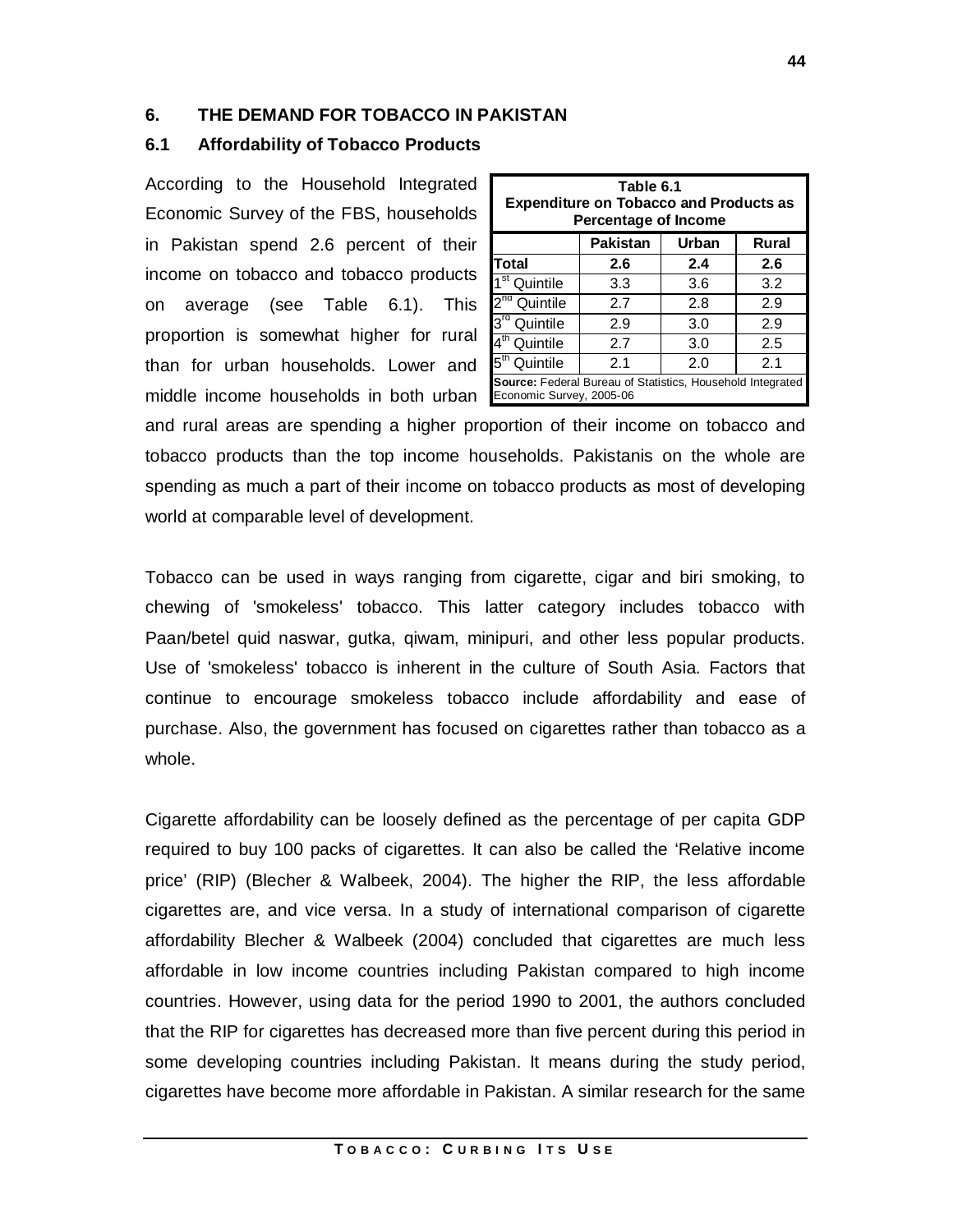## 6. THE DEMAND FOR TOBACCO IN PAKISTAN

### 6.1 Affordability of Tobacco Products

According to the Household Integrated Economic Survey of the FBS, households in Pakistan spend 2.6 percent of their income on tobacco and tobacco products on average (see Table 6.1). This proportion is somewhat higher for rural than for urban households. Lower and middle income households in both urban and rural areas are spending a higher proportion of their income on tobacco and tobacco products than the top income households. Pakistanis on the whole are spending as much a part of their income on tobacco products as most of developing world at comparable level of development.

**Table 6.1**
**Expenditure on Tobacco and Products as Percentage of Income**

| | Pakistan | Urban | Rural |
|---|---|---|---|
| **Total** | **2.6** | **2.4** | **2.6** |
| 1st Quintile | 3.3 | 3.6 | 3.2 |
| 2nd Quintile | 2.7 | 2.8 | 2.9 |
| 3rd Quintile | 2.9 | 3.0 | 2.9 |
| 4th Quintile | 2.7 | 3.0 | 2.5 |
| 5th Quintile | 2.1 | 2.0 | 2.1 |

**Source:** Federal Bureau of Statistics, Household Integrated Economic Survey, 2005-06

Tobacco can be used in ways ranging from cigarette, cigar and biri smoking, to chewing of 'smokeless' tobacco. This latter category includes tobacco with Paan/betel quid naswar, gutka, qiwam, minipuri, and other less popular products. Use of 'smokeless' tobacco is inherent in the culture of South Asia. Factors that continue to encourage smokeless tobacco include affordability and ease of purchase. Also, the government has focused on cigarettes rather than tobacco as a whole.

Cigarette affordability can be loosely defined as the percentage of per capita GDP required to buy 100 packs of cigarettes. It can also be called the 'Relative income price' (RIP) (Blecher & Walbeek, 2004). The higher the RIP, the less affordable cigarettes are, and vice versa. In a study of international comparison of cigarette affordability Blecher & Walbeek (2004) concluded that cigarettes are much less affordable in low income countries including Pakistan compared to high income countries. However, using data for the period 1990 to 2001, the authors concluded that the RIP for cigarettes has decreased more than five percent during this period in some developing countries including Pakistan. It means during the study period, cigarettes have become more affordable in Pakistan. A similar research for the same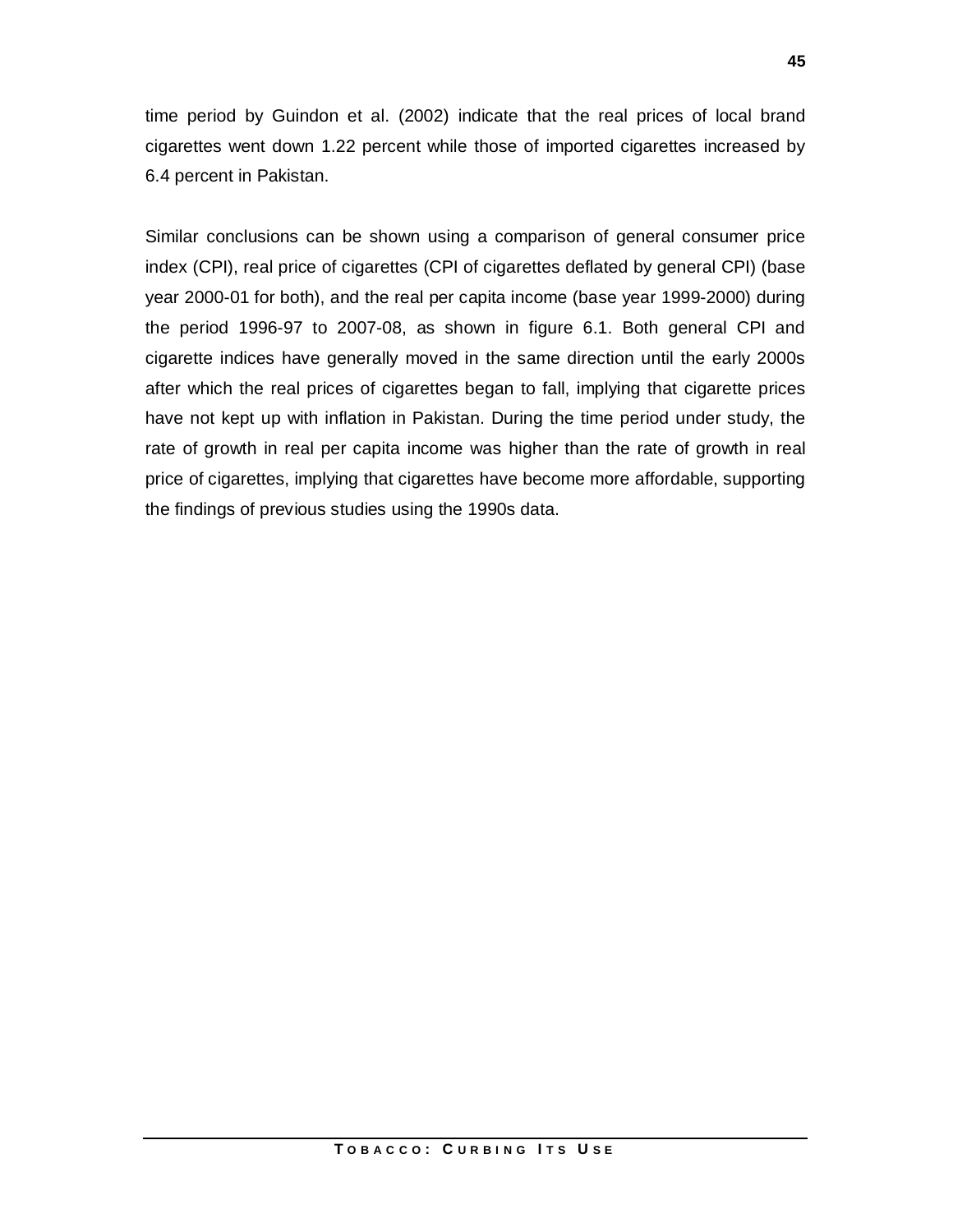time period by Guindon et al. (2002) indicate that the real prices of local brand cigarettes went down 1.22 percent while those of imported cigarettes increased by 6.4 percent in Pakistan.

Similar conclusions can be shown using a comparison of general consumer price index (CPI), real price of cigarettes (CPI of cigarettes deflated by general CPI) (base year 2000-01 for both), and the real per capita income (base year 1999-2000) during the period 1996-97 to 2007-08, as shown in figure 6.1. Both general CPI and cigarette indices have generally moved in the same direction until the early 2000s after which the real prices of cigarettes began to fall, implying that cigarette prices have not kept up with inflation in Pakistan. During the time period under study, the rate of growth in real per capita income was higher than the rate of growth in real price of cigarettes, implying that cigarettes have become more affordable, supporting the findings of previous studies using the 1990s data.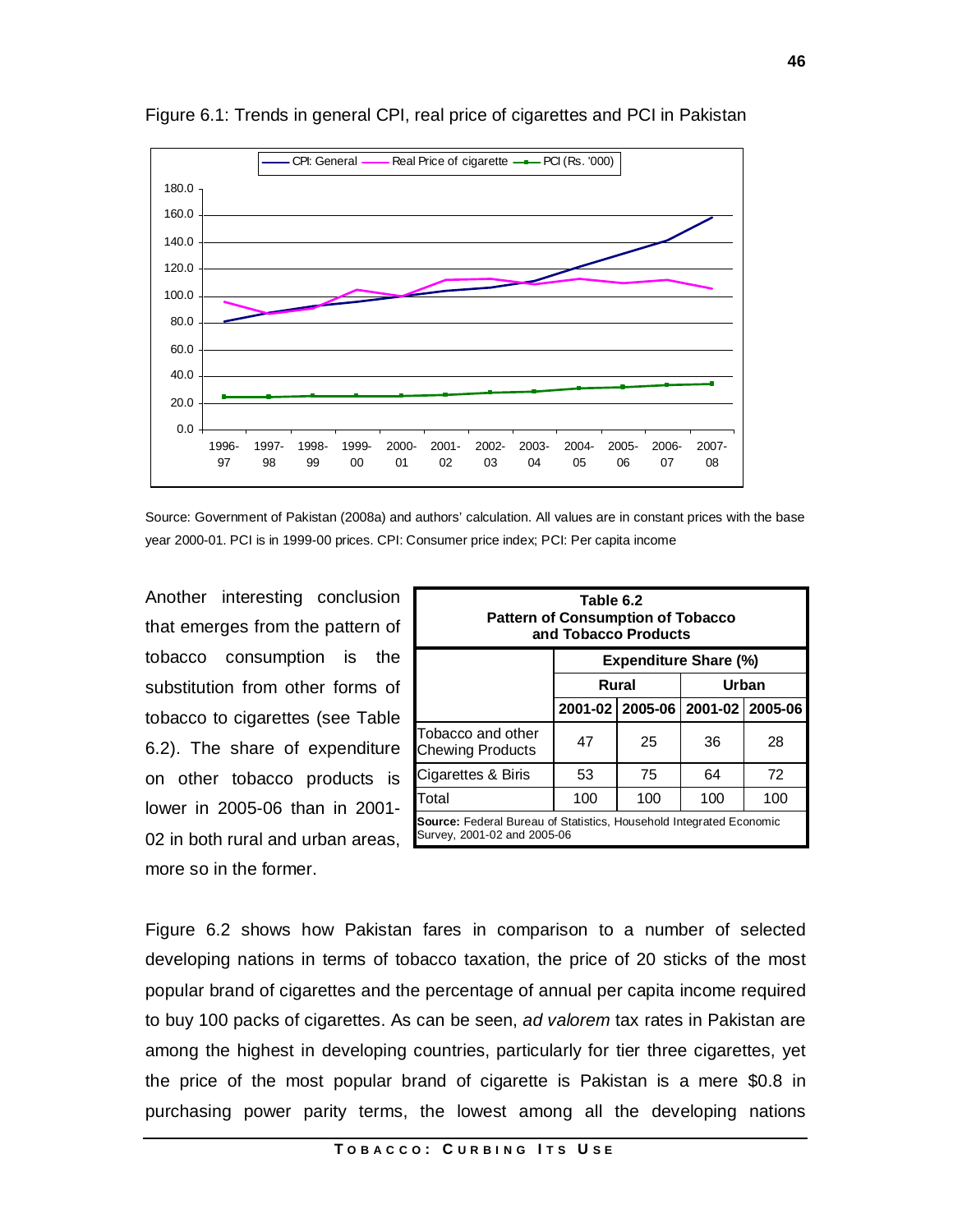Figure 6.1: Trends in general CPI, real price of cigarettes and PCI in Pakistan

Source: Government of Pakistan (2008a) and authors' calculation. All values are in constant prices with the base year 2000-01. PCI is in 1999-00 prices. CPI: Consumer price index; PCI: Per capita income

Another interesting conclusion that emerges from the pattern of tobacco consumption is the substitution from other forms of tobacco to cigarettes (see Table 6.2). The share of expenditure on other tobacco products is lower in 2005-06 than in 2001-02 in both rural and urban areas, more so in the former.

**Table 6.2**
**Pattern of Consumption of Tobacco and Tobacco Products**

| | Expenditure Share (%) | | | |
|---|---|---|---|---|
| | Rural | | Urban | |
| | 2001-02 | 2005-06 | 2001-02 | 2005-06 |
| Tobacco and other Chewing Products | 47 | 25 | 36 | 28 |
| Cigarettes & Biris | 53 | 75 | 64 | 72 |
| Total | 100 | 100 | 100 | 100 |

**Source:** Federal Bureau of Statistics, Household Integrated Economic Survey, 2001-02 and 2005-06

Figure 6.2 shows how Pakistan fares in comparison to a number of selected developing nations in terms of tobacco taxation, the price of 20 sticks of the most popular brand of cigarettes and the percentage of annual per capita income required to buy 100 packs of cigarettes. As can be seen, *ad valorem* tax rates in Pakistan are among the highest in developing countries, particularly for tier three cigarettes, yet the price of the most popular brand of cigarette is Pakistan is a mere $0.8 in purchasing power parity terms, the lowest among all the developing nations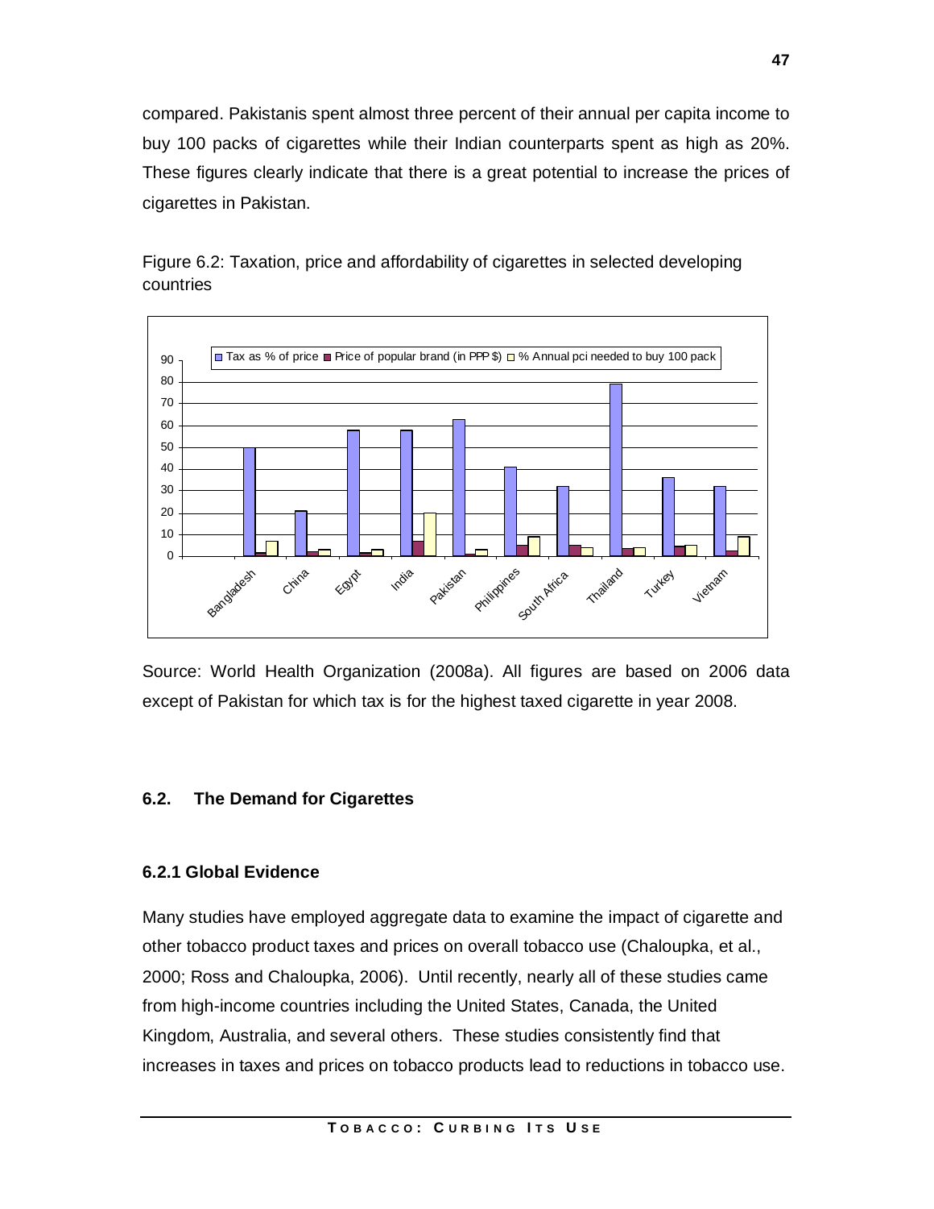compared. Pakistanis spent almost three percent of their annual per capita income to buy 100 packs of cigarettes while their Indian counterparts spent as high as 20%. These figures clearly indicate that there is a great potential to increase the prices of cigarettes in Pakistan.

Figure 6.2: Taxation, price and affordability of cigarettes in selected developing countries

Source: World Health Organization (2008a). All figures are based on 2006 data except of Pakistan for which tax is for the highest taxed cigarette in year 2008.

## 6.2. The Demand for Cigarettes

### 6.2.1 Global Evidence

Many studies have employed aggregate data to examine the impact of cigarette and other tobacco product taxes and prices on overall tobacco use (Chaloupka, et al., 2000; Ross and Chaloupka, 2006). Until recently, nearly all of these studies came from high-income countries including the United States, Canada, the United Kingdom, Australia, and several others. These studies consistently find that increases in taxes and prices on tobacco products lead to reductions in tobacco use.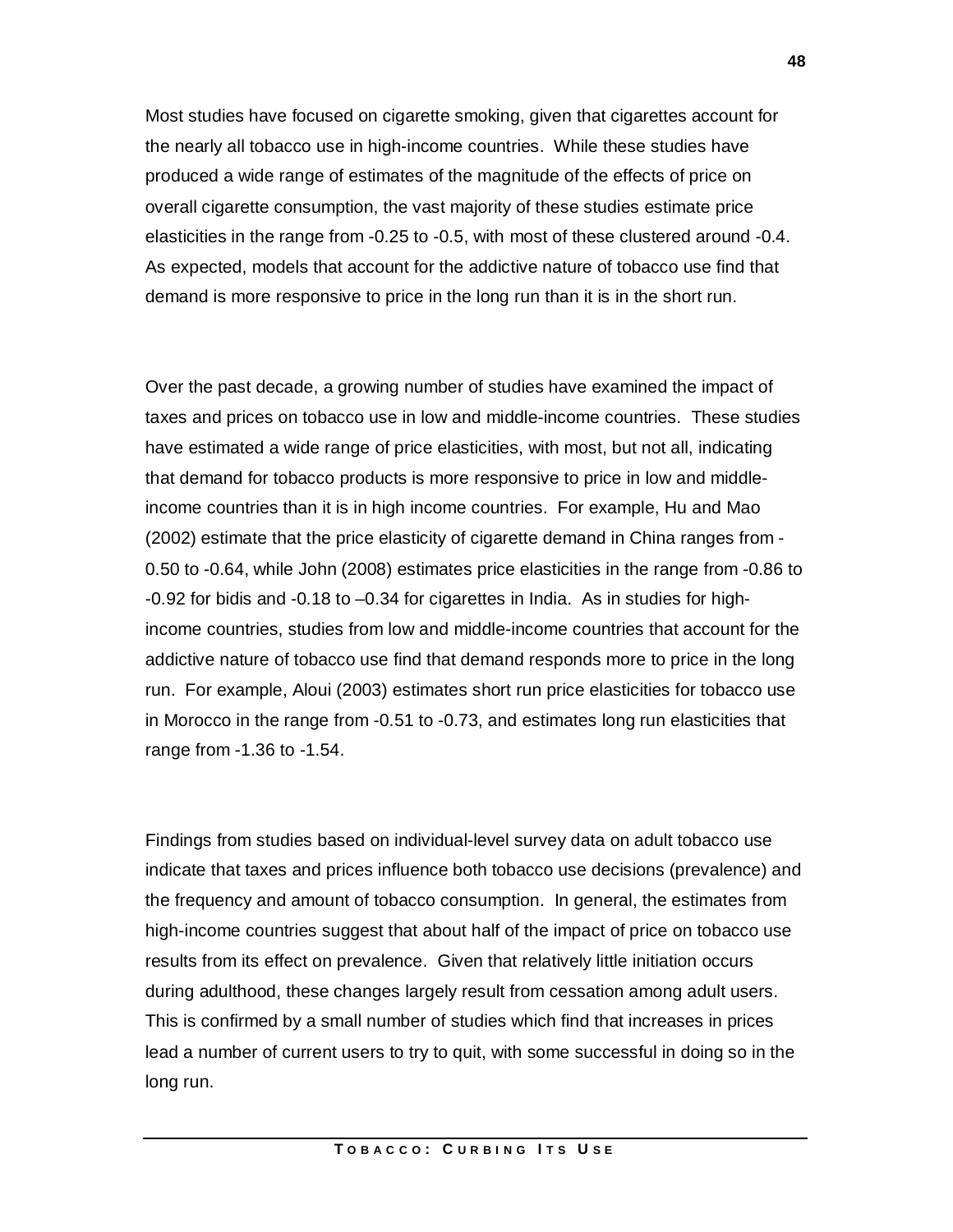Most studies have focused on cigarette smoking, given that cigarettes account for the nearly all tobacco use in high-income countries. While these studies have produced a wide range of estimates of the magnitude of the effects of price on overall cigarette consumption, the vast majority of these studies estimate price elasticities in the range from -0.25 to -0.5, with most of these clustered around -0.4. As expected, models that account for the addictive nature of tobacco use find that demand is more responsive to price in the long run than it is in the short run.

Over the past decade, a growing number of studies have examined the impact of taxes and prices on tobacco use in low and middle-income countries. These studies have estimated a wide range of price elasticities, with most, but not all, indicating that demand for tobacco products is more responsive to price in low and middle-income countries than it is in high income countries. For example, Hu and Mao (2002) estimate that the price elasticity of cigarette demand in China ranges from -0.50 to -0.64, while John (2008) estimates price elasticities in the range from -0.86 to -0.92 for bidis and -0.18 to –0.34 for cigarettes in India. As in studies for high-income countries, studies from low and middle-income countries that account for the addictive nature of tobacco use find that demand responds more to price in the long run. For example, Aloui (2003) estimates short run price elasticities for tobacco use in Morocco in the range from -0.51 to -0.73, and estimates long run elasticities that range from -1.36 to -1.54.

Findings from studies based on individual-level survey data on adult tobacco use indicate that taxes and prices influence both tobacco use decisions (prevalence) and the frequency and amount of tobacco consumption. In general, the estimates from high-income countries suggest that about half of the impact of price on tobacco use results from its effect on prevalence. Given that relatively little initiation occurs during adulthood, these changes largely result from cessation among adult users. This is confirmed by a small number of studies which find that increases in prices lead a number of current users to try to quit, with some successful in doing so in the long run.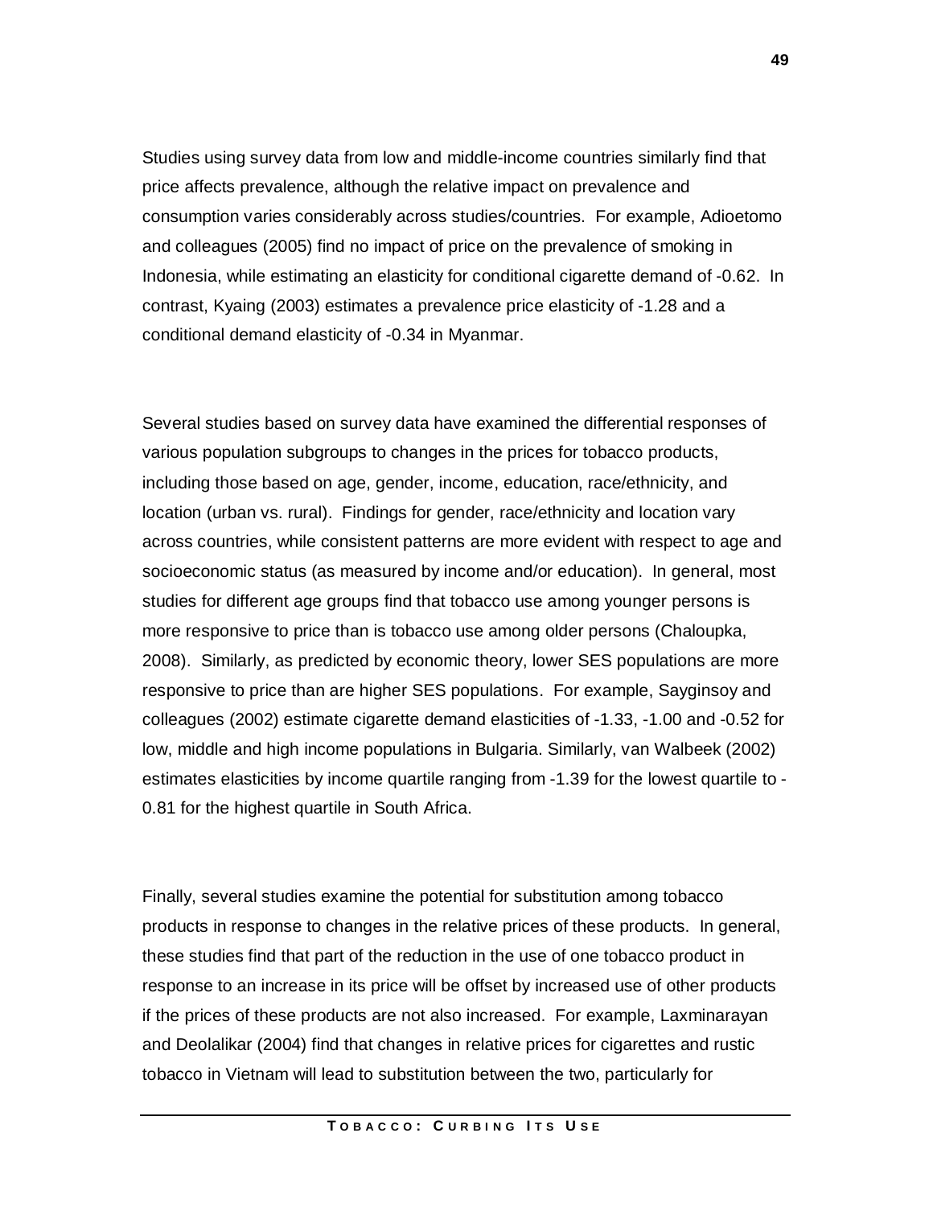Studies using survey data from low and middle-income countries similarly find that price affects prevalence, although the relative impact on prevalence and consumption varies considerably across studies/countries. For example, Adioetomo and colleagues (2005) find no impact of price on the prevalence of smoking in Indonesia, while estimating an elasticity for conditional cigarette demand of -0.62. In contrast, Kyaing (2003) estimates a prevalence price elasticity of -1.28 and a conditional demand elasticity of -0.34 in Myanmar.

Several studies based on survey data have examined the differential responses of various population subgroups to changes in the prices for tobacco products, including those based on age, gender, income, education, race/ethnicity, and location (urban vs. rural). Findings for gender, race/ethnicity and location vary across countries, while consistent patterns are more evident with respect to age and socioeconomic status (as measured by income and/or education). In general, most studies for different age groups find that tobacco use among younger persons is more responsive to price than is tobacco use among older persons (Chaloupka, 2008). Similarly, as predicted by economic theory, lower SES populations are more responsive to price than are higher SES populations. For example, Sayginsoy and colleagues (2002) estimate cigarette demand elasticities of -1.33, -1.00 and -0.52 for low, middle and high income populations in Bulgaria. Similarly, van Walbeek (2002) estimates elasticities by income quartile ranging from -1.39 for the lowest quartile to -0.81 for the highest quartile in South Africa.

Finally, several studies examine the potential for substitution among tobacco products in response to changes in the relative prices of these products. In general, these studies find that part of the reduction in the use of one tobacco product in response to an increase in its price will be offset by increased use of other products if the prices of these products are not also increased. For example, Laxminarayan and Deolalikar (2004) find that changes in relative prices for cigarettes and rustic tobacco in Vietnam will lead to substitution between the two, particularly for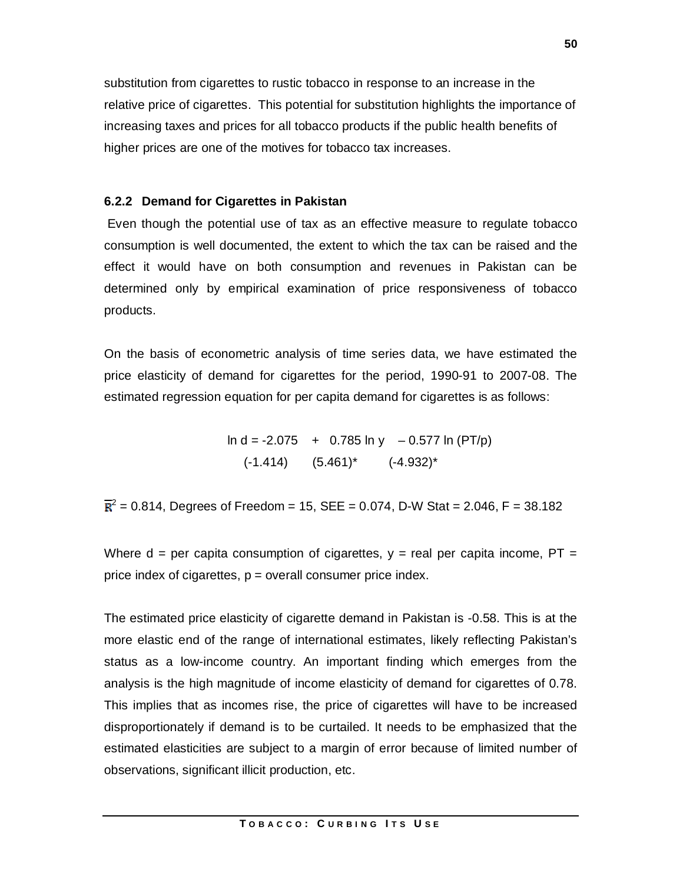substitution from cigarettes to rustic tobacco in response to an increase in the relative price of cigarettes. This potential for substitution highlights the importance of increasing taxes and prices for all tobacco products if the public health benefits of higher prices are one of the motives for tobacco tax increases.

### 6.2.2 Demand for Cigarettes in Pakistan

Even though the potential use of tax as an effective measure to regulate tobacco consumption is well documented, the extent to which the tax can be raised and the effect it would have on both consumption and revenues in Pakistan can be determined only by empirical examination of price responsiveness of tobacco products.

On the basis of econometric analysis of time series data, we have estimated the price elasticity of demand for cigarettes for the period, 1990-91 to 2007-08. The estimated regression equation for per capita demand for cigarettes is as follows:

$$\ln d = \underset{(-1.414)}{-2.075} + \underset{(5.461)^*}{0.785} \ln y - \underset{(-4.932)^*}{0.577} \ln (PT/p)$$

$\bar{R}^2 = 0.814$, Degrees of Freedom = 15, SEE = 0.074, D-W Stat = 2.046, F = 38.182

Where d = per capita consumption of cigarettes, y = real per capita income, PT = price index of cigarettes, p = overall consumer price index.

The estimated price elasticity of cigarette demand in Pakistan is -0.58. This is at the more elastic end of the range of international estimates, likely reflecting Pakistan's status as a low-income country. An important finding which emerges from the analysis is the high magnitude of income elasticity of demand for cigarettes of 0.78. This implies that as incomes rise, the price of cigarettes will have to be increased disproportionately if demand is to be curtailed. It needs to be emphasized that the estimated elasticities are subject to a margin of error because of limited number of observations, significant illicit production, etc.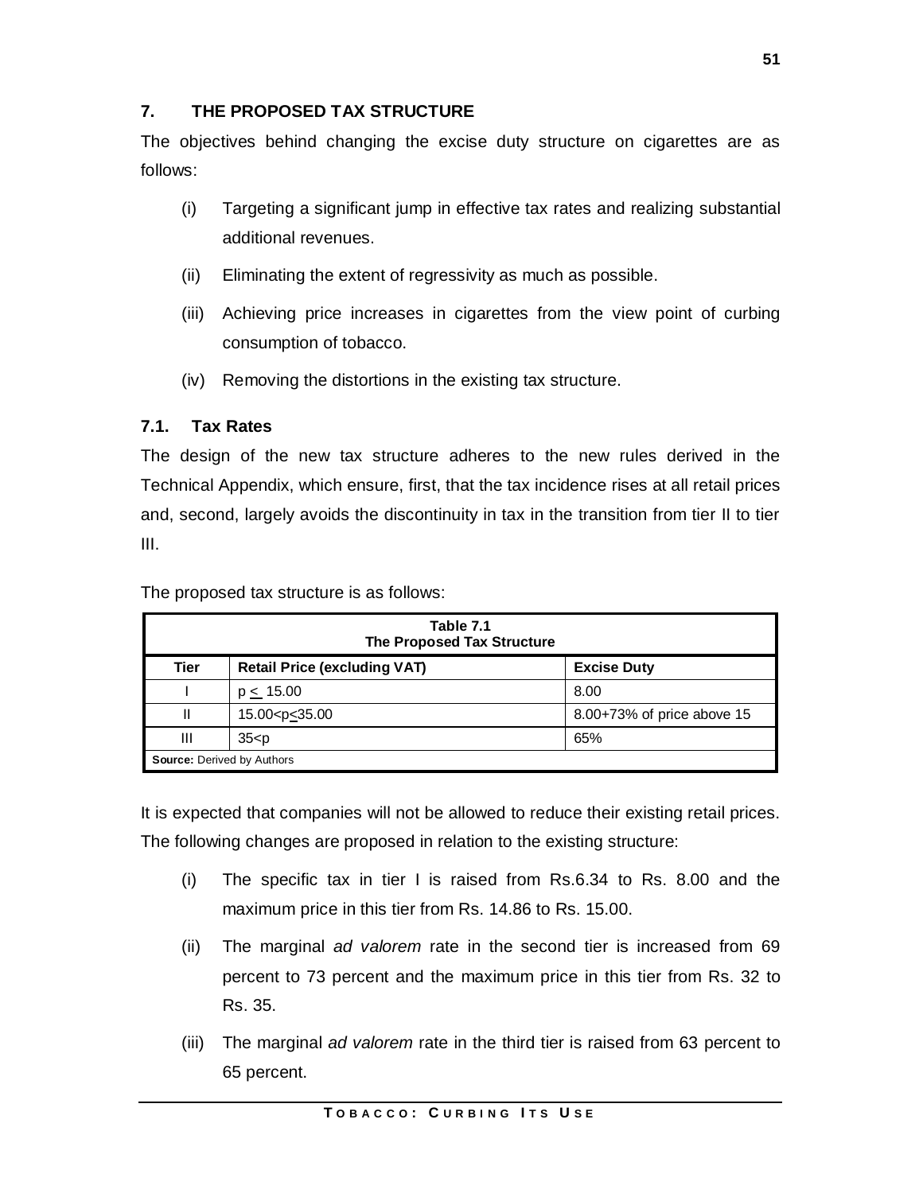## 7. THE PROPOSED TAX STRUCTURE

The objectives behind changing the excise duty structure on cigarettes are as follows:

(i) Targeting a significant jump in effective tax rates and realizing substantial additional revenues.

(ii) Eliminating the extent of regressivity as much as possible.

(iii) Achieving price increases in cigarettes from the view point of curbing consumption of tobacco.

(iv) Removing the distortions in the existing tax structure.

### 7.1. Tax Rates

The design of the new tax structure adheres to the new rules derived in the Technical Appendix, which ensure, first, that the tax incidence rises at all retail prices and, second, largely avoids the discontinuity in tax in the transition from tier II to tier III.

The proposed tax structure is as follows:

**Table 7.1**
**The Proposed Tax Structure**

| Tier | Retail Price (excluding VAT) | Excise Duty |
|---|---|---|
| I | $p \leq 15.00$ | 8.00 |
| II | $15.00 < p \leq 35.00$ | 8.00+73% of price above 15 |
| III | $35 < p$ | 65% |

**Source:** Derived by Authors

It is expected that companies will not be allowed to reduce their existing retail prices. The following changes are proposed in relation to the existing structure:

(i) The specific tax in tier I is raised from Rs.6.34 to Rs. 8.00 and the maximum price in this tier from Rs. 14.86 to Rs. 15.00.

(ii) The marginal *ad valorem* rate in the second tier is increased from 69 percent to 73 percent and the maximum price in this tier from Rs. 32 to Rs. 35.

(iii) The marginal *ad valorem* rate in the third tier is raised from 63 percent to 65 percent.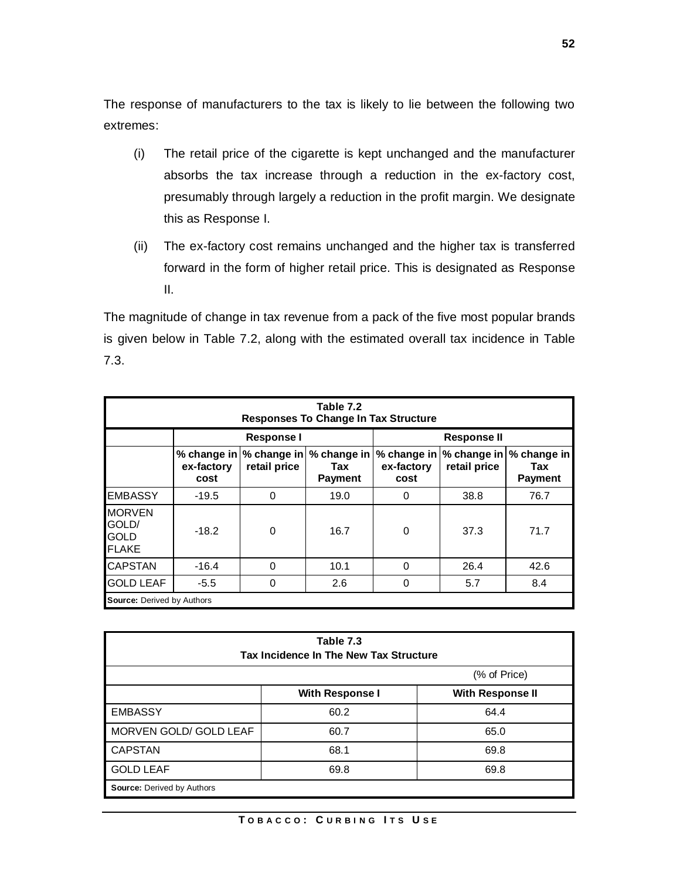The response of manufacturers to the tax is likely to lie between the following two extremes:

(i) The retail price of the cigarette is kept unchanged and the manufacturer absorbs the tax increase through a reduction in the ex-factory cost, presumably through largely a reduction in the profit margin. We designate this as Response I.

(ii) The ex-factory cost remains unchanged and the higher tax is transferred forward in the form of higher retail price. This is designated as Response II.

The magnitude of change in tax revenue from a pack of the five most popular brands is given below in Table 7.2, along with the estimated overall tax incidence in Table 7.3.

**Table 7.2**
**Responses To Change In Tax Structure**

| | Response I | | | Response II | | |
|---|---|---|---|---|---|---|
| | % change in ex-factory cost | % change in retail price | % change in Tax Payment | % change in ex-factory cost | % change in retail price | % change in Tax Payment |
| EMBASSY | -19.5 | 0 | 19.0 | 0 | 38.8 | 76.7 |
| MORVEN GOLD/ GOLD FLAKE | -18.2 | 0 | 16.7 | 0 | 37.3 | 71.7 |
| CAPSTAN | -16.4 | 0 | 10.1 | 0 | 26.4 | 42.6 |
| GOLD LEAF | -5.5 | 0 | 2.6 | 0 | 5.7 | 8.4 |

**Source:** Derived by Authors

**Table 7.3**
**Tax Incidence In The New Tax Structure**

(% of Price)

| | With Response I | With Response II |
|---|---|---|
| EMBASSY | 60.2 | 64.4 |
| MORVEN GOLD/ GOLD LEAF | 60.7 | 65.0 |
| CAPSTAN | 68.1 | 69.8 |
| GOLD LEAF | 69.8 | 69.8 |

**Source:** Derived by Authors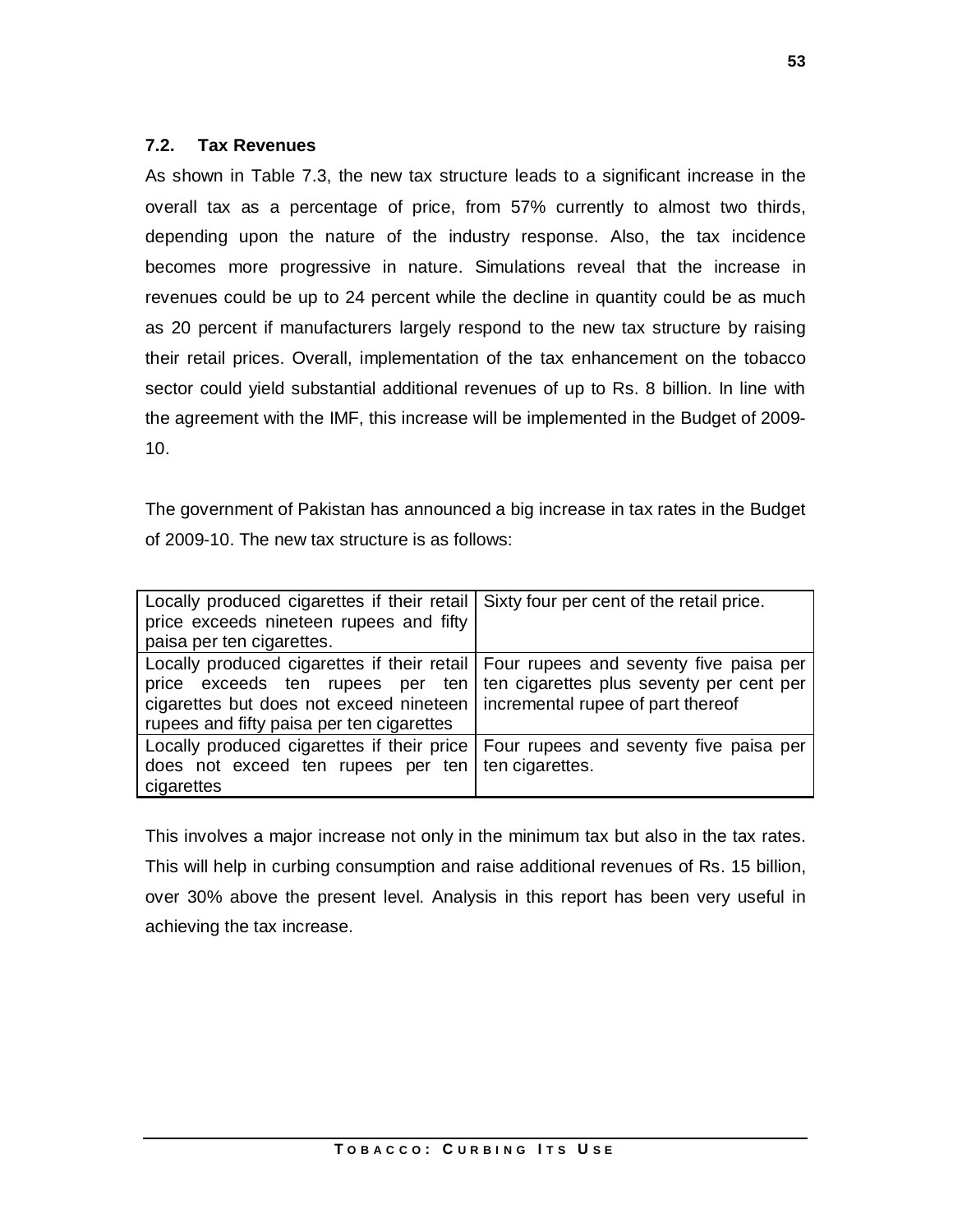### 7.2. Tax Revenues

As shown in Table 7.3, the new tax structure leads to a significant increase in the overall tax as a percentage of price, from 57% currently to almost two thirds, depending upon the nature of the industry response. Also, the tax incidence becomes more progressive in nature. Simulations reveal that the increase in revenues could be up to 24 percent while the decline in quantity could be as much as 20 percent if manufacturers largely respond to the new tax structure by raising their retail prices. Overall, implementation of the tax enhancement on the tobacco sector could yield substantial additional revenues of up to Rs. 8 billion. In line with the agreement with the IMF, this increase will be implemented in the Budget of 2009-10.

The government of Pakistan has announced a big increase in tax rates in the Budget of 2009-10. The new tax structure is as follows:

| | |
|---|---|
| Locally produced cigarettes if their retail price exceeds nineteen rupees and fifty paisa per ten cigarettes. | Sixty four per cent of the retail price. |
| Locally produced cigarettes if their retail price exceeds ten rupees per ten cigarettes but does not exceed nineteen rupees and fifty paisa per ten cigarettes | Four rupees and seventy five paisa per ten cigarettes plus seventy per cent per incremental rupee of part thereof |
| Locally produced cigarettes if their price does not exceed ten rupees per ten cigarettes | Four rupees and seventy five paisa per ten cigarettes. |

This involves a major increase not only in the minimum tax but also in the tax rates. This will help in curbing consumption and raise additional revenues of Rs. 15 billion, over 30% above the present level. Analysis in this report has been very useful in achieving the tax increase.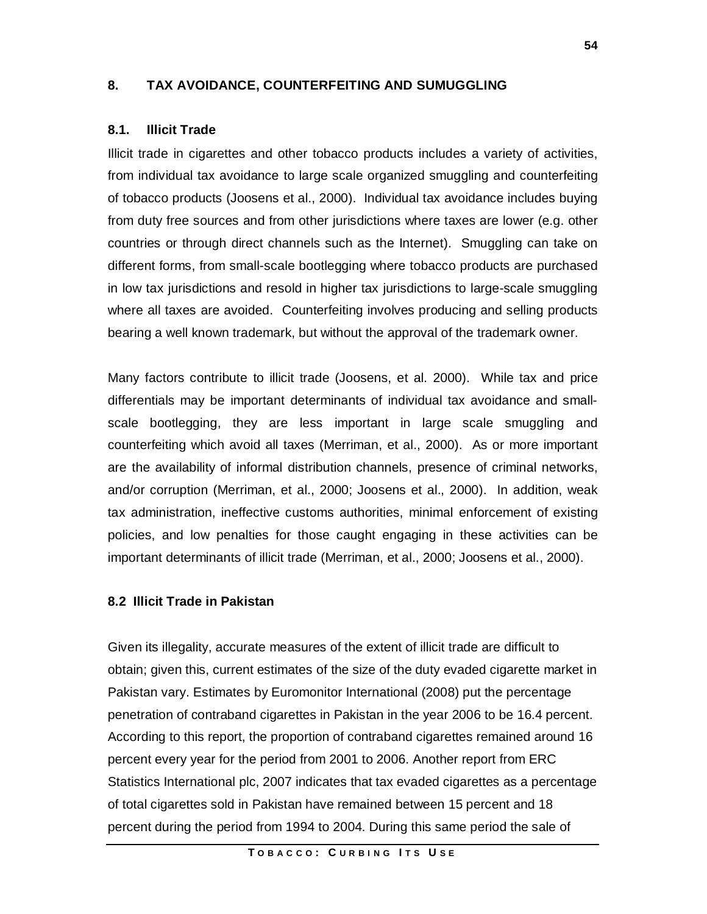## 8. TAX AVOIDANCE, COUNTERFEITING AND SUMUGGLING

### 8.1. Illicit Trade

Illicit trade in cigarettes and other tobacco products includes a variety of activities, from individual tax avoidance to large scale organized smuggling and counterfeiting of tobacco products (Joosens et al., 2000). Individual tax avoidance includes buying from duty free sources and from other jurisdictions where taxes are lower (e.g. other countries or through direct channels such as the Internet). Smuggling can take on different forms, from small-scale bootlegging where tobacco products are purchased in low tax jurisdictions and resold in higher tax jurisdictions to large-scale smuggling where all taxes are avoided. Counterfeiting involves producing and selling products bearing a well known trademark, but without the approval of the trademark owner.

Many factors contribute to illicit trade (Joosens, et al. 2000). While tax and price differentials may be important determinants of individual tax avoidance and small-scale bootlegging, they are less important in large scale smuggling and counterfeiting which avoid all taxes (Merriman, et al., 2000). As or more important are the availability of informal distribution channels, presence of criminal networks, and/or corruption (Merriman, et al., 2000; Joosens et al., 2000). In addition, weak tax administration, ineffective customs authorities, minimal enforcement of existing policies, and low penalties for those caught engaging in these activities can be important determinants of illicit trade (Merriman, et al., 2000; Joosens et al., 2000).

### 8.2 Illicit Trade in Pakistan

Given its illegality, accurate measures of the extent of illicit trade are difficult to obtain; given this, current estimates of the size of the duty evaded cigarette market in Pakistan vary. Estimates by Euromonitor International (2008) put the percentage penetration of contraband cigarettes in Pakistan in the year 2006 to be 16.4 percent. According to this report, the proportion of contraband cigarettes remained around 16 percent every year for the period from 2001 to 2006. Another report from ERC Statistics International plc, 2007 indicates that tax evaded cigarettes as a percentage of total cigarettes sold in Pakistan have remained between 15 percent and 18 percent during the period from 1994 to 2004. During this same period the sale of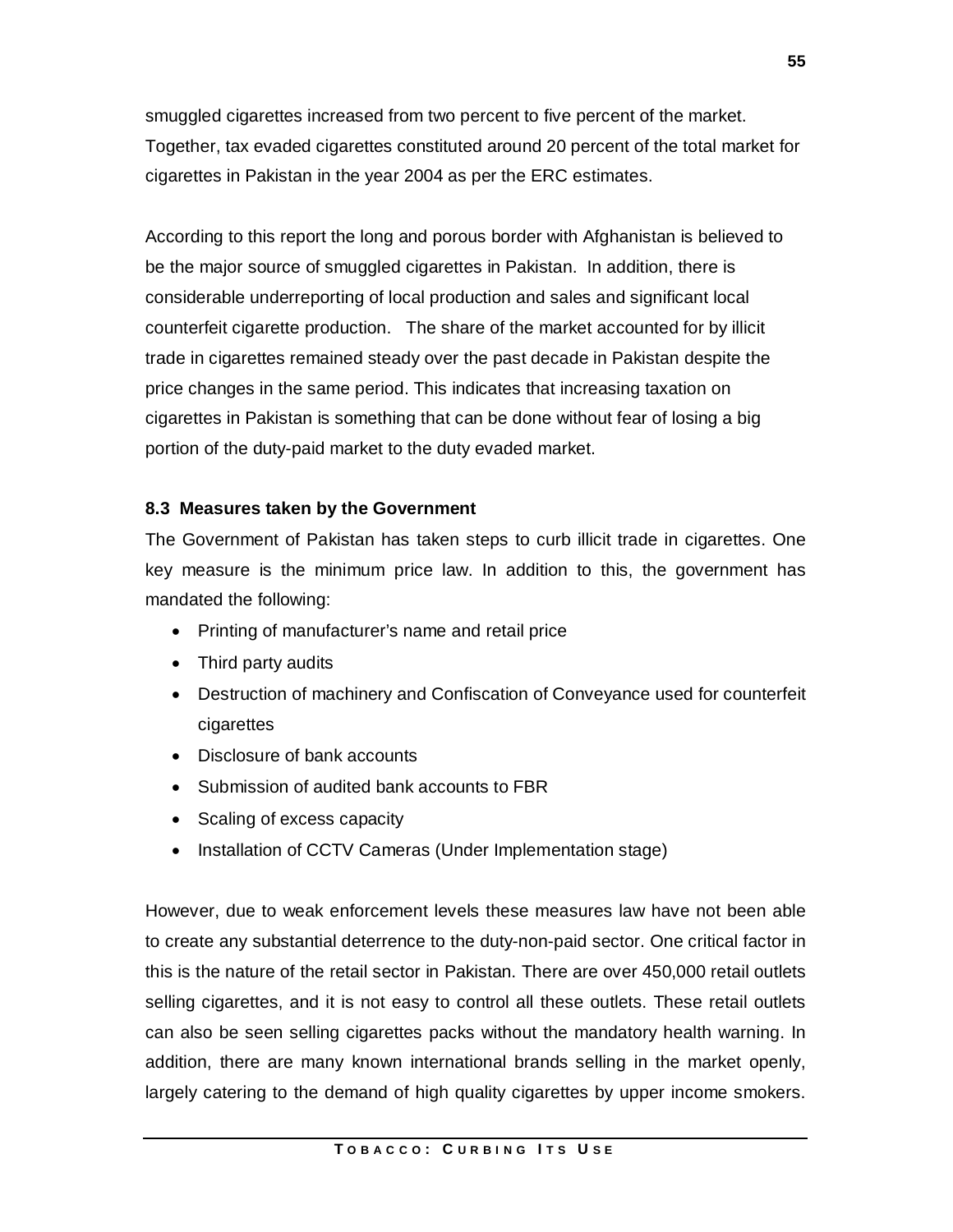smuggled cigarettes increased from two percent to five percent of the market. Together, tax evaded cigarettes constituted around 20 percent of the total market for cigarettes in Pakistan in the year 2004 as per the ERC estimates.

According to this report the long and porous border with Afghanistan is believed to be the major source of smuggled cigarettes in Pakistan. In addition, there is considerable underreporting of local production and sales and significant local counterfeit cigarette production. The share of the market accounted for by illicit trade in cigarettes remained steady over the past decade in Pakistan despite the price changes in the same period. This indicates that increasing taxation on cigarettes in Pakistan is something that can be done without fear of losing a big portion of the duty-paid market to the duty evaded market.

### 8.3 Measures taken by the Government

The Government of Pakistan has taken steps to curb illicit trade in cigarettes. One key measure is the minimum price law. In addition to this, the government has mandated the following:

- Printing of manufacturer's name and retail price
- Third party audits
- Destruction of machinery and Confiscation of Conveyance used for counterfeit cigarettes
- Disclosure of bank accounts
- Submission of audited bank accounts to FBR
- Scaling of excess capacity
- Installation of CCTV Cameras (Under Implementation stage)

However, due to weak enforcement levels these measures law have not been able to create any substantial deterrence to the duty-non-paid sector. One critical factor in this is the nature of the retail sector in Pakistan. There are over 450,000 retail outlets selling cigarettes, and it is not easy to control all these outlets. These retail outlets can also be seen selling cigarettes packs without the mandatory health warning. In addition, there are many known international brands selling in the market openly, largely catering to the demand of high quality cigarettes by upper income smokers.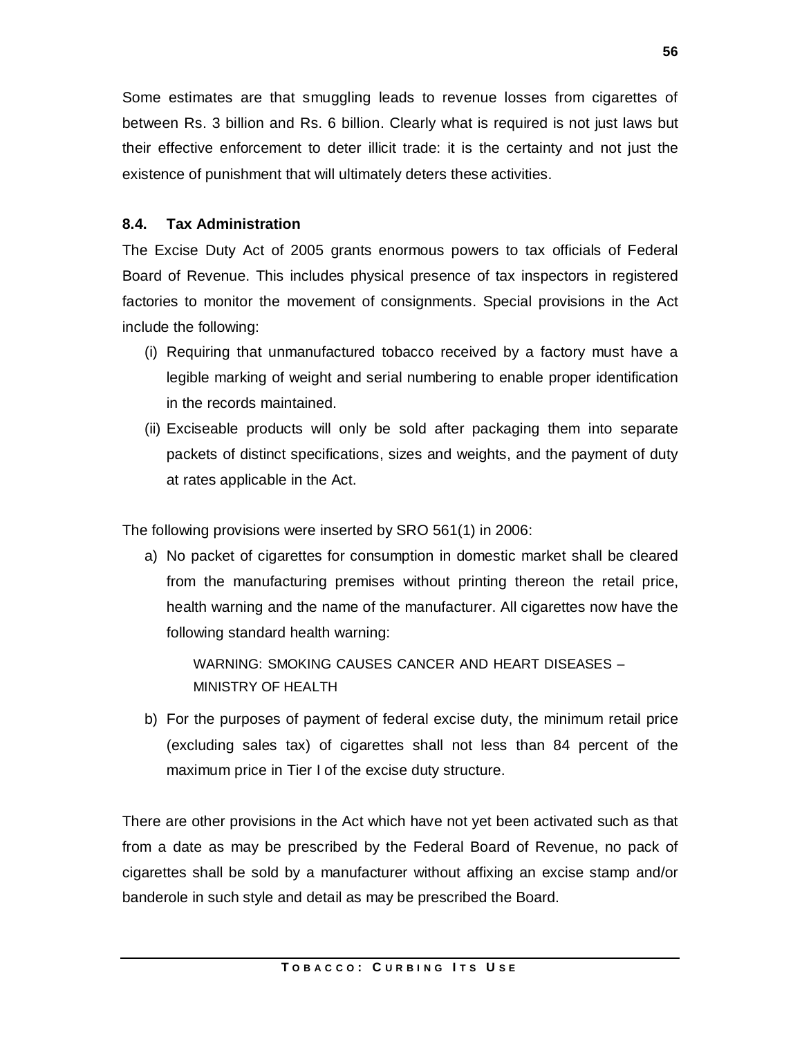Some estimates are that smuggling leads to revenue losses from cigarettes of between Rs. 3 billion and Rs. 6 billion. Clearly what is required is not just laws but their effective enforcement to deter illicit trade: it is the certainty and not just the existence of punishment that will ultimately deters these activities.

### 8.4. Tax Administration

The Excise Duty Act of 2005 grants enormous powers to tax officials of Federal Board of Revenue. This includes physical presence of tax inspectors in registered factories to monitor the movement of consignments. Special provisions in the Act include the following:

(i) Requiring that unmanufactured tobacco received by a factory must have a legible marking of weight and serial numbering to enable proper identification in the records maintained.

(ii) Exciseable products will only be sold after packaging them into separate packets of distinct specifications, sizes and weights, and the payment of duty at rates applicable in the Act.

The following provisions were inserted by SRO 561(1) in 2006:

a) No packet of cigarettes for consumption in domestic market shall be cleared from the manufacturing premises without printing thereon the retail price, health warning and the name of the manufacturer. All cigarettes now have the following standard health warning:

   WARNING: SMOKING CAUSES CANCER AND HEART DISEASES – MINISTRY OF HEALTH

b) For the purposes of payment of federal excise duty, the minimum retail price (excluding sales tax) of cigarettes shall not less than 84 percent of the maximum price in Tier I of the excise duty structure.

There are other provisions in the Act which have not yet been activated such as that from a date as may be prescribed by the Federal Board of Revenue, no pack of cigarettes shall be sold by a manufacturer without affixing an excise stamp and/or banderole in such style and detail as may be prescribed the Board.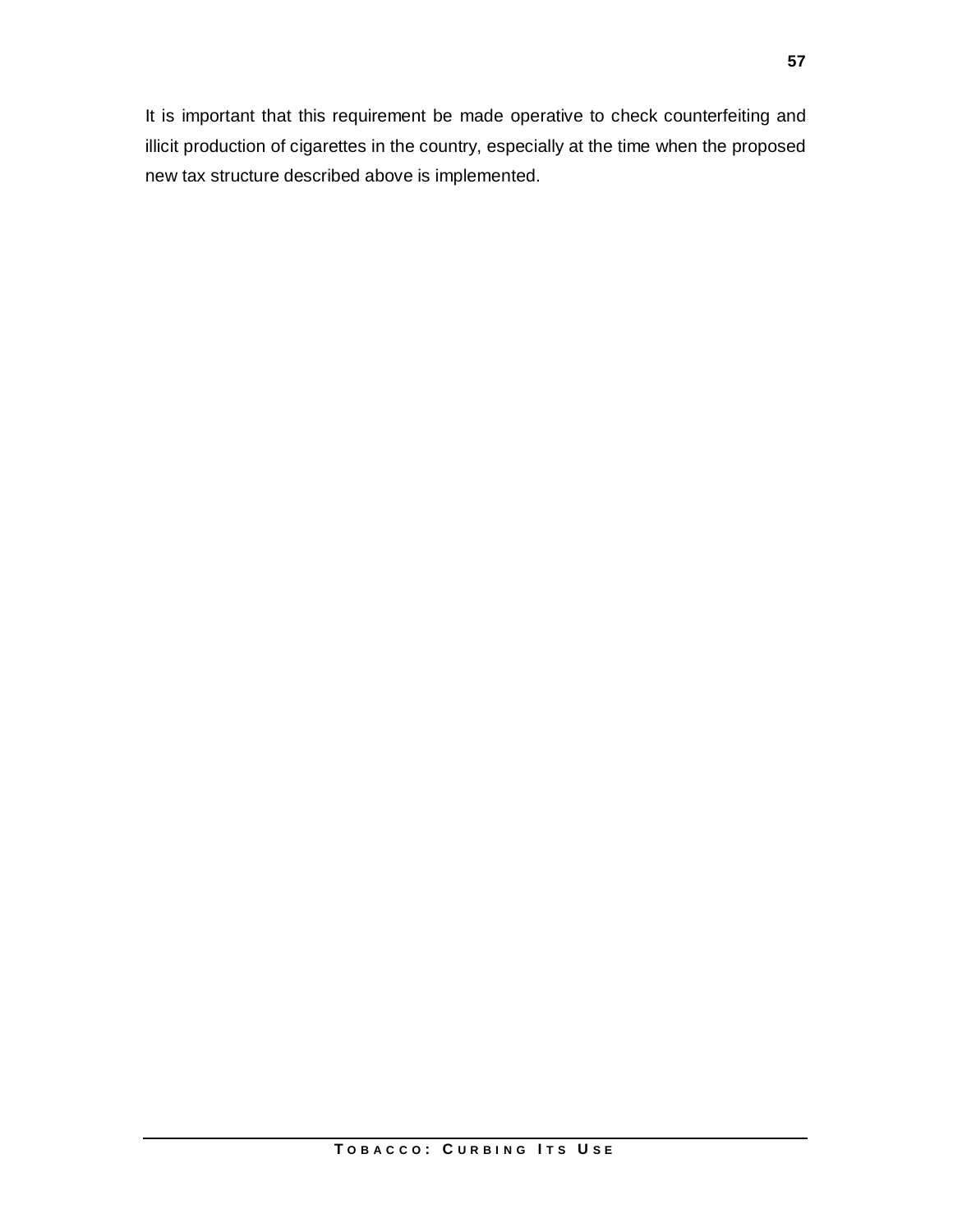It is important that this requirement be made operative to check counterfeiting and illicit production of cigarettes in the country, especially at the time when the proposed new tax structure described above is implemented.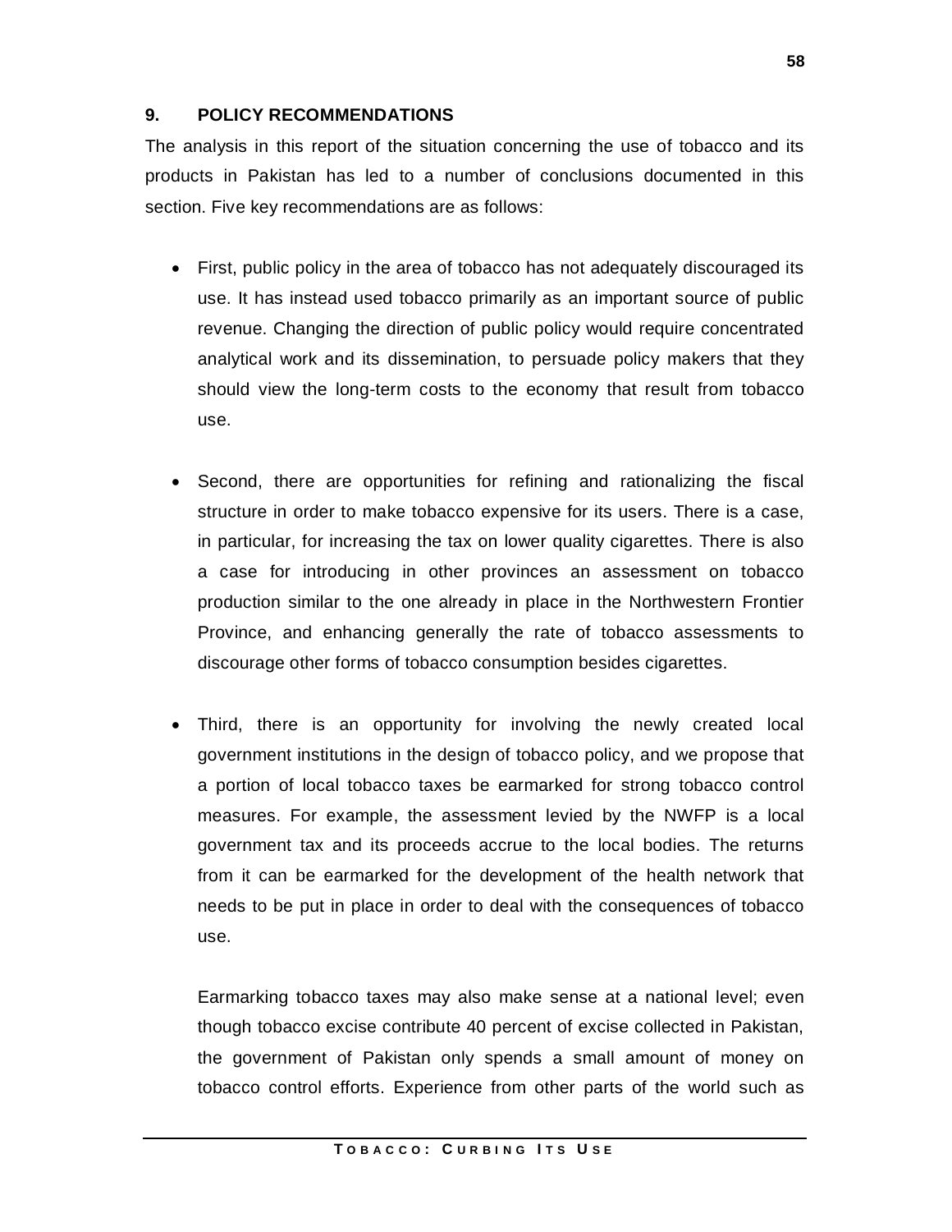## 9. POLICY RECOMMENDATIONS

The analysis in this report of the situation concerning the use of tobacco and its products in Pakistan has led to a number of conclusions documented in this section. Five key recommendations are as follows:

- First, public policy in the area of tobacco has not adequately discouraged its use. It has instead used tobacco primarily as an important source of public revenue. Changing the direction of public policy would require concentrated analytical work and its dissemination, to persuade policy makers that they should view the long-term costs to the economy that result from tobacco use.

- Second, there are opportunities for refining and rationalizing the fiscal structure in order to make tobacco expensive for its users. There is a case, in particular, for increasing the tax on lower quality cigarettes. There is also a case for introducing in other provinces an assessment on tobacco production similar to the one already in place in the Northwestern Frontier Province, and enhancing generally the rate of tobacco assessments to discourage other forms of tobacco consumption besides cigarettes.

- Third, there is an opportunity for involving the newly created local government institutions in the design of tobacco policy, and we propose that a portion of local tobacco taxes be earmarked for strong tobacco control measures. For example, the assessment levied by the NWFP is a local government tax and its proceeds accrue to the local bodies. The returns from it can be earmarked for the development of the health network that needs to be put in place in order to deal with the consequences of tobacco use.

  Earmarking tobacco taxes may also make sense at a national level; even though tobacco excise contribute 40 percent of excise collected in Pakistan, the government of Pakistan only spends a small amount of money on tobacco control efforts. Experience from other parts of the world such as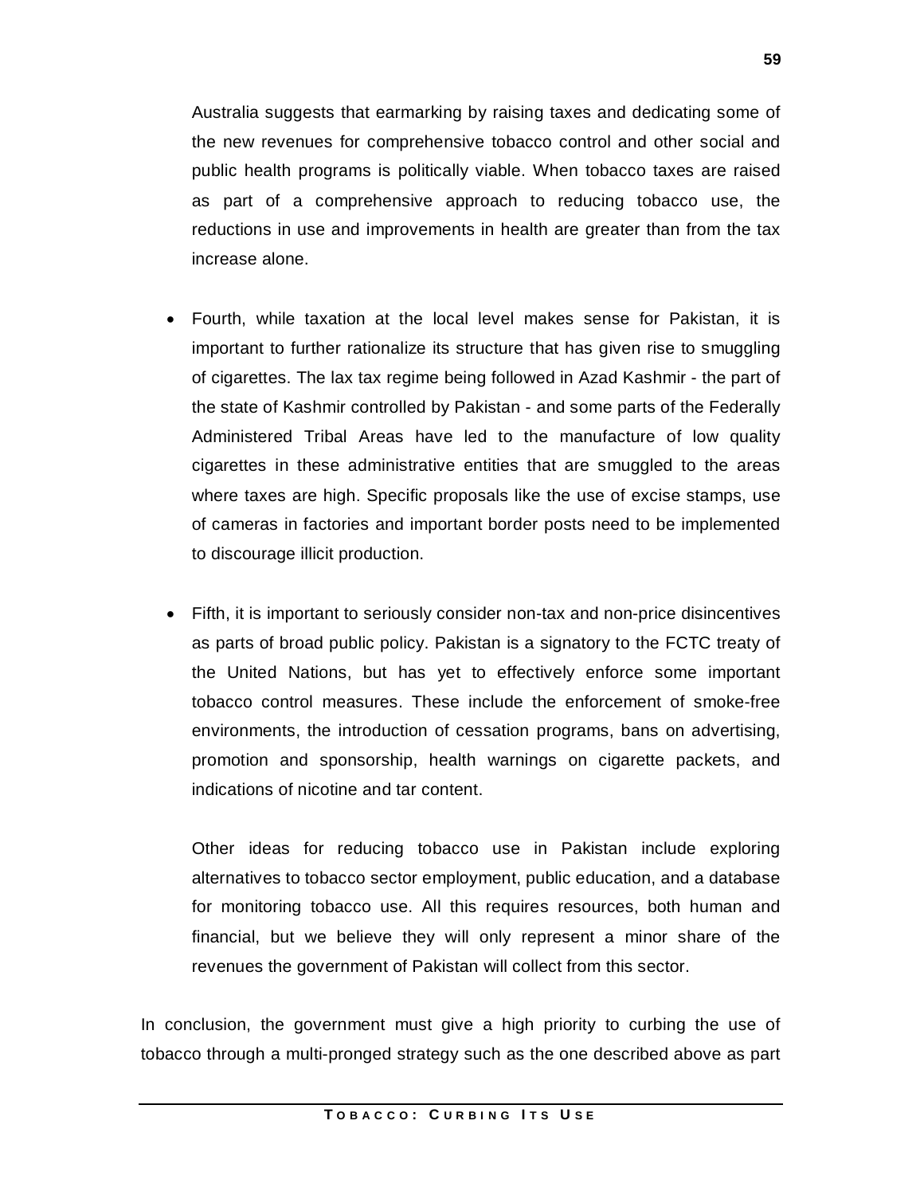Australia suggests that earmarking by raising taxes and dedicating some of the new revenues for comprehensive tobacco control and other social and public health programs is politically viable. When tobacco taxes are raised as part of a comprehensive approach to reducing tobacco use, the reductions in use and improvements in health are greater than from the tax increase alone.

- Fourth, while taxation at the local level makes sense for Pakistan, it is important to further rationalize its structure that has given rise to smuggling of cigarettes. The lax tax regime being followed in Azad Kashmir - the part of the state of Kashmir controlled by Pakistan - and some parts of the Federally Administered Tribal Areas have led to the manufacture of low quality cigarettes in these administrative entities that are smuggled to the areas where taxes are high. Specific proposals like the use of excise stamps, use of cameras in factories and important border posts need to be implemented to discourage illicit production.

- Fifth, it is important to seriously consider non-tax and non-price disincentives as parts of broad public policy. Pakistan is a signatory to the FCTC treaty of the United Nations, but has yet to effectively enforce some important tobacco control measures. These include the enforcement of smoke-free environments, the introduction of cessation programs, bans on advertising, promotion and sponsorship, health warnings on cigarette packets, and indications of nicotine and tar content.

  Other ideas for reducing tobacco use in Pakistan include exploring alternatives to tobacco sector employment, public education, and a database for monitoring tobacco use. All this requires resources, both human and financial, but we believe they will only represent a minor share of the revenues the government of Pakistan will collect from this sector.

In conclusion, the government must give a high priority to curbing the use of tobacco through a multi-pronged strategy such as the one described above as part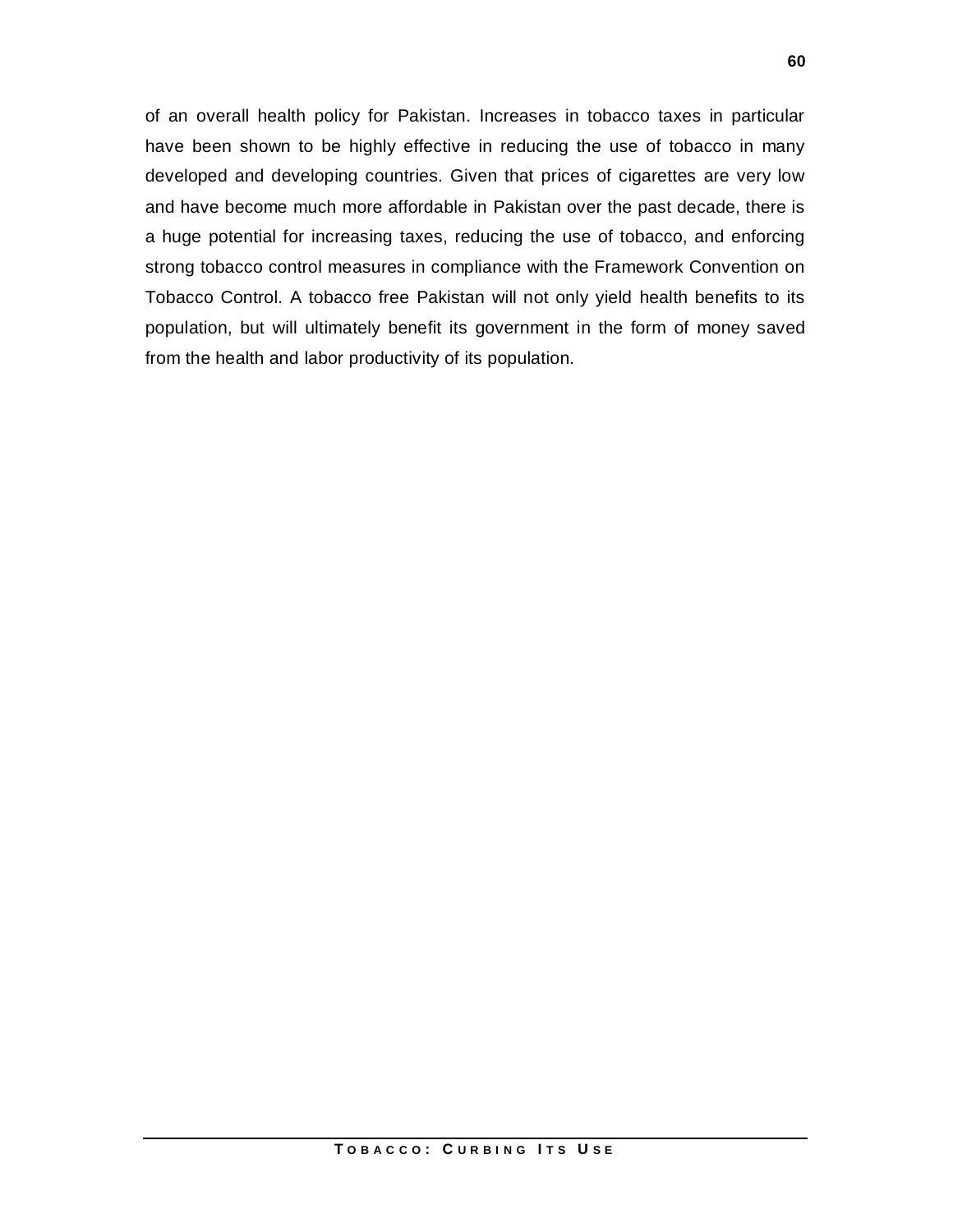of an overall health policy for Pakistan. Increases in tobacco taxes in particular have been shown to be highly effective in reducing the use of tobacco in many developed and developing countries. Given that prices of cigarettes are very low and have become much more affordable in Pakistan over the past decade, there is a huge potential for increasing taxes, reducing the use of tobacco, and enforcing strong tobacco control measures in compliance with the Framework Convention on Tobacco Control. A tobacco free Pakistan will not only yield health benefits to its population, but will ultimately benefit its government in the form of money saved from the health and labor productivity of its population.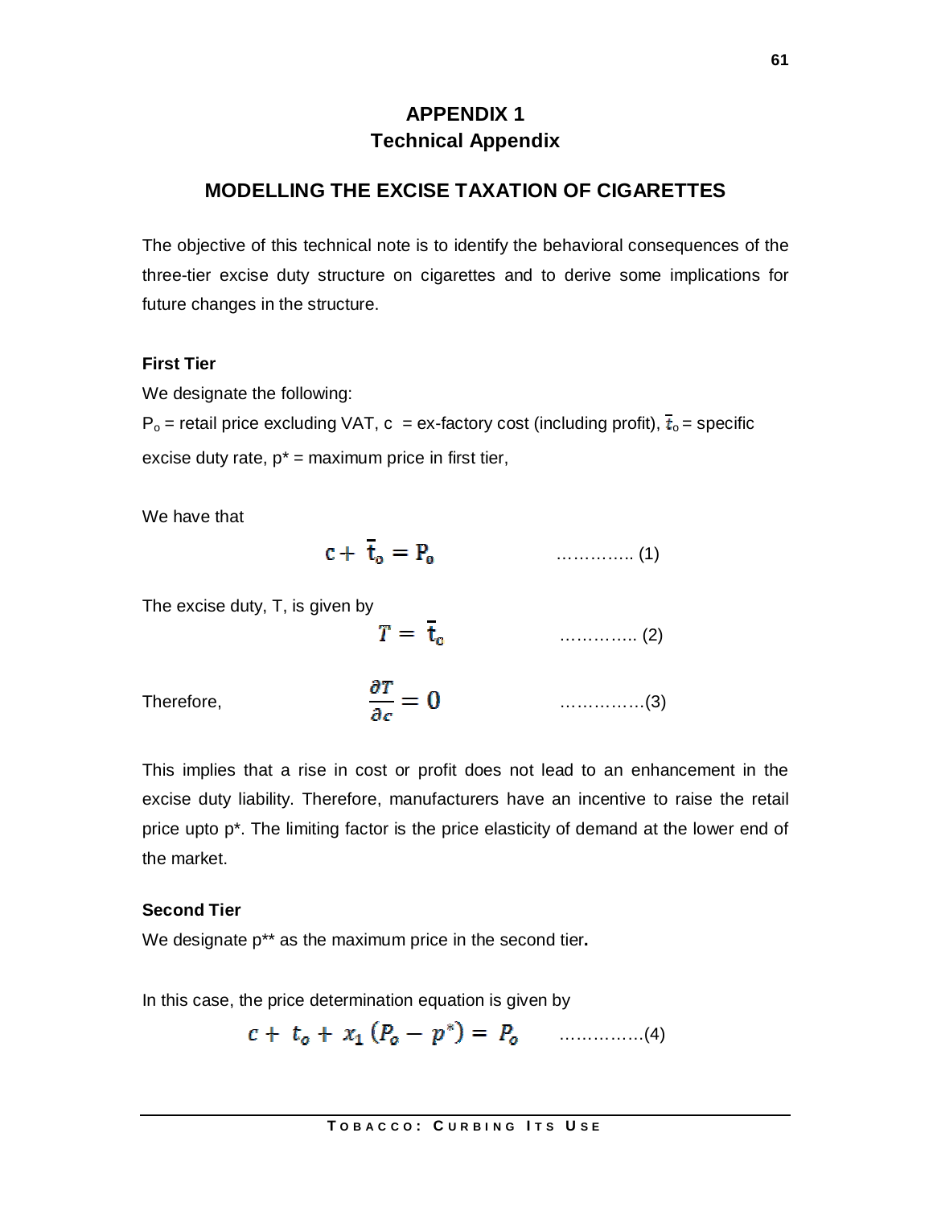# APPENDIX 1
## Technical Appendix

## MODELLING THE EXCISE TAXATION OF CIGARETTES

The objective of this technical note is to identify the behavioral consequences of the three-tier excise duty structure on cigarettes and to derive some implications for future changes in the structure.

### First Tier

We designate the following:

$P_o$ = retail price excluding VAT, c = ex-factory cost (including profit), $\bar{t}_o$ = specific excise duty rate, $p^*$ = maximum price in first tier,

We have that

$$c + \bar{t}_o = P_o \qquad \text{………….. (1)}$$

The excise duty, T, is given by

$$T = \bar{t}_o \qquad \text{………….. (2)}$$

Therefore,

$$\frac{\partial T}{\partial c} = 0 \qquad \text{……………(3)}$$

This implies that a rise in cost or profit does not lead to an enhancement in the excise duty liability. Therefore, manufacturers have an incentive to raise the retail price upto p*. The limiting factor is the price elasticity of demand at the lower end of the market.

### Second Tier

We designate p** as the maximum price in the second tier**.**

In this case, the price determination equation is given by

$$c + t_o + x_1 (P_o - p^*) = P_o \qquad \text{……………(4)}$$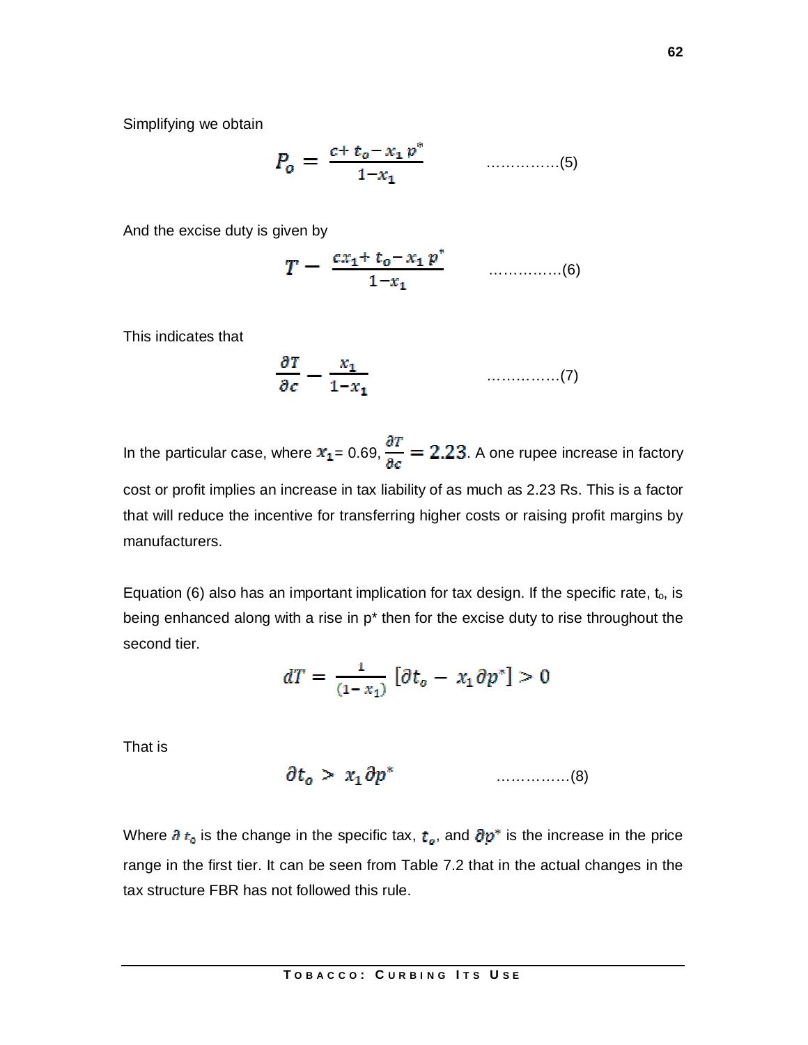Simplifying we obtain

$$P_o = \frac{c + t_o - x_1 p^*}{1 - x_1} \qquad \text{...............(5)}$$

And the excise duty is given by

$$T - \frac{cx_1 + t_o - x_1 p^*}{1 - x_1} \qquad \text{...............(6)}$$

This indicates that

$$\frac{\partial T}{\partial c} - \frac{x_1}{1 - x_1} \qquad \text{...............(7)}$$

In the particular case, where $x_1$= 0.69, $\frac{\partial T}{\partial c} = 2.23$. A one rupee increase in factory cost or profit implies an increase in tax liability of as much as 2.23 Rs. This is a factor that will reduce the incentive for transferring higher costs or raising profit margins by manufacturers.

Equation (6) also has an important implication for tax design. If the specific rate, $t_o$, is being enhanced along with a rise in p* then for the excise duty to rise throughout the second tier.

$$dT = \frac{1}{(1 - x_1)} \left[\partial t_o - x_1 \partial p^*\right] > 0$$

That is

$$\partial t_o > x_1 \partial p^* \qquad \text{...............(8)}$$

Where $\partial t_o$ is the change in the specific tax, $t_o$, and $\partial p^*$ is the increase in the price range in the first tier. It can be seen from Table 7.2 that in the actual changes in the tax structure FBR has not followed this rule.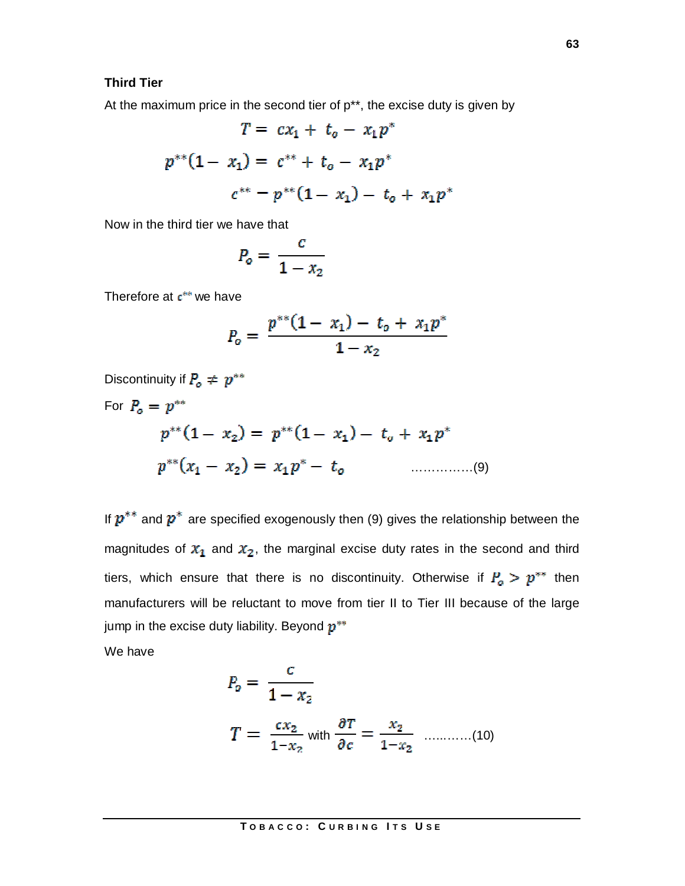**Third Tier**

At the maximum price in the second tier of p**, the excise duty is given by

$$T = cx_1 + t_o - x_1 p^*$$

$$p^{**}(1 - x_1) = c^{**} + t_o - x_1 p^*$$

$$c^{**} - p^{**}(1 - x_1) - t_o + x_1 p^*$$

Now in the third tier we have that

$$P_o = \frac{c}{1 - x_2}$$

Therefore at $c^{**}$ we have

$$P_o = \frac{p^{**}(1 - x_1) - t_o + x_1 p^*}{1 - x_2}$$

Discontinuity if $P_o \neq p^{**}$

For $P_o = p^{**}$

$$p^{**}(1 - x_2) = p^{**}(1 - x_1) - t_o + x_1 p^*$$

$$p^{**}(x_1 - x_2) = x_1 p^* - t_o \qquad \text{……………(9)}$$

If $p^{**}$ and $p^*$ are specified exogenously then (9) gives the relationship between the magnitudes of $x_1$ and $x_2$, the marginal excise duty rates in the second and third tiers, which ensure that there is no discontinuity. Otherwise if $P_o > p^{**}$ then manufacturers will be reluctant to move from tier II to Tier III because of the large jump in the excise duty liability. Beyond $p^{**}$

We have

$$P_o = \frac{c}{1 - x_2}$$

$$T = \frac{cx_2}{1 - x_2} \text{ with } \frac{\partial T}{\partial c} = \frac{x_2}{1 - x_2} \qquad \text{…………(10)}$$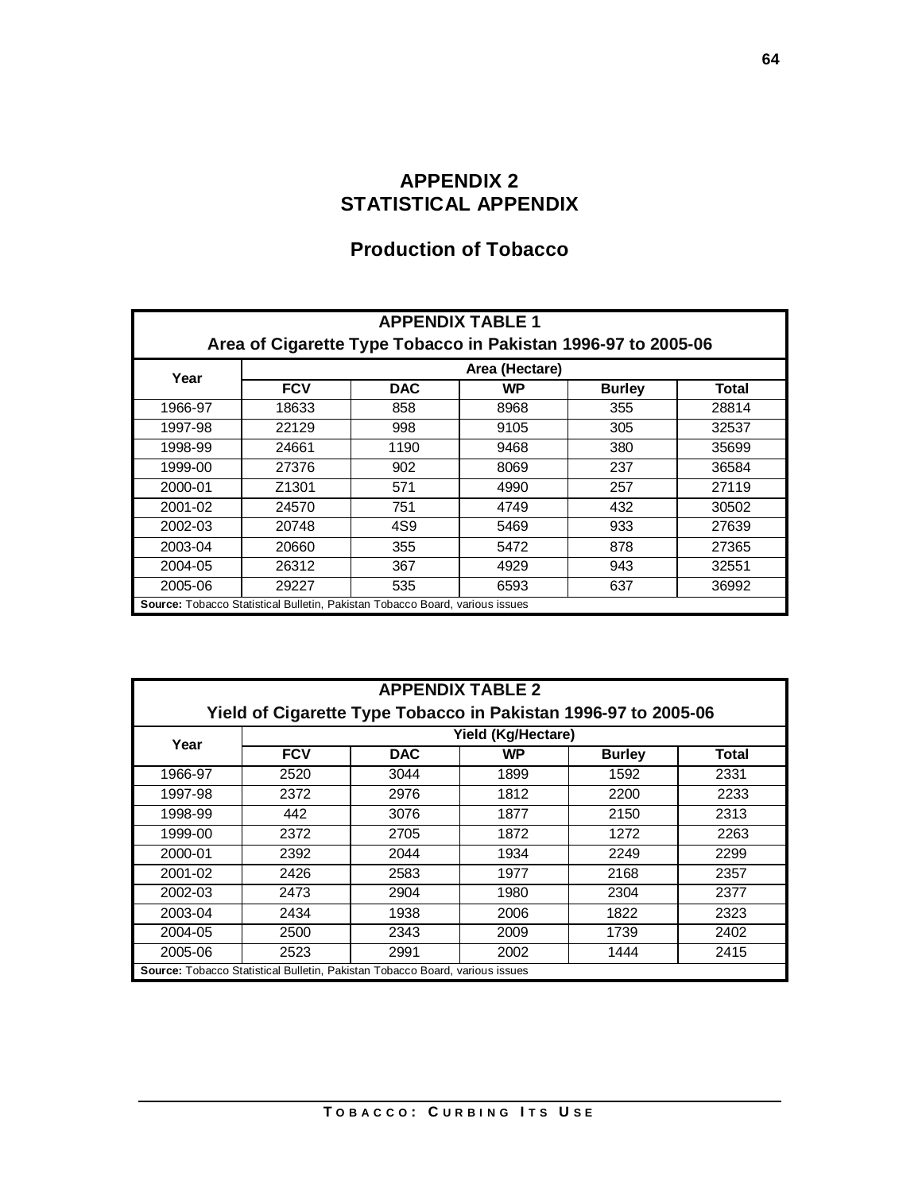# APPENDIX 2
# STATISTICAL APPENDIX

## Production of Tobacco

**APPENDIX TABLE 1**
**Area of Cigarette Type Tobacco in Pakistan 1996-97 to 2005-06**

| Year | Area (Hectare) | | | | |
|---|---|---|---|---|---|
| | **FCV** | **DAC** | **WP** | **Burley** | **Total** |
| 1966-97 | 18633 | 858 | 8968 | 355 | 28814 |
| 1997-98 | 22129 | 998 | 9105 | 305 | 32537 |
| 1998-99 | 24661 | 1190 | 9468 | 380 | 35699 |
| 1999-00 | 27376 | 902 | 8069 | 237 | 36584 |
| 2000-01 | Z1301 | 571 | 4990 | 257 | 27119 |
| 2001-02 | 24570 | 751 | 4749 | 432 | 30502 |
| 2002-03 | 20748 | 4S9 | 5469 | 933 | 27639 |
| 2003-04 | 20660 | 355 | 5472 | 878 | 27365 |
| 2004-05 | 26312 | 367 | 4929 | 943 | 32551 |
| 2005-06 | 29227 | 535 | 6593 | 637 | 36992 |

**Source:** Tobacco Statistical Bulletin, Pakistan Tobacco Board, various issues

**APPENDIX TABLE 2**
**Yield of Cigarette Type Tobacco in Pakistan 1996-97 to 2005-06**

| Year | Yield (Kg/Hectare) | | | | |
|---|---|---|---|---|---|
| | **FCV** | **DAC** | **WP** | **Burley** | **Total** |
| 1966-97 | 2520 | 3044 | 1899 | 1592 | 2331 |
| 1997-98 | 2372 | 2976 | 1812 | 2200 | 2233 |
| 1998-99 | 442 | 3076 | 1877 | 2150 | 2313 |
| 1999-00 | 2372 | 2705 | 1872 | 1272 | 2263 |
| 2000-01 | 2392 | 2044 | 1934 | 2249 | 2299 |
| 2001-02 | 2426 | 2583 | 1977 | 2168 | 2357 |
| 2002-03 | 2473 | 2904 | 1980 | 2304 | 2377 |
| 2003-04 | 2434 | 1938 | 2006 | 1822 | 2323 |
| 2004-05 | 2500 | 2343 | 2009 | 1739 | 2402 |
| 2005-06 | 2523 | 2991 | 2002 | 1444 | 2415 |

**Source:** Tobacco Statistical Bulletin, Pakistan Tobacco Board, various issues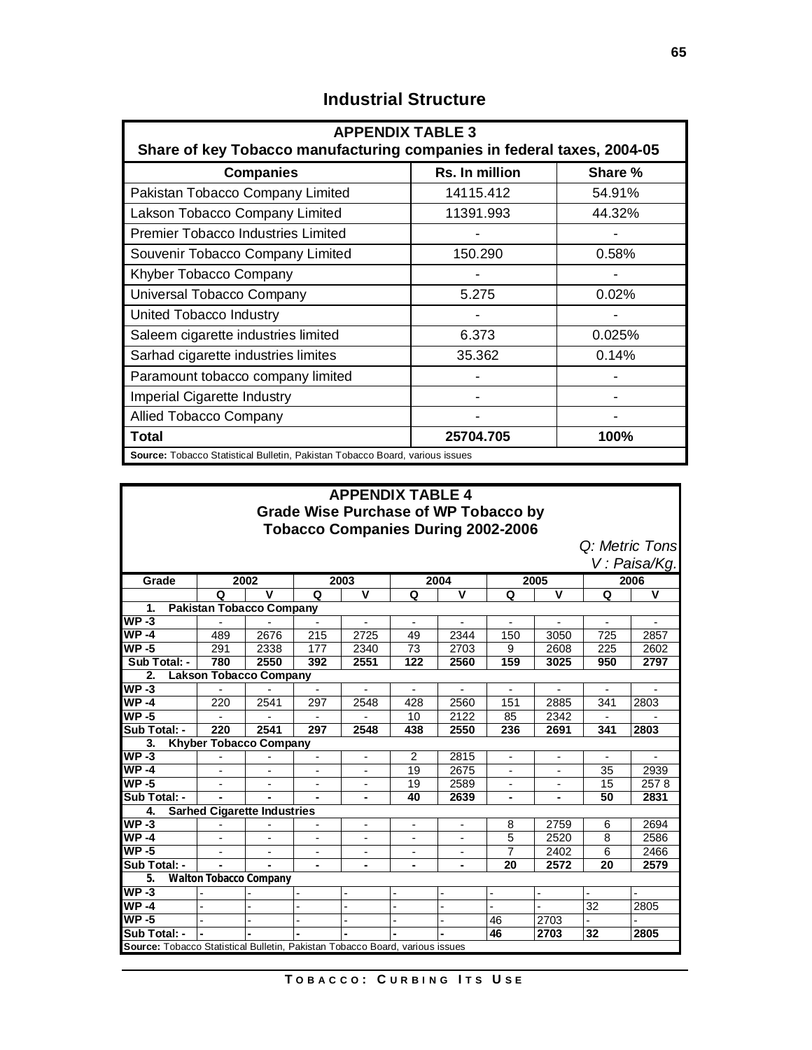# Industrial Structure

| APPENDIX TABLE 3<br>Share of key Tobacco manufacturing companies in federal taxes, 2004-05 | | |
|---|---|---|
| **Companies** | **Rs. In million** | **Share %** |
| Pakistan Tobacco Company Limited | 14115.412 | 54.91% |
| Lakson Tobacco Company Limited | 11391.993 | 44.32% |
| Premier Tobacco Industries Limited | - | - |
| Souvenir Tobacco Company Limited | 150.290 | 0.58% |
| Khyber Tobacco Company | - | - |
| Universal Tobacco Company | 5.275 | 0.02% |
| United Tobacco Industry | - | - |
| Saleem cigarette industries limited | 6.373 | 0.025% |
| Sarhad cigarette industries limites | 35.362 | 0.14% |
| Paramount tobacco company limited | - | - |
| Imperial Cigarette Industry | - | - |
| Allied Tobacco Company | - | - |
| **Total** | **25704.705** | **100%** |

**Source:** Tobacco Statistical Bulletin, Pakistan Tobacco Board, various issues

**APPENDIX TABLE 4**
**Grade Wise Purchase of WP Tobacco by Tobacco Companies During 2002-2006**

*Q: Metric Tons*
*V : Paisa/Kg.*

| Grade | 2002 | | 2003 | | 2004 | | 2005 | | 2006 | |
|---|---|---|---|---|---|---|---|---|---|---|
| | Q | V | Q | V | Q | V | Q | V | Q | V |
| **1. Pakistan Tobacco Company** | | | | | | | | | | |
| WP -3 | - | - | - | - | - | - | - | - | - | - |
| WP -4 | 489 | 2676 | 215 | 2725 | 49 | 2344 | 150 | 3050 | 725 | 2857 |
| WP -5 | 291 | 2338 | 177 | 2340 | 73 | 2703 | 9 | 2608 | 225 | 2602 |
| **Sub Total: -** | **780** | **2550** | **392** | **2551** | **122** | **2560** | **159** | **3025** | **950** | **2797** |
| **2. Lakson Tobacco Company** | | | | | | | | | | |
| WP -3 | - | - | - | - | - | - | - | - | - | - |
| WP -4 | 220 | 2541 | 297 | 2548 | 428 | 2560 | 151 | 2885 | 341 | 2803 |
| WP -5 | - | - | - | - | 10 | 2122 | 85 | 2342 | - | - |
| **Sub Total: -** | **220** | **2541** | **297** | **2548** | **438** | **2550** | **236** | **2691** | **341** | **2803** |
| **3. Khyber Tobacco Company** | | | | | | | | | | |
| WP -3 | - | - | - | - | 2 | 2815 | - | - | - | - |
| WP -4 | - | - | - | - | 19 | 2675 | - | - | 35 | 2939 |
| WP -5 | - | - | - | - | 19 | 2589 | - | - | 15 | 257 8 |
| **Sub Total: -** | **-** | **-** | **-** | **-** | **40** | **2639** | **-** | **-** | **50** | **2831** |
| **4. Sarhed Cigarette Industries** | | | | | | | | | | |
| WP -3 | - | - | - | - | - | - | 8 | 2759 | 6 | 2694 |
| WP -4 | - | - | - | - | - | - | 5 | 2520 | 8 | 2586 |
| WP -5 | - | - | - | - | - | - | 7 | 2402 | 6 | 2466 |
| **Sub Total: -** | **-** | **-** | **-** | **-** | **-** | **-** | **20** | **2572** | **20** | **2579** |
| **5. Walton Tobacco Company** | | | | | | | | | | |
| WP -3 | - | - | - | - | - | - | - | - | - | - |
| WP -4 | - | - | - | - | - | - | - | - | 32 | 2805 |
| WP -5 | - | - | - | - | - | - | 46 | 2703 | - | - |
| **Sub Total: -** | **-** | **-** | **-** | **-** | **-** | **-** | **46** | **2703** | **32** | **2805** |

**Source:** Tobacco Statistical Bulletin, Pakistan Tobacco Board, various issues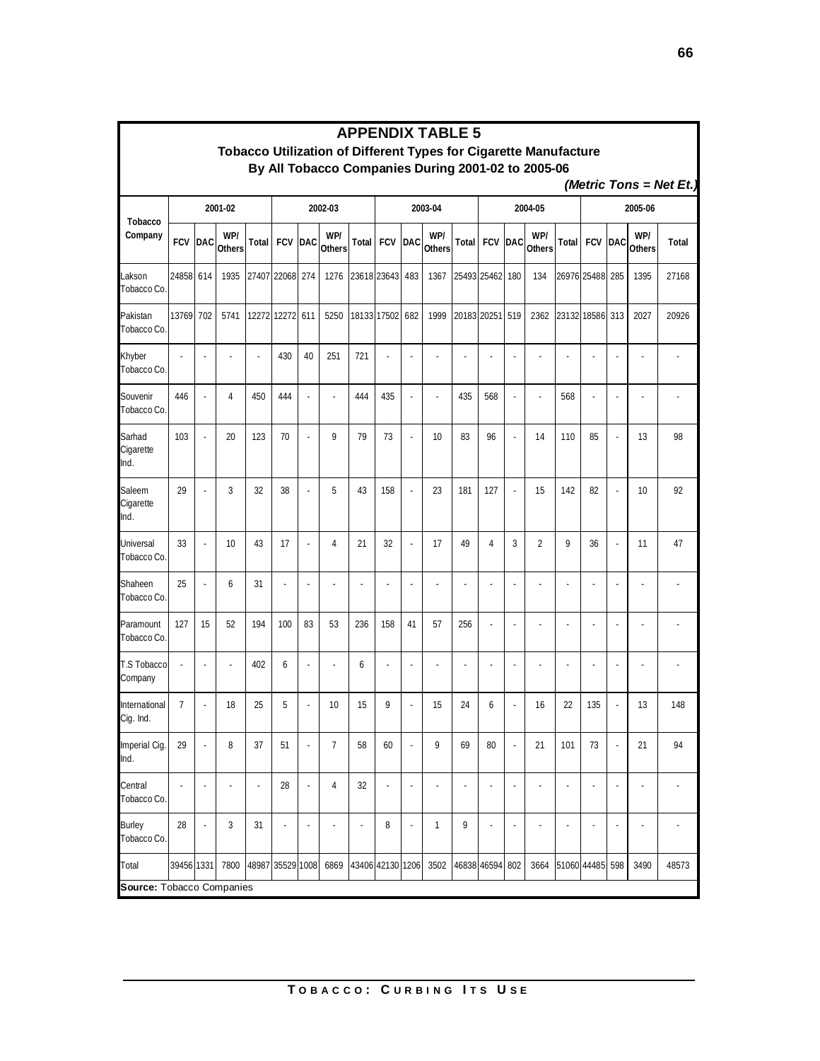# APPENDIX TABLE 5

## Tobacco Utilization of Different Types for Cigarette Manufacture By All Tobacco Companies During 2001-02 to 2005-06

*(Metric Tons = Net Et.)*

| Tobacco Company | 2001-02 | | | | 2002-03 | | | | 2003-04 | | | | 2004-05 | | | | 2005-06 | | | |
|---|---|---|---|---|---|---|---|---|---|---|---|---|---|---|---|---|---|---|---|---|
| | FCV | DAC | WP/ Others | Total | FCV | DAC | WP/ Others | Total | FCV | DAC | WP/ Others | Total | FCV | DAC | WP/ Others | Total | FCV | DAC | WP/ Others | Total |
| Lakson Tobacco Co. | 24858 | 614 | 1935 | 27407 | 22068 | 274 | 1276 | 23618 | 23643 | 483 | 1367 | 25493 | 25462 | 180 | 134 | 26976 | 25488 | 285 | 1395 | 27168 |
| Pakistan Tobacco Co. | 13769 | 702 | 5741 | 12272 | 12272 | 611 | 5250 | 18133 | 17502 | 682 | 1999 | 20183 | 20251 | 519 | 2362 | 23132 | 18586 | 313 | 2027 | 20926 |
| Khyber Tobacco Co. | - | - | - | - | 430 | 40 | 251 | 721 | - | - | - | - | - | - | - | - | - | - | - | - |
| Souvenir Tobacco Co. | 446 | - | 4 | 450 | 444 | - | - | 444 | 435 | - | - | 435 | 568 | - | - | 568 | - | - | - | - |
| Sarhad Cigarette Ind. | 103 | - | 20 | 123 | 70 | - | 9 | 79 | 73 | - | 10 | 83 | 96 | - | 14 | 110 | 85 | - | 13 | 98 |
| Saleem Cigarette Ind. | 29 | - | 3 | 32 | 38 | - | 5 | 43 | 158 | - | 23 | 181 | 127 | - | 15 | 142 | 82 | - | 10 | 92 |
| Universal Tobacco Co. | 33 | - | 10 | 43 | 17 | - | 4 | 21 | 32 | - | 17 | 49 | 4 | 3 | 2 | 9 | 36 | - | 11 | 47 |
| Shaheen Tobacco Co. | 25 | - | 6 | 31 | - | - | - | - | - | - | - | - | - | - | - | - | - | - | - | - |
| Paramount Tobacco Co. | 127 | 15 | 52 | 194 | 100 | 83 | 53 | 236 | 158 | 41 | 57 | 256 | - | - | - | - | - | - | - | - |
| T.S Tobacco Company | - | - | - | 402 | 6 | - | - | 6 | - | - | - | - | - | - | - | - | - | - | - | - |
| International Cig. Ind. | 7 | - | 18 | 25 | 5 | - | 10 | 15 | 9 | - | 15 | 24 | 6 | - | 16 | 22 | 135 | - | 13 | 148 |
| Imperial Cig. Ind. | 29 | - | 8 | 37 | 51 | - | 7 | 58 | 60 | - | 9 | 69 | 80 | - | 21 | 101 | 73 | - | 21 | 94 |
| Central Tobacco Co. | - | - | - | - | 28 | - | 4 | 32 | - | - | - | - | - | - | - | - | - | - | - | - |
| Burley Tobacco Co. | 28 | - | 3 | 31 | - | - | - | - | 8 | - | 1 | 9 | - | - | - | - | - | - | - | - |
| Total | 39456 | 1331 | 7800 | 48987 | 35529 | 1008 | 6869 | 43406 | 42130 | 1206 | 3502 | 46838 | 46594 | 802 | 3664 | 51060 | 44485 | 598 | 3490 | 48573 |

**Source:** Tobacco Companies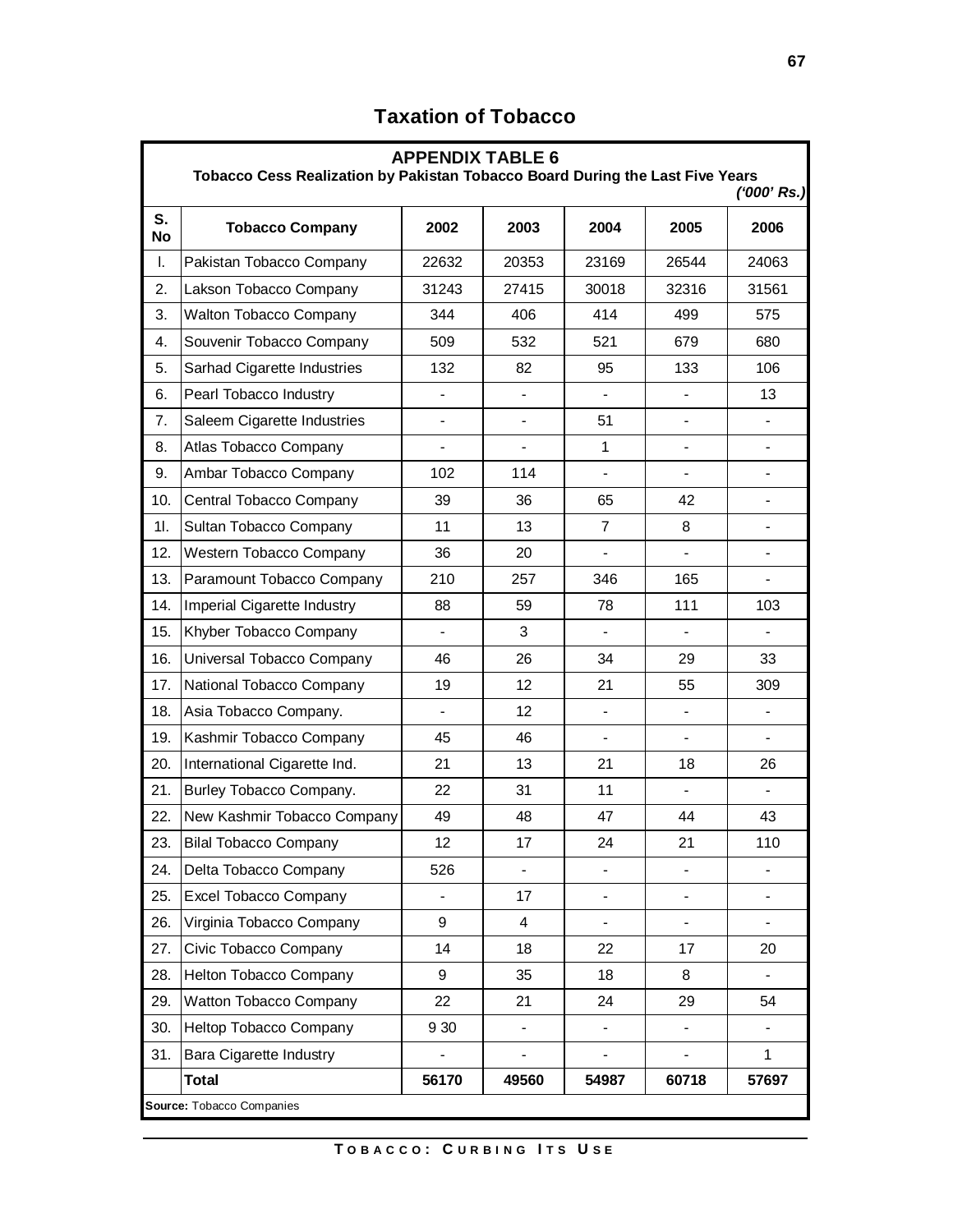# Taxation of Tobacco

**APPENDIX TABLE 6**

**Tobacco Cess Realization by Pakistan Tobacco Board During the Last Five Years**

*('000' Rs.)*

| S. No | Tobacco Company | 2002 | 2003 | 2004 | 2005 | 2006 |
|---|---|---|---|---|---|---|
| I. | Pakistan Tobacco Company | 22632 | 20353 | 23169 | 26544 | 24063 |
| 2. | Lakson Tobacco Company | 31243 | 27415 | 30018 | 32316 | 31561 |
| 3. | Walton Tobacco Company | 344 | 406 | 414 | 499 | 575 |
| 4. | Souvenir Tobacco Company | 509 | 532 | 521 | 679 | 680 |
| 5. | Sarhad Cigarette Industries | 132 | 82 | 95 | 133 | 106 |
| 6. | Pearl Tobacco Industry | - | - | - | - | 13 |
| 7. | Saleem Cigarette Industries | - | - | 51 | - | - |
| 8. | Atlas Tobacco Company | - | - | 1 | - | - |
| 9. | Ambar Tobacco Company | 102 | 114 | - | - | - |
| 10. | Central Tobacco Company | 39 | 36 | 65 | 42 | - |
| 1l. | Sultan Tobacco Company | 11 | 13 | 7 | 8 | - |
| 12. | Western Tobacco Company | 36 | 20 | - | - | - |
| 13. | Paramount Tobacco Company | 210 | 257 | 346 | 165 | - |
| 14. | Imperial Cigarette Industry | 88 | 59 | 78 | 111 | 103 |
| 15. | Khyber Tobacco Company | - | 3 | - | - | - |
| 16. | Universal Tobacco Company | 46 | 26 | 34 | 29 | 33 |
| 17. | National Tobacco Company | 19 | 12 | 21 | 55 | 309 |
| 18. | Asia Tobacco Company. | - | 12 | - | - | - |
| 19. | Kashmir Tobacco Company | 45 | 46 | - | - | - |
| 20. | International Cigarette Ind. | 21 | 13 | 21 | 18 | 26 |
| 21. | Burley Tobacco Company. | 22 | 31 | 11 | - | - |
| 22. | New Kashmir Tobacco Company | 49 | 48 | 47 | 44 | 43 |
| 23. | Bilal Tobacco Company | 12 | 17 | 24 | 21 | 110 |
| 24. | Delta Tobacco Company | 526 | - | - | - | - |
| 25. | Excel Tobacco Company | - | 17 | - | - | - |
| 26. | Virginia Tobacco Company | 9 | 4 | - | - | - |
| 27. | Civic Tobacco Company | 14 | 18 | 22 | 17 | 20 |
| 28. | Helton Tobacco Company | 9 | 35 | 18 | 8 | - |
| 29. | Watton Tobacco Company | 22 | 21 | 24 | 29 | 54 |
| 30. | Heltop Tobacco Company | 9 30 | - | - | - | - |
| 31. | Bara Cigarette Industry | - | - | - | - | 1 |
| | **Total** | **56170** | **49560** | **54987** | **60718** | **57697** |

**Source:** Tobacco Companies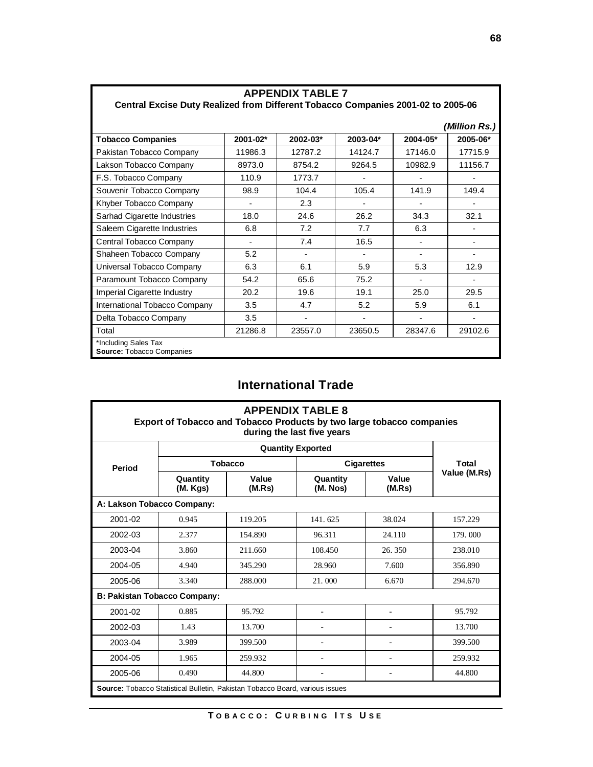**APPENDIX TABLE 7**

**Central Excise Duty Realized from Different Tobacco Companies 2001-02 to 2005-06**

*(Million Rs.)*

| Tobacco Companies | 2001-02* | 2002-03* | 2003-04* | 2004-05* | 2005-06* |
|---|---|---|---|---|---|
| Pakistan Tobacco Company | 11986.3 | 12787.2 | 14124.7 | 17146.0 | 17715.9 |
| Lakson Tobacco Company | 8973.0 | 8754.2 | 9264.5 | 10982.9 | 11156.7 |
| F.S. Tobacco Company | 110.9 | 1773.7 | - | - | - |
| Souvenir Tobacco Company | 98.9 | 104.4 | 105.4 | 141.9 | 149.4 |
| Khyber Tobacco Company | - | 2.3 | - | - | - |
| Sarhad Cigarette Industries | 18.0 | 24.6 | 26.2 | 34.3 | 32.1 |
| Saleem Cigarette Industries | 6.8 | 7.2 | 7.7 | 6.3 | - |
| Central Tobacco Company | - | 7.4 | 16.5 | - | - |
| Shaheen Tobacco Company | 5.2 | - | - | - | - |
| Universal Tobacco Company | 6.3 | 6.1 | 5.9 | 5.3 | 12.9 |
| Paramount Tobacco Company | 54.2 | 65.6 | 75.2 | - | - |
| Imperial Cigarette Industry | 20.2 | 19.6 | 19.1 | 25.0 | 29.5 |
| International Tobacco Company | 3.5 | 4.7 | 5.2 | 5.9 | 6.1 |
| Delta Tobacco Company | 3.5 | - | - | - | - |
| Total | 21286.8 | 23557.0 | 23650.5 | 28347.6 | 29102.6 |

*Including Sales Tax
**Source:** Tobacco Companies

## International Trade

**APPENDIX TABLE 8**

**Export of Tobacco and Tobacco Products by two large tobacco companies during the last five years**

| Period | Quantity Exported | | | | Total Value (M.Rs) |
|---|---|---|---|---|---|
| | Tobacco | | Cigarettes | | |
| | Quantity (M. Kgs) | Value (M.Rs) | Quantity (M. Nos) | Value (M.Rs) | |
| **A: Lakson Tobacco Company:** | | | | | |
| 2001-02 | 0.945 | 119.205 | 141. 625 | 38.024 | 157.229 |
| 2002-03 | 2.377 | 154.890 | 96.311 | 24.110 | 179. 000 |
| 2003-04 | 3.860 | 211.660 | 108.450 | 26. 350 | 238.010 |
| 2004-05 | 4.940 | 345.290 | 28.960 | 7.600 | 356.890 |
| 2005-06 | 3.340 | 288.000 | 21. 000 | 6.670 | 294.670 |
| **B: Pakistan Tobacco Company:** | | | | | |
| 2001-02 | 0.885 | 95.792 | - | - | 95.792 |
| 2002-03 | 1.43 | 13.700 | - | - | 13.700 |
| 2003-04 | 3.989 | 399.500 | - | - | 399.500 |
| 2004-05 | 1.965 | 259.932 | - | - | 259.932 |
| 2005-06 | 0.490 | 44.800 | - | - | 44.800 |

**Source:** Tobacco Statistical Bulletin, Pakistan Tobacco Board, various issues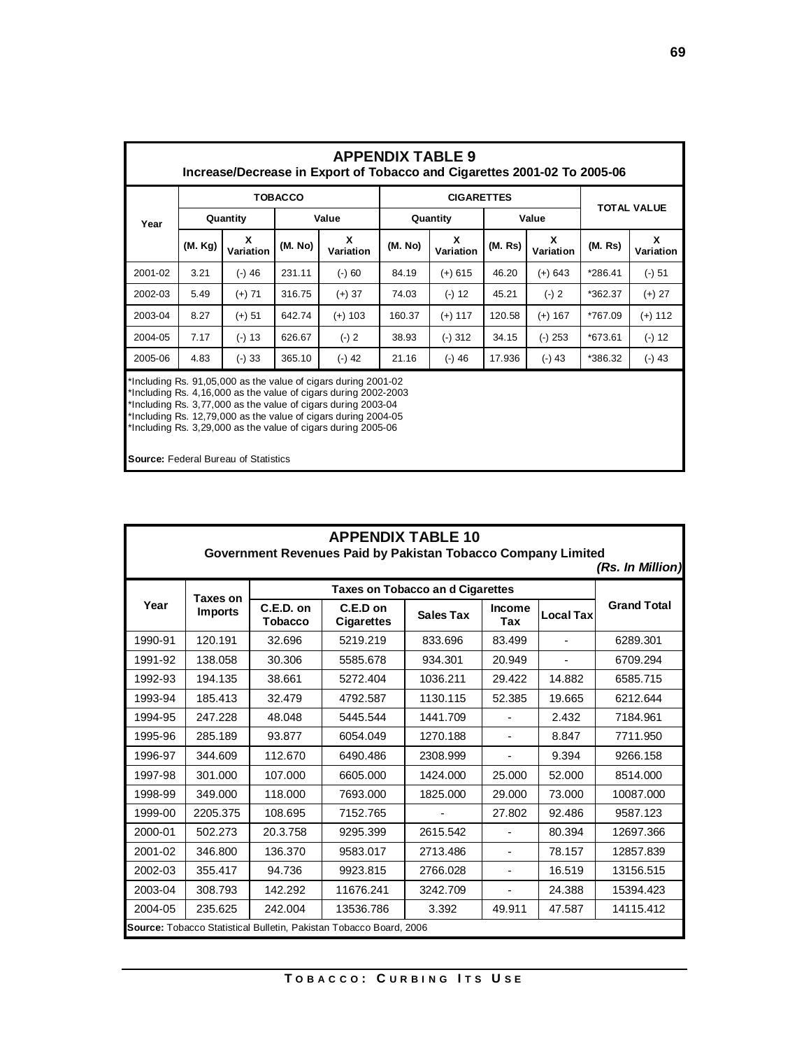## APPENDIX TABLE 9

### Increase/Decrease in Export of Tobacco and Cigarettes 2001-02 To 2005-06

| Year | TOBACCO | | | | CIGARETTES | | | | TOTAL VALUE | |
|---|---|---|---|---|---|---|---|---|---|---|
| | Quantity | | Value | | Quantity | | Value | | | |
| | (M. Kg) | X Variation | (M. No) | X Variation | (M. No) | X Variation | (M. Rs) | X Variation | (M. Rs) | X Variation |
| 2001-02 | 3.21 | (-) 46 | 231.11 | (-) 60 | 84.19 | (+) 615 | 46.20 | (+) 643 | *286.41 | (-) 51 |
| 2002-03 | 5.49 | (+) 71 | 316.75 | (+) 37 | 74.03 | (-) 12 | 45.21 | (-) 2 | *362.37 | (+) 27 |
| 2003-04 | 8.27 | (+) 51 | 642.74 | (+) 103 | 160.37 | (+) 117 | 120.58 | (+) 167 | *767.09 | (+) 112 |
| 2004-05 | 7.17 | (-) 13 | 626.67 | (-) 2 | 38.93 | (-) 312 | 34.15 | (-) 253 | *673.61 | (-) 12 |
| 2005-06 | 4.83 | (-) 33 | 365.10 | (-) 42 | 21.16 | (-) 46 | 17.936 | (-) 43 | *386.32 | (-) 43 |

*Including Rs. 91,05,000 as the value of cigars during 2001-02
*Including Rs. 4,16,000 as the value of cigars during 2002-2003
*Including Rs. 3,77,000 as the value of cigars during 2003-04
*Including Rs. 12,79,000 as the value of cigars during 2004-05
*Including Rs. 3,29,000 as the value of cigars during 2005-06

**Source:** Federal Bureau of Statistics

## APPENDIX TABLE 10

### Government Revenues Paid by Pakistan Tobacco Company Limited

***(Rs. In Million)***

| Year | Taxes on Imports | Taxes on Tobacco an d Cigarettes | | | | | Grand Total |
|---|---|---|---|---|---|---|---|
| | | C.E.D. on Tobacco | C.E.D on Cigarettes | Sales Tax | Income Tax | Local Tax | |
| 1990-91 | 120.191 | 32.696 | 5219.219 | 833.696 | 83.499 | - | 6289.301 |
| 1991-92 | 138.058 | 30.306 | 5585.678 | 934.301 | 20.949 | - | 6709.294 |
| 1992-93 | 194.135 | 38.661 | 5272.404 | 1036.211 | 29.422 | 14.882 | 6585.715 |
| 1993-94 | 185.413 | 32.479 | 4792.587 | 1130.115 | 52.385 | 19.665 | 6212.644 |
| 1994-95 | 247.228 | 48.048 | 5445.544 | 1441.709 | - | 2.432 | 7184.961 |
| 1995-96 | 285.189 | 93.877 | 6054.049 | 1270.188 | - | 8.847 | 7711.950 |
| 1996-97 | 344.609 | 112.670 | 6490.486 | 2308.999 | - | 9.394 | 9266.158 |
| 1997-98 | 301.000 | 107.000 | 6605.000 | 1424.000 | 25.000 | 52.000 | 8514.000 |
| 1998-99 | 349.000 | 118.000 | 7693.000 | 1825.000 | 29.000 | 73.000 | 10087.000 |
| 1999-00 | 2205.375 | 108.695 | 7152.765 | - | 27.802 | 92.486 | 9587.123 |
| 2000-01 | 502.273 | 20.3.758 | 9295.399 | 2615.542 | - | 80.394 | 12697.366 |
| 2001-02 | 346.800 | 136.370 | 9583.017 | 2713.486 | - | 78.157 | 12857.839 |
| 2002-03 | 355.417 | 94.736 | 9923.815 | 2766.028 | - | 16.519 | 13156.515 |
| 2003-04 | 308.793 | 142.292 | 11676.241 | 3242.709 | - | 24.388 | 15394.423 |
| 2004-05 | 235.625 | 242.004 | 13536.786 | 3.392 | 49.911 | 47.587 | 14115.412 |

**Source:** Tobacco Statistical Bulletin, Pakistan Tobacco Board, 2006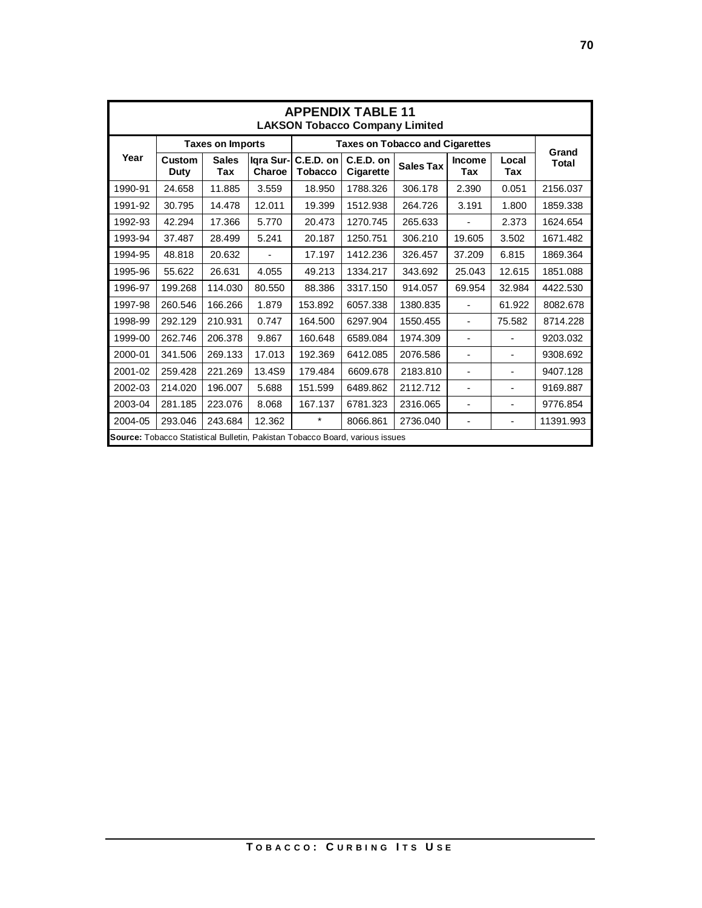## APPENDIX TABLE 11

### LAKSON Tobacco Company Limited

| Year | Taxes on Imports | | | Taxes on Tobacco and Cigarettes | | | | | Grand Total |
|---|---|---|---|---|---|---|---|---|---|
| | Custom Duty | Sales Tax | Iqra Sur-Charoe | C.E.D. on Tobacco | C.E.D. on Cigarette | Sales Tax | Income Tax | Local Tax | |
| 1990-91 | 24.658 | 11.885 | 3.559 | 18.950 | 1788.326 | 306.178 | 2.390 | 0.051 | 2156.037 |
| 1991-92 | 30.795 | 14.478 | 12.011 | 19.399 | 1512.938 | 264.726 | 3.191 | 1.800 | 1859.338 |
| 1992-93 | 42.294 | 17.366 | 5.770 | 20.473 | 1270.745 | 265.633 | - | 2.373 | 1624.654 |
| 1993-94 | 37.487 | 28.499 | 5.241 | 20.187 | 1250.751 | 306.210 | 19.605 | 3.502 | 1671.482 |
| 1994-95 | 48.818 | 20.632 | - | 17.197 | 1412.236 | 326.457 | 37.209 | 6.815 | 1869.364 |
| 1995-96 | 55.622 | 26.631 | 4.055 | 49.213 | 1334.217 | 343.692 | 25.043 | 12.615 | 1851.088 |
| 1996-97 | 199.268 | 114.030 | 80.550 | 88.386 | 3317.150 | 914.057 | 69.954 | 32.984 | 4422.530 |
| 1997-98 | 260.546 | 166.266 | 1.879 | 153.892 | 6057.338 | 1380.835 | - | 61.922 | 8082.678 |
| 1998-99 | 292.129 | 210.931 | 0.747 | 164.500 | 6297.904 | 1550.455 | - | 75.582 | 8714.228 |
| 1999-00 | 262.746 | 206.378 | 9.867 | 160.648 | 6589.084 | 1974.309 | - | - | 9203.032 |
| 2000-01 | 341.506 | 269.133 | 17.013 | 192.369 | 6412.085 | 2076.586 | - | - | 9308.692 |
| 2001-02 | 259.428 | 221.269 | 13.4S9 | 179.484 | 6609.678 | 2183.810 | - | - | 9407.128 |
| 2002-03 | 214.020 | 196.007 | 5.688 | 151.599 | 6489.862 | 2112.712 | - | - | 9169.887 |
| 2003-04 | 281.185 | 223.076 | 8.068 | 167.137 | 6781.323 | 2316.065 | - | - | 9776.854 |
| 2004-05 | 293.046 | 243.684 | 12.362 | * | 8066.861 | 2736.040 | - | - | 11391.993 |

**Source:** Tobacco Statistical Bulletin, Pakistan Tobacco Board, various issues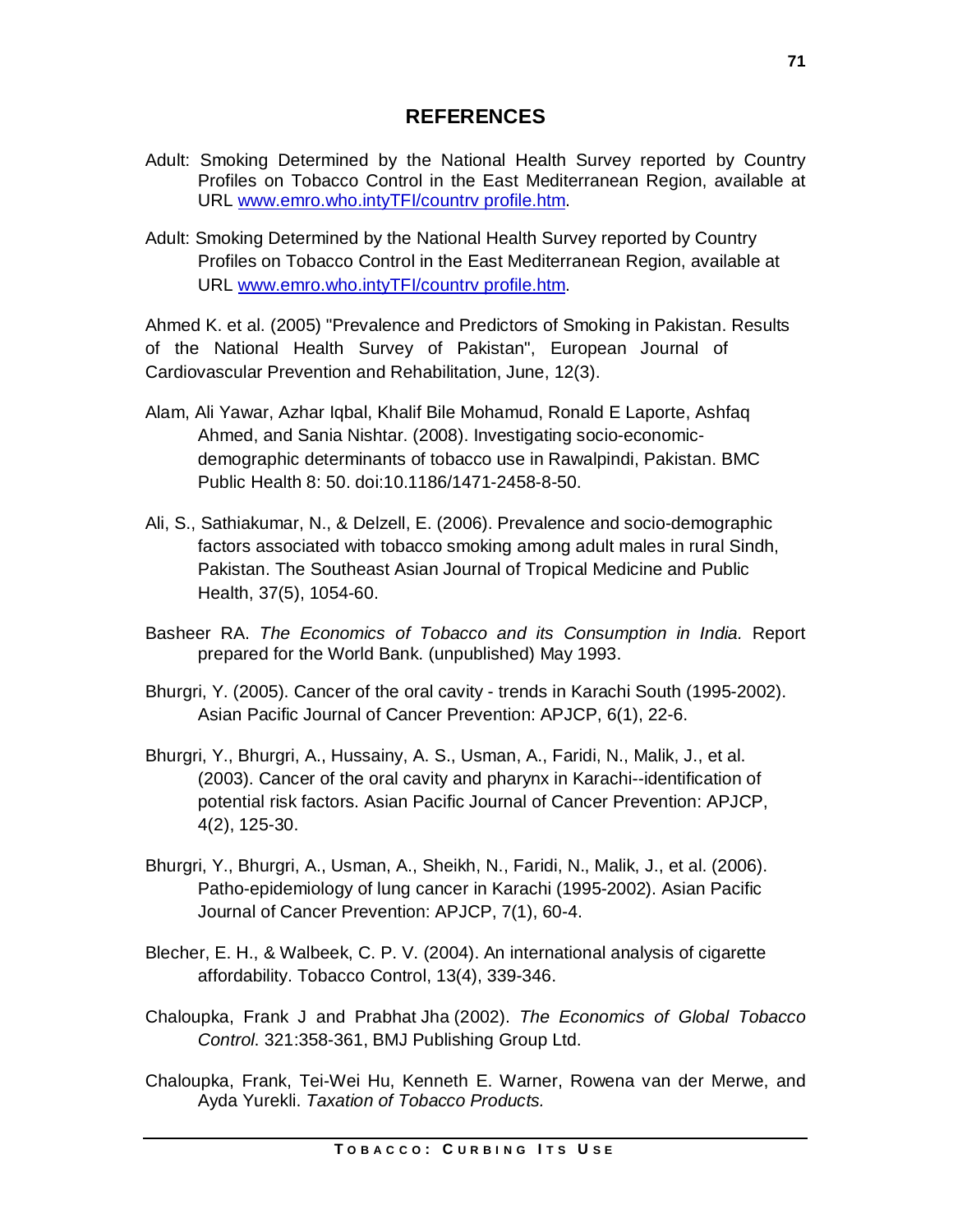# REFERENCES

Adult: Smoking Determined by the National Health Survey reported by Country Profiles on Tobacco Control in the East Mediterranean Region, available at URL www.emro.who.intyTFI/countrv profile.htm.

Adult: Smoking Determined by the National Health Survey reported by Country Profiles on Tobacco Control in the East Mediterranean Region, available at URL www.emro.who.intyTFI/countrv profile.htm.

Ahmed K. et al. (2005) "Prevalence and Predictors of Smoking in Pakistan. Results of the National Health Survey of Pakistan", European Journal of Cardiovascular Prevention and Rehabilitation, June, 12(3).

Alam, Ali Yawar, Azhar Iqbal, Khalif Bile Mohamud, Ronald E Laporte, Ashfaq Ahmed, and Sania Nishtar. (2008). Investigating socio-economic-demographic determinants of tobacco use in Rawalpindi, Pakistan. BMC Public Health 8: 50. doi:10.1186/1471-2458-8-50.

Ali, S., Sathiakumar, N., & Delzell, E. (2006). Prevalence and socio-demographic factors associated with tobacco smoking among adult males in rural Sindh, Pakistan. The Southeast Asian Journal of Tropical Medicine and Public Health, 37(5), 1054-60.

Basheer RA. *The Economics of Tobacco and its Consumption in India.* Report prepared for the World Bank. (unpublished) May 1993.

Bhurgri, Y. (2005). Cancer of the oral cavity - trends in Karachi South (1995-2002). Asian Pacific Journal of Cancer Prevention: APJCP, 6(1), 22-6.

Bhurgri, Y., Bhurgri, A., Hussainy, A. S., Usman, A., Faridi, N., Malik, J., et al. (2003). Cancer of the oral cavity and pharynx in Karachi--identification of potential risk factors. Asian Pacific Journal of Cancer Prevention: APJCP, 4(2), 125-30.

Bhurgri, Y., Bhurgri, A., Usman, A., Sheikh, N., Faridi, N., Malik, J., et al. (2006). Patho-epidemiology of lung cancer in Karachi (1995-2002). Asian Pacific Journal of Cancer Prevention: APJCP, 7(1), 60-4.

Blecher, E. H., & Walbeek, C. P. V. (2004). An international analysis of cigarette affordability. Tobacco Control, 13(4), 339-346.

Chaloupka, Frank J and Prabhat Jha (2002). *The Economics of Global Tobacco Control.* 321:358-361, BMJ Publishing Group Ltd.

Chaloupka, Frank, Tei-Wei Hu, Kenneth E. Warner, Rowena van der Merwe, and Ayda Yurekli. *Taxation of Tobacco Products.*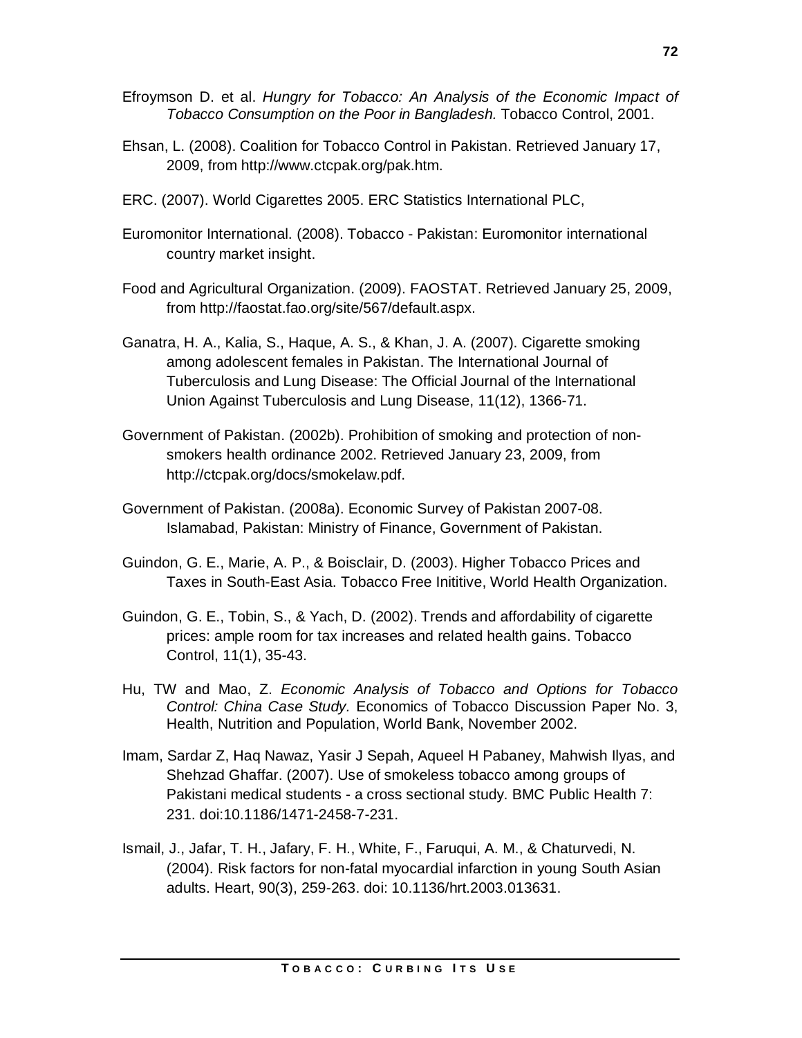Efroymson D. et al. *Hungry for Tobacco: An Analysis of the Economic Impact of Tobacco Consumption on the Poor in Bangladesh.* Tobacco Control, 2001.

Ehsan, L. (2008). Coalition for Tobacco Control in Pakistan. Retrieved January 17, 2009, from http://www.ctcpak.org/pak.htm.

ERC. (2007). World Cigarettes 2005. ERC Statistics International PLC,

Euromonitor International. (2008). Tobacco - Pakistan: Euromonitor international country market insight.

Food and Agricultural Organization. (2009). FAOSTAT. Retrieved January 25, 2009, from http://faostat.fao.org/site/567/default.aspx.

Ganatra, H. A., Kalia, S., Haque, A. S., & Khan, J. A. (2007). Cigarette smoking among adolescent females in Pakistan. The International Journal of Tuberculosis and Lung Disease: The Official Journal of the International Union Against Tuberculosis and Lung Disease, 11(12), 1366-71.

Government of Pakistan. (2002b). Prohibition of smoking and protection of non-smokers health ordinance 2002. Retrieved January 23, 2009, from http://ctcpak.org/docs/smokelaw.pdf.

Government of Pakistan. (2008a). Economic Survey of Pakistan 2007-08. Islamabad, Pakistan: Ministry of Finance, Government of Pakistan.

Guindon, G. E., Marie, A. P., & Boisclair, D. (2003). Higher Tobacco Prices and Taxes in South-East Asia. Tobacco Free Inititive, World Health Organization.

Guindon, G. E., Tobin, S., & Yach, D. (2002). Trends and affordability of cigarette prices: ample room for tax increases and related health gains. Tobacco Control, 11(1), 35-43.

Hu, TW and Mao, Z. *Economic Analysis of Tobacco and Options for Tobacco Control: China Case Study.* Economics of Tobacco Discussion Paper No. 3, Health, Nutrition and Population, World Bank, November 2002.

Imam, Sardar Z, Haq Nawaz, Yasir J Sepah, Aqueel H Pabaney, Mahwish Ilyas, and Shehzad Ghaffar. (2007). Use of smokeless tobacco among groups of Pakistani medical students - a cross sectional study. BMC Public Health 7: 231. doi:10.1186/1471-2458-7-231.

Ismail, J., Jafar, T. H., Jafary, F. H., White, F., Faruqui, A. M., & Chaturvedi, N. (2004). Risk factors for non-fatal myocardial infarction in young South Asian adults. Heart, 90(3), 259-263. doi: 10.1136/hrt.2003.013631.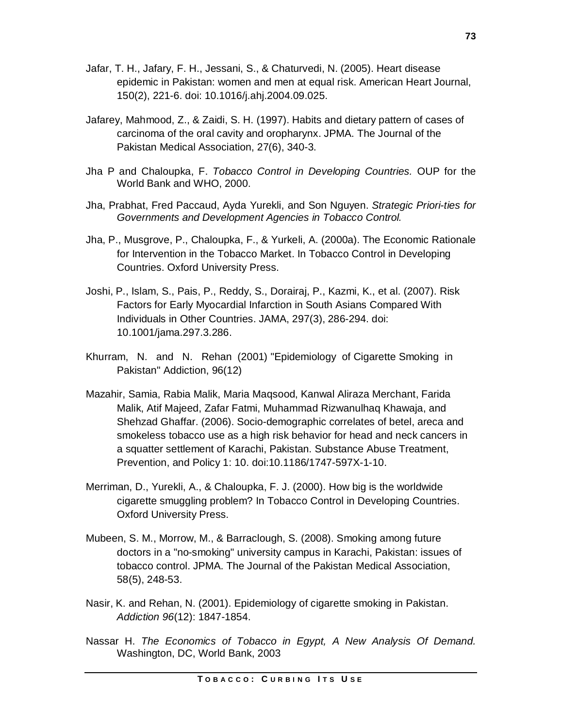Jafar, T. H., Jafary, F. H., Jessani, S., & Chaturvedi, N. (2005). Heart disease epidemic in Pakistan: women and men at equal risk. American Heart Journal, 150(2), 221-6. doi: 10.1016/j.ahj.2004.09.025.

Jafarey, Mahmood, Z., & Zaidi, S. H. (1997). Habits and dietary pattern of cases of carcinoma of the oral cavity and oropharynx. JPMA. The Journal of the Pakistan Medical Association, 27(6), 340-3.

Jha P and Chaloupka, F. *Tobacco Control in Developing Countries.* OUP for the World Bank and WHO, 2000.

Jha, Prabhat, Fred Paccaud, Ayda Yurekli, and Son Nguyen. *Strategic Priori-ties for Governments and Development Agencies in Tobacco Control.*

Jha, P., Musgrove, P., Chaloupka, F., & Yurkeli, A. (2000a). The Economic Rationale for Intervention in the Tobacco Market. In Tobacco Control in Developing Countries. Oxford University Press.

Joshi, P., Islam, S., Pais, P., Reddy, S., Dorairaj, P., Kazmi, K., et al. (2007). Risk Factors for Early Myocardial Infarction in South Asians Compared With Individuals in Other Countries. JAMA, 297(3), 286-294. doi: 10.1001/jama.297.3.286.

Khurram, N. and N. Rehan (2001) "Epidemiology of Cigarette Smoking in Pakistan" Addiction, 96(12)

Mazahir, Samia, Rabia Malik, Maria Maqsood, Kanwal Aliraza Merchant, Farida Malik, Atif Majeed, Zafar Fatmi, Muhammad Rizwanulhaq Khawaja, and Shehzad Ghaffar. (2006). Socio-demographic correlates of betel, areca and smokeless tobacco use as a high risk behavior for head and neck cancers in a squatter settlement of Karachi, Pakistan. Substance Abuse Treatment, Prevention, and Policy 1: 10. doi:10.1186/1747-597X-1-10.

Merriman, D., Yurekli, A., & Chaloupka, F. J. (2000). How big is the worldwide cigarette smuggling problem? In Tobacco Control in Developing Countries. Oxford University Press.

Mubeen, S. M., Morrow, M., & Barraclough, S. (2008). Smoking among future doctors in a "no-smoking" university campus in Karachi, Pakistan: issues of tobacco control. JPMA. The Journal of the Pakistan Medical Association, 58(5), 248-53.

Nasir, K. and Rehan, N. (2001). Epidemiology of cigarette smoking in Pakistan. *Addiction 96*(12): 1847-1854.

Nassar H. *The Economics of Tobacco in Egypt, A New Analysis Of Demand.* Washington, DC, World Bank, 2003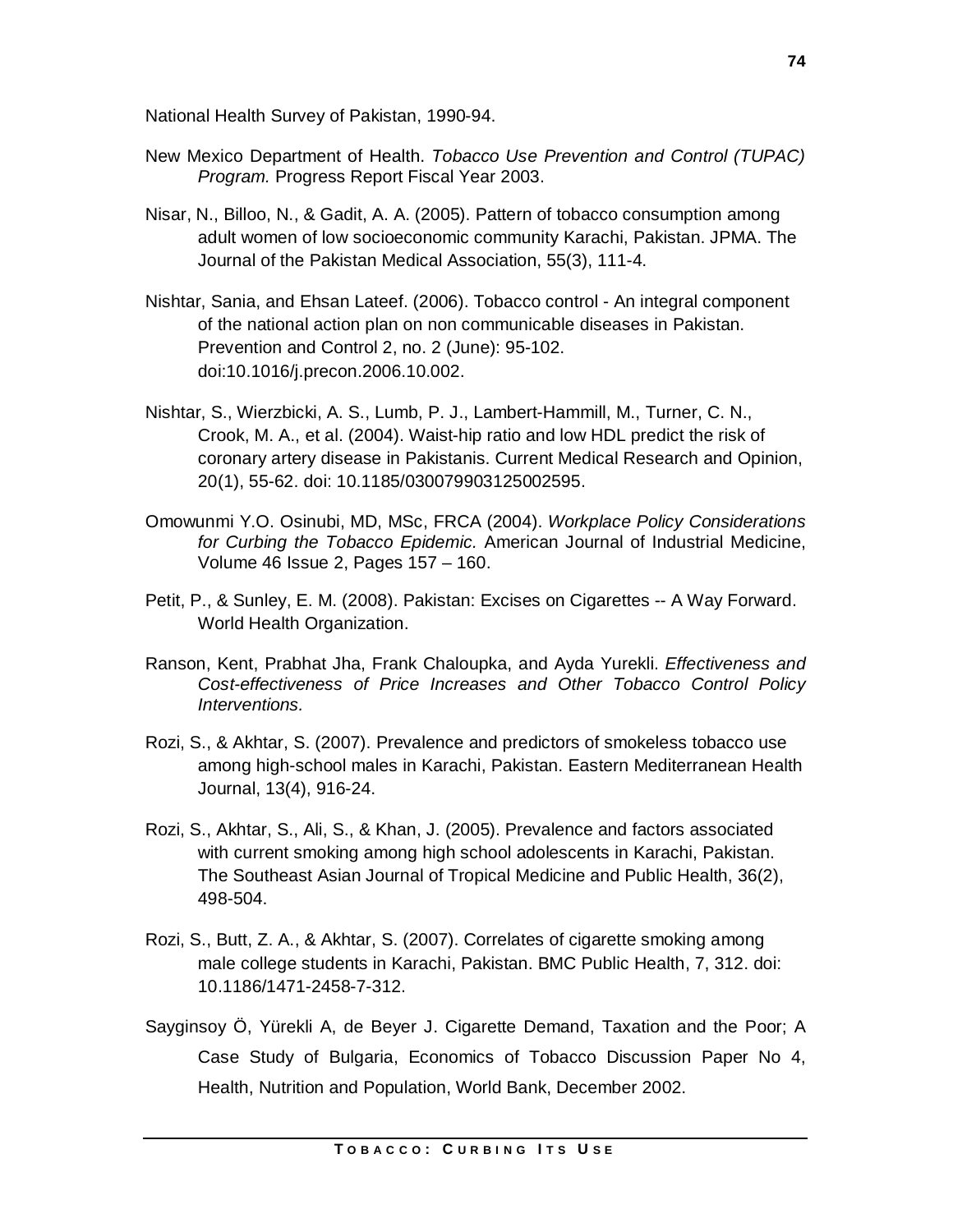National Health Survey of Pakistan, 1990-94.

New Mexico Department of Health. *Tobacco Use Prevention and Control (TUPAC) Program.* Progress Report Fiscal Year 2003.

Nisar, N., Billoo, N., & Gadit, A. A. (2005). Pattern of tobacco consumption among adult women of low socioeconomic community Karachi, Pakistan. JPMA. The Journal of the Pakistan Medical Association, 55(3), 111-4.

Nishtar, Sania, and Ehsan Lateef. (2006). Tobacco control - An integral component of the national action plan on non communicable diseases in Pakistan. Prevention and Control 2, no. 2 (June): 95-102. doi:10.1016/j.precon.2006.10.002.

Nishtar, S., Wierzbicki, A. S., Lumb, P. J., Lambert-Hammill, M., Turner, C. N., Crook, M. A., et al. (2004). Waist-hip ratio and low HDL predict the risk of coronary artery disease in Pakistanis. Current Medical Research and Opinion, 20(1), 55-62. doi: 10.1185/030079903125002595.

Omowunmi Y.O. Osinubi, MD, MSc, FRCA (2004). *Workplace Policy Considerations for Curbing the Tobacco Epidemic.* American Journal of Industrial Medicine, Volume 46 Issue 2, Pages 157 – 160.

Petit, P., & Sunley, E. M. (2008). Pakistan: Excises on Cigarettes -- A Way Forward. World Health Organization.

Ranson, Kent, Prabhat Jha, Frank Chaloupka, and Ayda Yurekli. *Effectiveness and Cost-effectiveness of Price Increases and Other Tobacco Control Policy Interventions.*

Rozi, S., & Akhtar, S. (2007). Prevalence and predictors of smokeless tobacco use among high-school males in Karachi, Pakistan. Eastern Mediterranean Health Journal, 13(4), 916-24.

Rozi, S., Akhtar, S., Ali, S., & Khan, J. (2005). Prevalence and factors associated with current smoking among high school adolescents in Karachi, Pakistan. The Southeast Asian Journal of Tropical Medicine and Public Health, 36(2), 498-504.

Rozi, S., Butt, Z. A., & Akhtar, S. (2007). Correlates of cigarette smoking among male college students in Karachi, Pakistan. BMC Public Health, 7, 312. doi: 10.1186/1471-2458-7-312.

Sayginsoy Ö, Yürekli A, de Beyer J. Cigarette Demand, Taxation and the Poor; A Case Study of Bulgaria, Economics of Tobacco Discussion Paper No 4, Health, Nutrition and Population, World Bank, December 2002.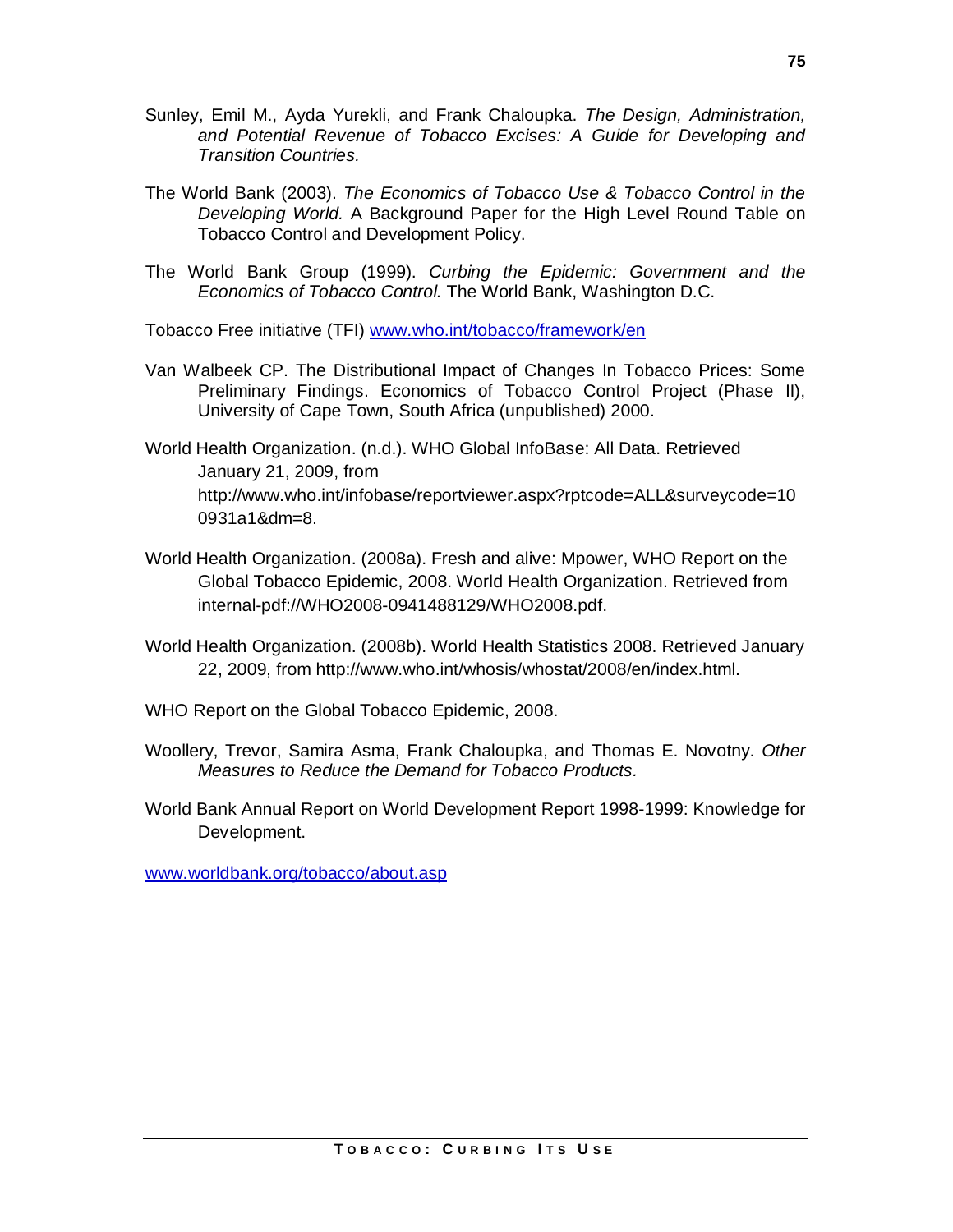Sunley, Emil M., Ayda Yurekli, and Frank Chaloupka. *The Design, Administration, and Potential Revenue of Tobacco Excises: A Guide for Developing and Transition Countries.*

The World Bank (2003). *The Economics of Tobacco Use & Tobacco Control in the Developing World.* A Background Paper for the High Level Round Table on Tobacco Control and Development Policy.

The World Bank Group (1999). *Curbing the Epidemic: Government and the Economics of Tobacco Control.* The World Bank, Washington D.C.

Tobacco Free initiative (TFI) [www.who.int/tobacco/framework/en](http://www.who.int/tobacco/framework/en)

Van Walbeek CP. The Distributional Impact of Changes In Tobacco Prices: Some Preliminary Findings. Economics of Tobacco Control Project (Phase II), University of Cape Town, South Africa (unpublished) 2000.

World Health Organization. (n.d.). WHO Global InfoBase: All Data. Retrieved January 21, 2009, from http://www.who.int/infobase/reportviewer.aspx?rptcode=ALL&surveycode=100931a1&dm=8.

World Health Organization. (2008a). Fresh and alive: Mpower, WHO Report on the Global Tobacco Epidemic, 2008. World Health Organization. Retrieved from internal-pdf://WHO2008-0941488129/WHO2008.pdf.

World Health Organization. (2008b). World Health Statistics 2008. Retrieved January 22, 2009, from http://www.who.int/whosis/whostat/2008/en/index.html.

WHO Report on the Global Tobacco Epidemic, 2008.

Woollery, Trevor, Samira Asma, Frank Chaloupka, and Thomas E. Novotny. *Other Measures to Reduce the Demand for Tobacco Products.*

World Bank Annual Report on World Development Report 1998-1999: Knowledge for Development.

[www.worldbank.org/tobacco/about.asp](http://www.worldbank.org/tobacco/about.asp)